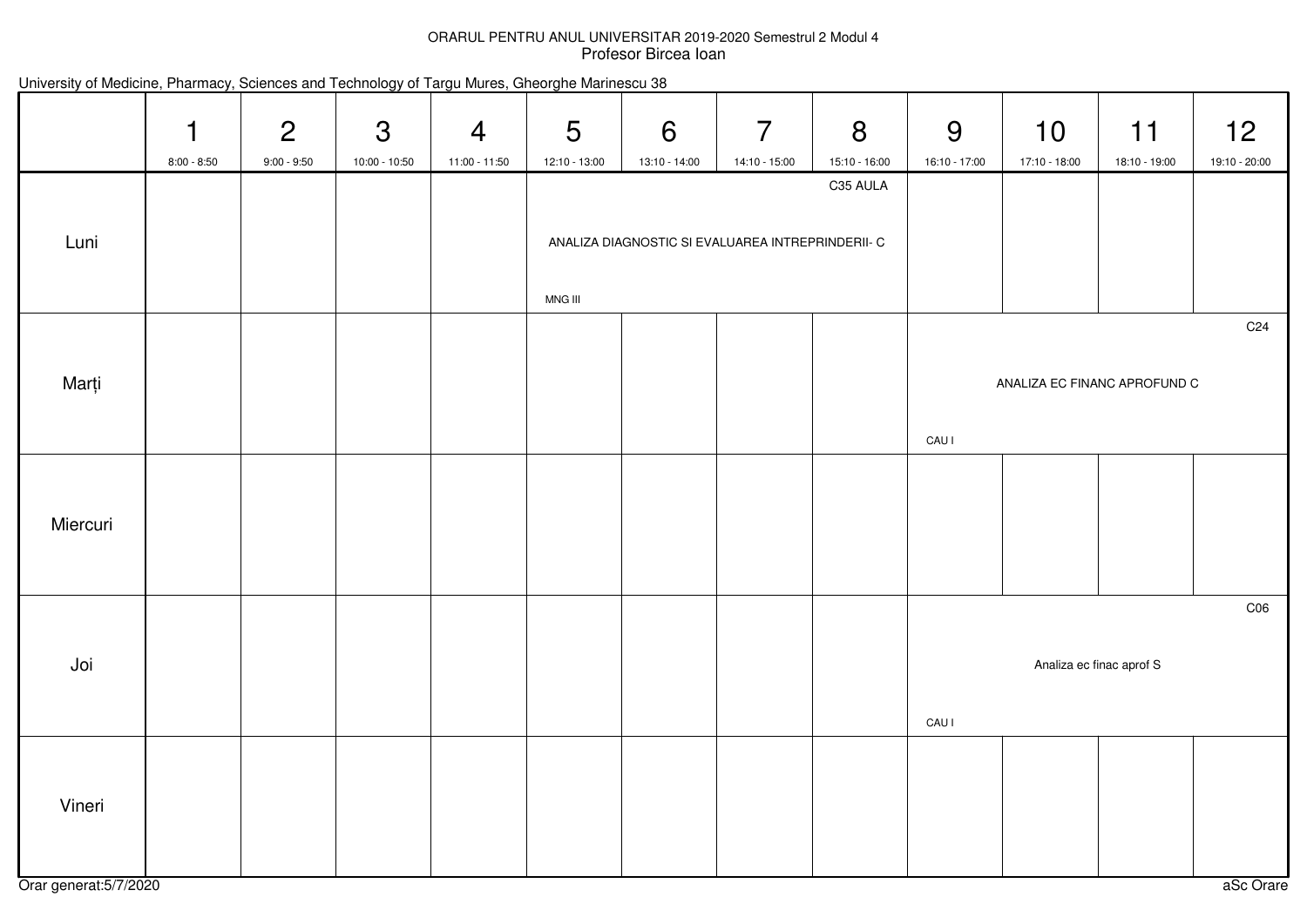# ORARUL PENTRU ANUL UNIVERSITAR 2019-2020 Semestrul 2 Modul 4

## Profesor Bircea Ioan

University of Medicine, Pharmacy, Sciences and Technology of Targu Mures, Gheorghe Marinescu 38

| | 1<br>8:00 - 8:50 | 2<br>9:00 - 9:50 | 3<br>10:00 - 10:50 | 4<br>11:00 - 11:50 | 5<br>12:10 - 13:00 | 6<br>13:10 - 14:00 | 7<br>14:10 - 15:00 | 8<br>15:10 - 16:00 | 9<br>16:10 - 17:00 | 10<br>17:10 - 18:00 | 11<br>18:10 - 19:00 | 12<br>19:10 - 20:00 |
|---|---|---|---|---|---|---|---|---|---|---|---|---|
| Luni | | | | | C35 AULA<br>ANALIZA DIAGNOSTIC SI EVALUAREA INTREPRINDERII- C<br>MNG III | | | | | | | |
| Marți | | | | | | | | | C24<br>ANALIZA EC FINANC APROFUND C<br>CAU I | | | |
| Miercuri | | | | | | | | | | | | |
| Joi | | | | | | | | | C06<br>Analiza ec finac aprof S<br>CAU I | | | |
| Vineri | | | | | | | | | | | | |

Orar generat:5/7/2020

aSc Orare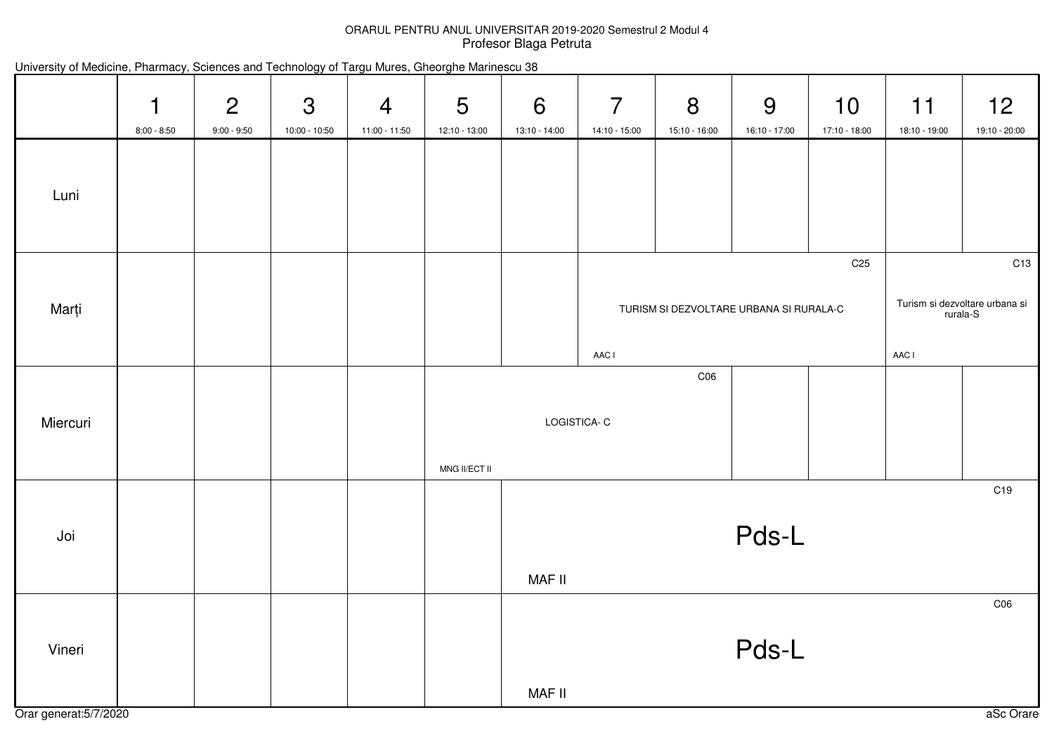ORARUL PENTRU ANUL UNIVERSITAR 2019-2020 Semestrul 2 Modul 4

Profesor Blaga Petruta

University of Medicine, Pharmacy, Sciences and Technology of Targu Mures, Gheorghe Marinescu 38

| | 1<br>8:00 - 8:50 | 2<br>9:00 - 9:50 | 3<br>10:00 - 10:50 | 4<br>11:00 - 11:50 | 5<br>12:10 - 13:00 | 6<br>13:10 - 14:00 | 7<br>14:10 - 15:00 | 8<br>15:10 - 16:00 | 9<br>16:10 - 17:00 | 10<br>17:10 - 18:00 | 11<br>18:10 - 19:00 | 12<br>19:10 - 20:00 |
|---|---|---|---|---|---|---|---|---|---|---|---|---|
| Luni | | | | | | | | | | | | |
| Marți | | | | | | | TURISM SI DEZVOLTARE URBANA SI RURALA-C<br>AAC I<br>C25 | | | | Turism si dezvoltare urbana si rurala-S<br>AAC I<br>C13 | |
| Miercuri | | | | | LOGISTICA- C<br>MNG II/ECT II<br>C06 | | | | | | | |
| Joi | | | | | | Pds-L<br>MAF II<br>C19 | | | | | | |
| Vineri | | | | | | Pds-L<br>MAF II<br>C06 | | | | | | |

Orar generat:5/7/2020

aSc Orare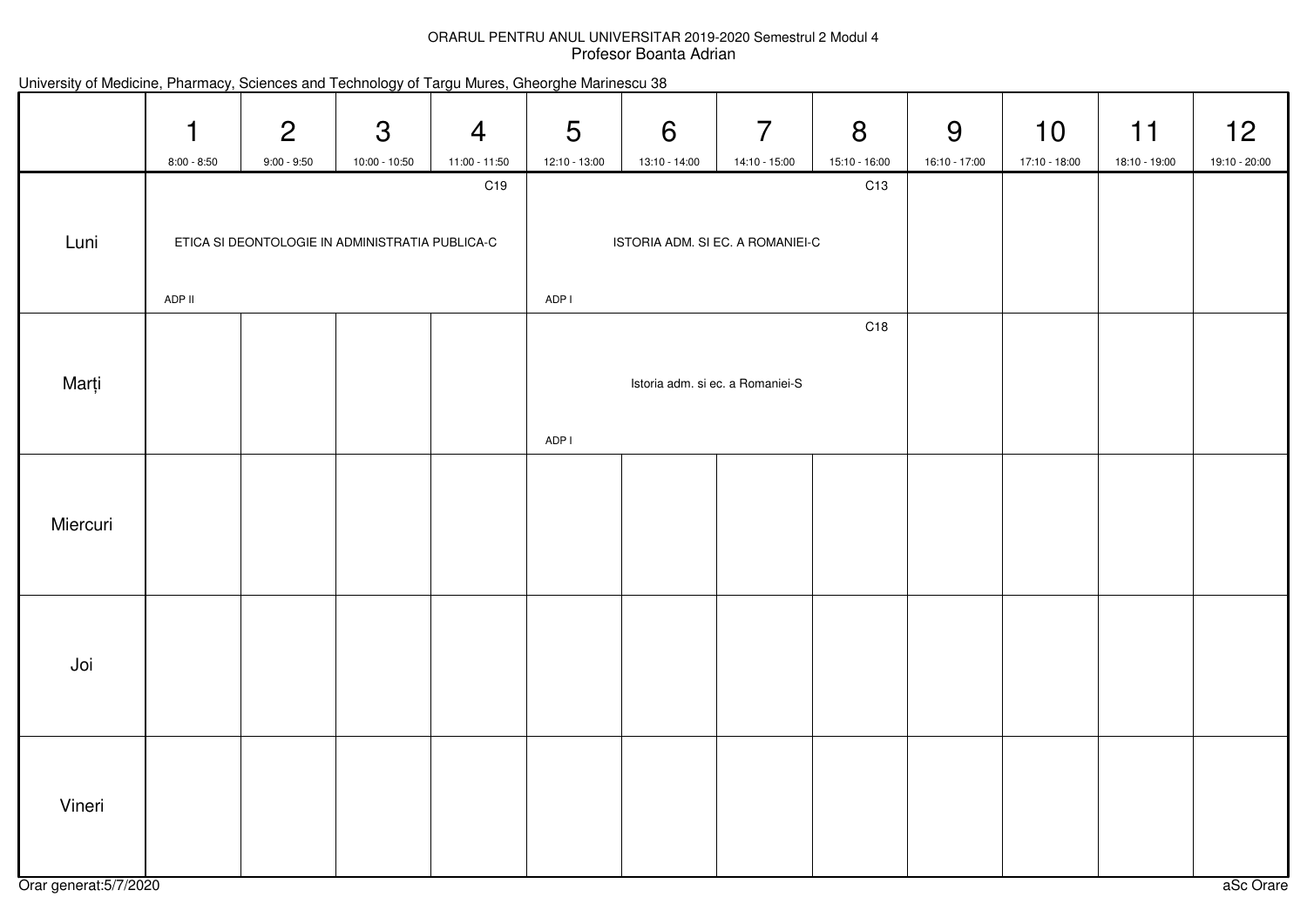ORARUL PENTRU ANUL UNIVERSITAR 2019-2020 Semestrul 2 Modul 4
Profesor Boanta Adrian

University of Medicine, Pharmacy, Sciences and Technology of Targu Mures, Gheorghe Marinescu 38

| | 1<br>8:00 - 8:50 | 2<br>9:00 - 9:50 | 3<br>10:00 - 10:50 | 4<br>11:00 - 11:50 | 5<br>12:10 - 13:00 | 6<br>13:10 - 14:00 | 7<br>14:10 - 15:00 | 8<br>15:10 - 16:00 | 9<br>16:10 - 17:00 | 10<br>17:10 - 18:00 | 11<br>18:10 - 19:00 | 12<br>19:10 - 20:00 |
|---|---|---|---|---|---|---|---|---|---|---|---|---|
| Luni | C19<br>ETICA SI DEONTOLOGIE IN ADMINISTRATIA PUBLICA-C<br>ADP II | | | | C13<br>ISTORIA ADM. SI EC. A ROMANIEI-C<br>ADP I | | | | | | | |
| Marți | | | | | C18<br>Istoria adm. si ec. a Romaniei-S<br>ADP I | | | | | | | |
| Miercuri | | | | | | | | | | | | |
| Joi | | | | | | | | | | | | |
| Vineri | | | | | | | | | | | | |

Orar generat:5/7/2020

aSc Orare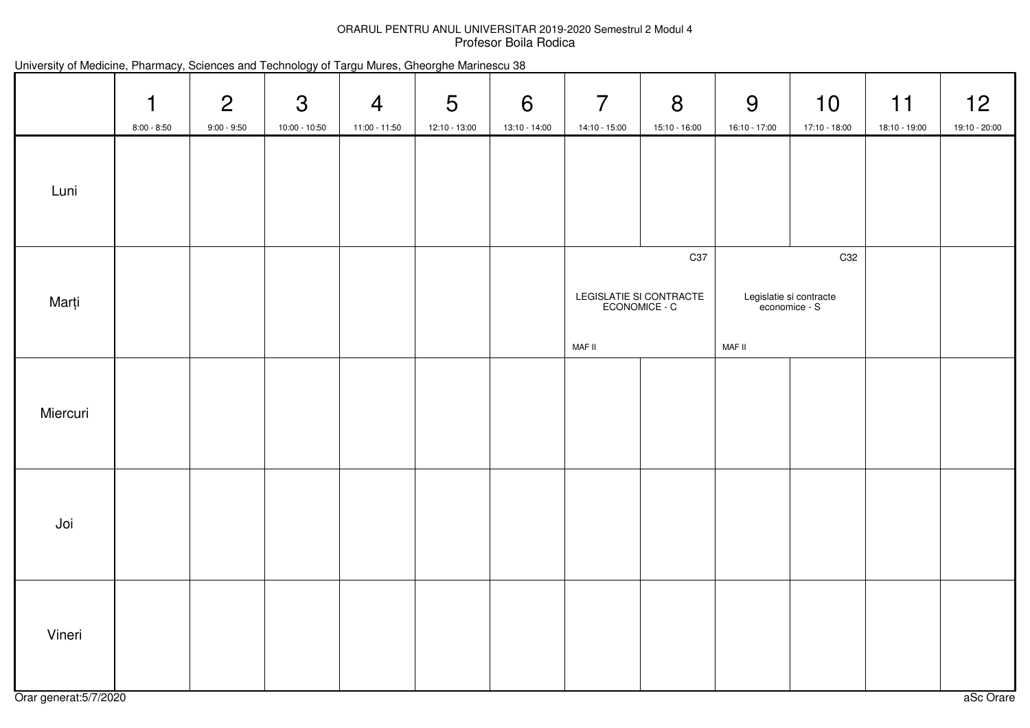ORARUL PENTRU ANUL UNIVERSITAR 2019-2020 Semestrul 2 Modul 4
Profesor Boila Rodica

University of Medicine, Pharmacy, Sciences and Technology of Targu Mures, Gheorghe Marinescu 38

| | 1<br>8:00 - 8:50 | 2<br>9:00 - 9:50 | 3<br>10:00 - 10:50 | 4<br>11:00 - 11:50 | 5<br>12:10 - 13:00 | 6<br>13:10 - 14:00 | 7<br>14:10 - 15:00 | 8<br>15:10 - 16:00 | 9<br>16:10 - 17:00 | 10<br>17:10 - 18:00 | 11<br>18:10 - 19:00 | 12<br>19:10 - 20:00 |
|---|---|---|---|---|---|---|---|---|---|---|---|---|
| Luni | | | | | | | | | | | | |
| Marți | | | | | | | C37 LEGISLATIE SI CONTRACTE ECONOMICE - C MAF II | | C32 Legislatie si contracte economice - S MAF II | | | |
| Miercuri | | | | | | | | | | | | |
| Joi | | | | | | | | | | | | |
| Vineri | | | | | | | | | | | | |

Orar generat:5/7/2020

aSc Orare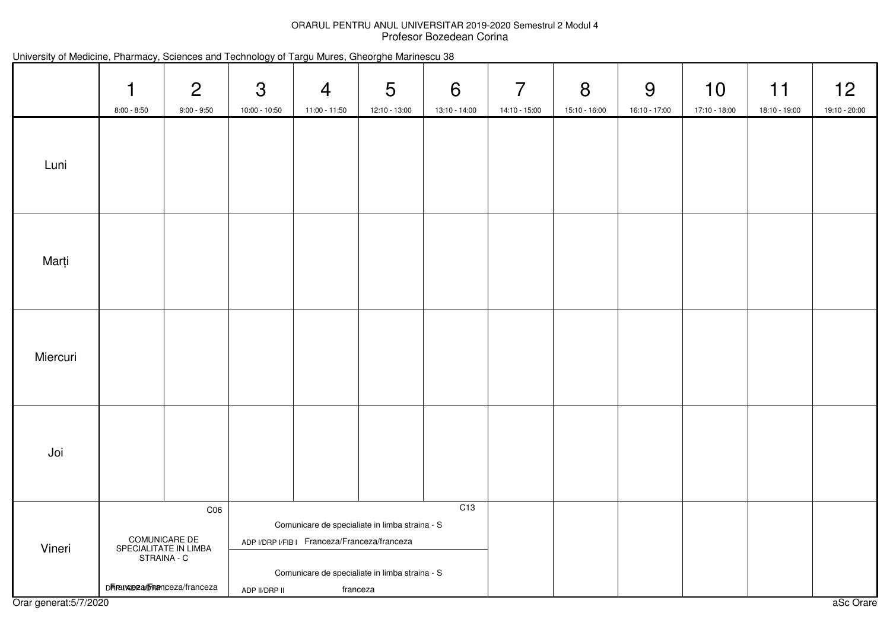ORARUL PENTRU ANUL UNIVERSITAR 2019-2020 Semestrul 2 Modul 4
Profesor Bozedean Corina

University of Medicine, Pharmacy, Sciences and Technology of Targu Mures, Gheorghe Marinescu 38

| | 1<br>8:00 - 8:50 | 2<br>9:00 - 9:50 | 3<br>10:00 - 10:50 | 4<br>11:00 - 11:50 | 5<br>12:10 - 13:00 | 6<br>13:10 - 14:00 | 7<br>14:10 - 15:00 | 8<br>15:10 - 16:00 | 9<br>16:10 - 17:00 | 10<br>17:10 - 18:00 | 11<br>18:10 - 19:00 | 12<br>19:10 - 20:00 |
|---|---|---|---|---|---|---|---|---|---|---|---|---|
| Luni | | | | | | | | | | | | |
| Marți | | | | | | | | | | | | |
| Miercuri | | | | | | | | | | | | |
| Joi | | | | | | | | | | | | |
| Vineri | C06 COMUNICARE DE SPECIALITATE IN LIMBA STRAINA - C DRP II/ADP I/DRP I Franceza/Franceza/franceza | | C13 Comunicare de specialiate in limba straina - S ADP I/DRP I/FIB I Franceza/Franceza/franceza; Comunicare de specialiate in limba straina - S ADP II/DRP II franceza | | | | | | | | | |

Orar generat:5/7/2020

aSc Orare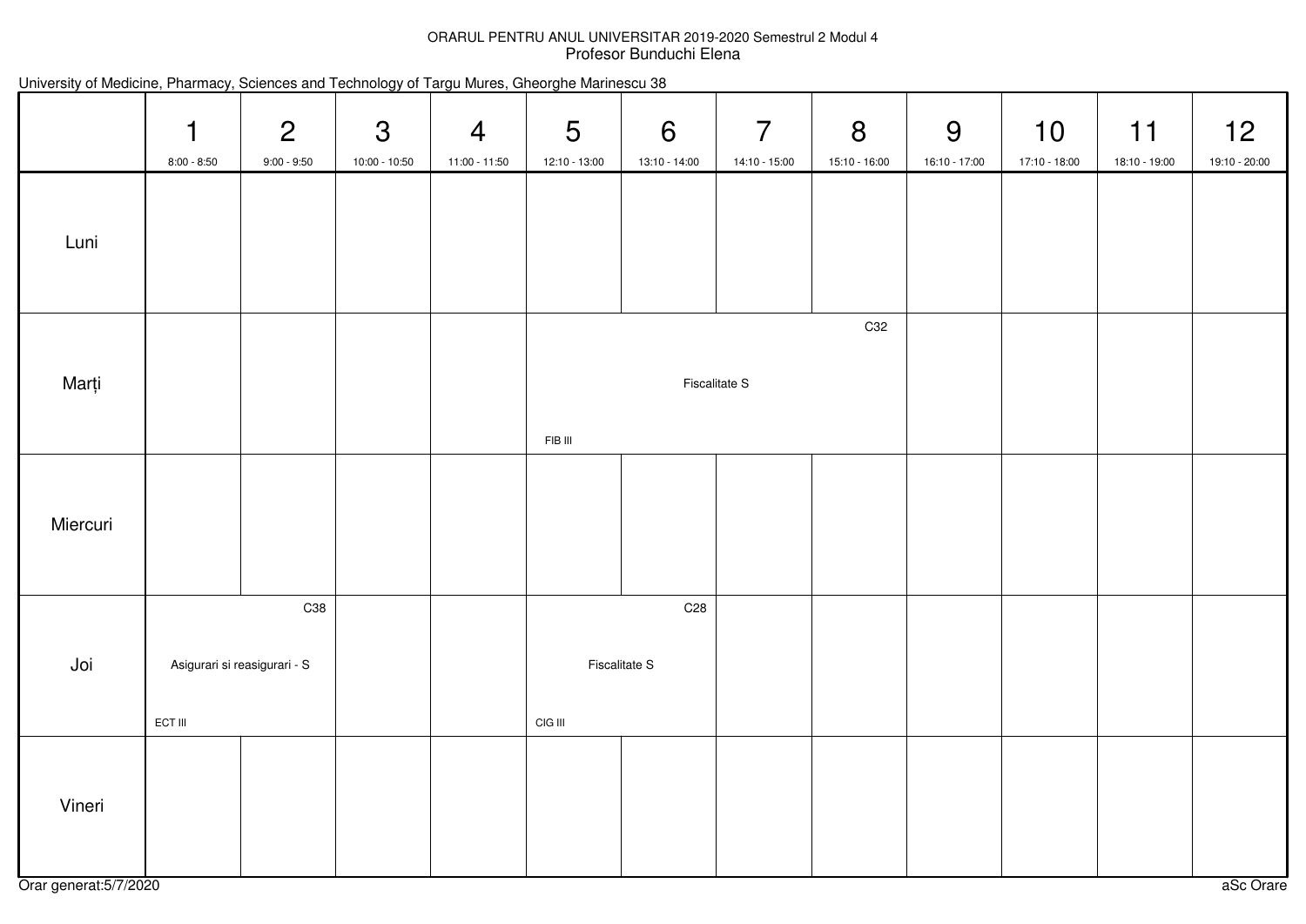ORARUL PENTRU ANUL UNIVERSITAR 2019-2020 Semestrul 2 Modul 4

Profesor Bunduchi Elena

University of Medicine, Pharmacy, Sciences and Technology of Targu Mures, Gheorghe Marinescu 38

| | 1<br>8:00 - 8:50 | 2<br>9:00 - 9:50 | 3<br>10:00 - 10:50 | 4<br>11:00 - 11:50 | 5<br>12:10 - 13:00 | 6<br>13:10 - 14:00 | 7<br>14:10 - 15:00 | 8<br>15:10 - 16:00 | 9<br>16:10 - 17:00 | 10<br>17:10 - 18:00 | 11<br>18:10 - 19:00 | 12<br>19:10 - 20:00 |
|---|---|---|---|---|---|---|---|---|---|---|---|---|
| Luni | | | | | | | | | | | | |
| Marți | | | | | Fiscalitate S<br>C32<br>FIB III | | | | | | | |
| Miercuri | | | | | | | | | | | | |
| Joi | Asigurari si reasigurari - S<br>C38<br>ECT III | | | | Fiscalitate S<br>C28<br>CIG III | | | | | | | |
| Vineri | | | | | | | | | | | | |

Orar generat:5/7/2020

aSc Orare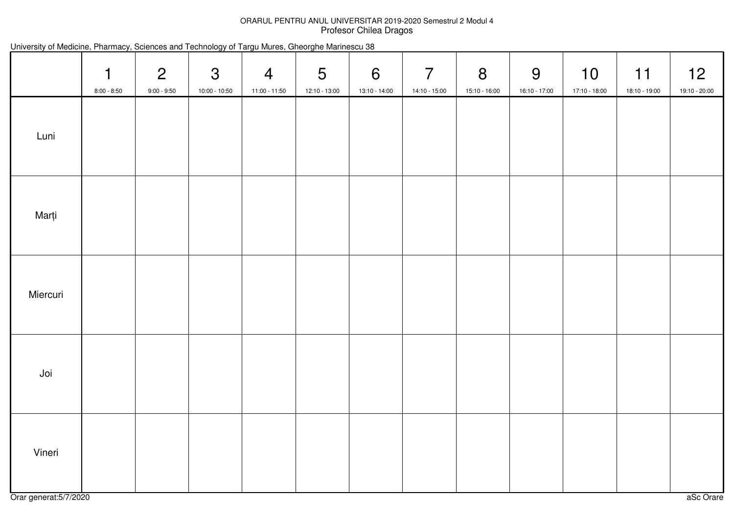ORARUL PENTRU ANUL UNIVERSITAR 2019-2020 Semestrul 2 Modul 4

Profesor Chilea Dragos

University of Medicine, Pharmacy, Sciences and Technology of Targu Mures, Gheorghe Marinescu 38

| | 1<br>8:00 - 8:50 | 2<br>9:00 - 9:50 | 3<br>10:00 - 10:50 | 4<br>11:00 - 11:50 | 5<br>12:10 - 13:00 | 6<br>13:10 - 14:00 | 7<br>14:10 - 15:00 | 8<br>15:10 - 16:00 | 9<br>16:10 - 17:00 | 10<br>17:10 - 18:00 | 11<br>18:10 - 19:00 | 12<br>19:10 - 20:00 |
|---|---|---|---|---|---|---|---|---|---|---|---|---|
| Luni | | | | | | | | | | | | |
| Marți | | | | | | | | | | | | |
| Miercuri | | | | | | | | | | | | |
| Joi | | | | | | | | | | | | |
| Vineri | | | | | | | | | | | | |

Orar generat:5/7/2020

aSc Orare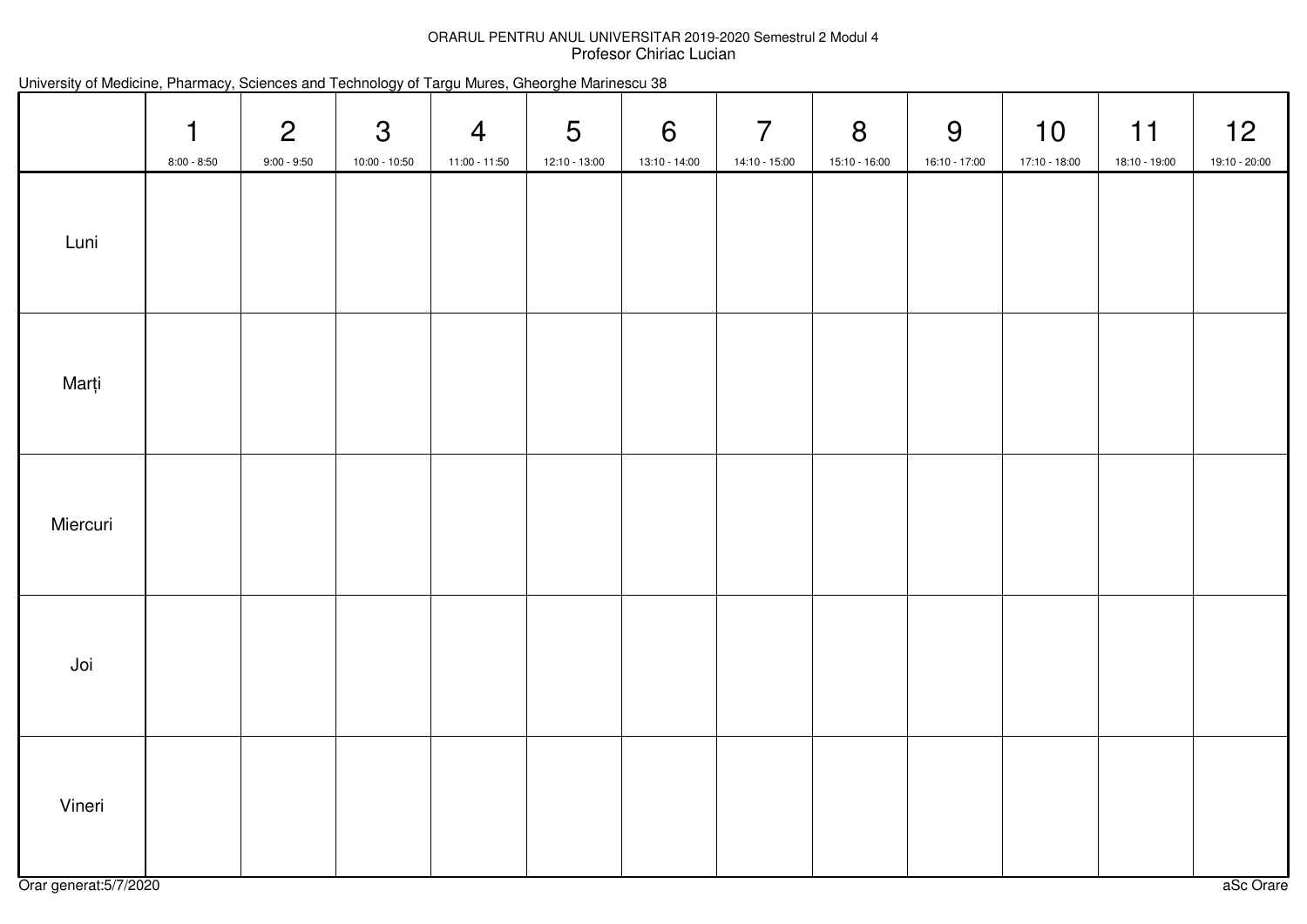ORARUL PENTRU ANUL UNIVERSITAR 2019-2020 Semestrul 2 Modul 4
Profesor Chiriac Lucian

University of Medicine, Pharmacy, Sciences and Technology of Targu Mures, Gheorghe Marinescu 38

| | 1<br>8:00 - 8:50 | 2<br>9:00 - 9:50 | 3<br>10:00 - 10:50 | 4<br>11:00 - 11:50 | 5<br>12:10 - 13:00 | 6<br>13:10 - 14:00 | 7<br>14:10 - 15:00 | 8<br>15:10 - 16:00 | 9<br>16:10 - 17:00 | 10<br>17:10 - 18:00 | 11<br>18:10 - 19:00 | 12<br>19:10 - 20:00 |
|---|---|---|---|---|---|---|---|---|---|---|---|---|
| Luni | | | | | | | | | | | | |
| Marți | | | | | | | | | | | | |
| Miercuri | | | | | | | | | | | | |
| Joi | | | | | | | | | | | | |
| Vineri | | | | | | | | | | | | |

Orar generat:5/7/2020

aSc Orare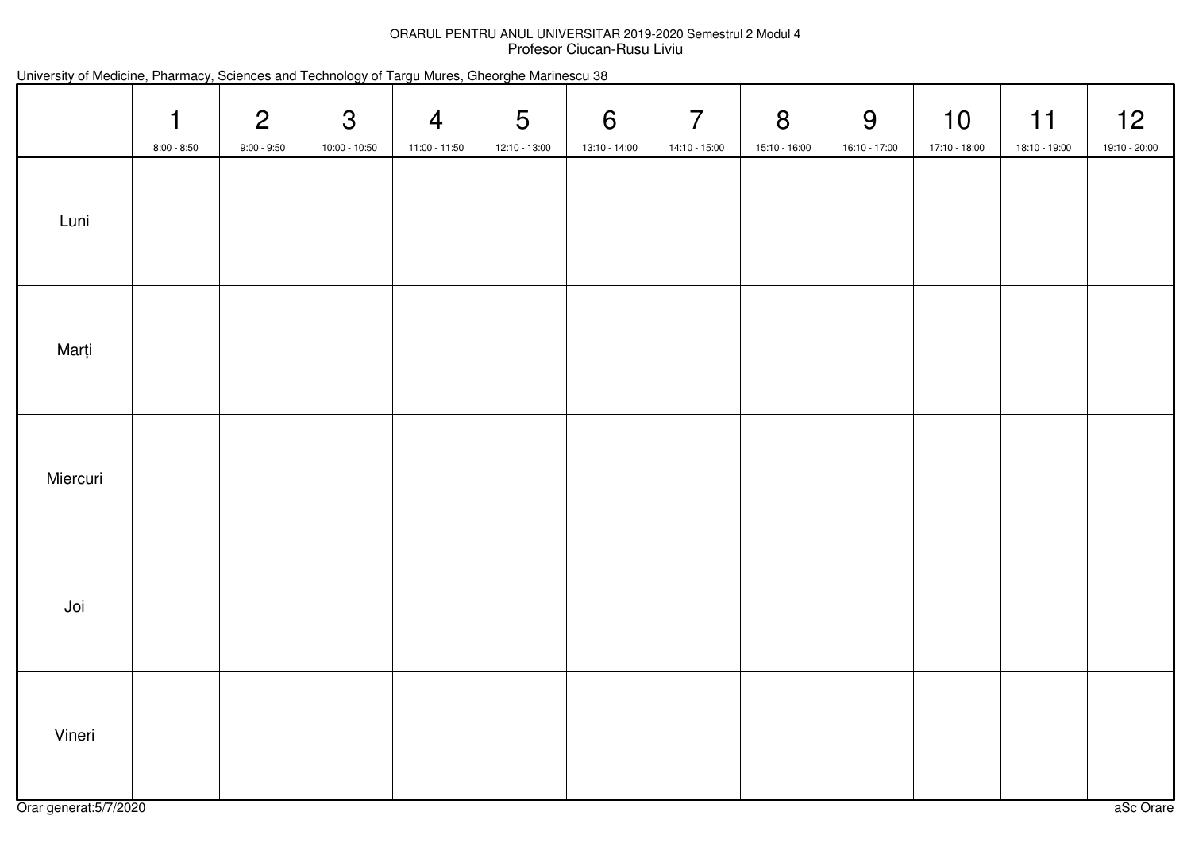ORARUL PENTRU ANUL UNIVERSITAR 2019-2020 Semestrul 2 Modul 4
Profesor Ciucan-Rusu Liviu

University of Medicine, Pharmacy, Sciences and Technology of Targu Mures, Gheorghe Marinescu 38

| | 1<br>8:00 - 8:50 | 2<br>9:00 - 9:50 | 3<br>10:00 - 10:50 | 4<br>11:00 - 11:50 | 5<br>12:10 - 13:00 | 6<br>13:10 - 14:00 | 7<br>14:10 - 15:00 | 8<br>15:10 - 16:00 | 9<br>16:10 - 17:00 | 10<br>17:10 - 18:00 | 11<br>18:10 - 19:00 | 12<br>19:10 - 20:00 |
|---|---|---|---|---|---|---|---|---|---|---|---|---|
| Luni | | | | | | | | | | | | |
| Marți | | | | | | | | | | | | |
| Miercuri | | | | | | | | | | | | |
| Joi | | | | | | | | | | | | |
| Vineri | | | | | | | | | | | | |

Orar generat:5/7/2020

aSc Orare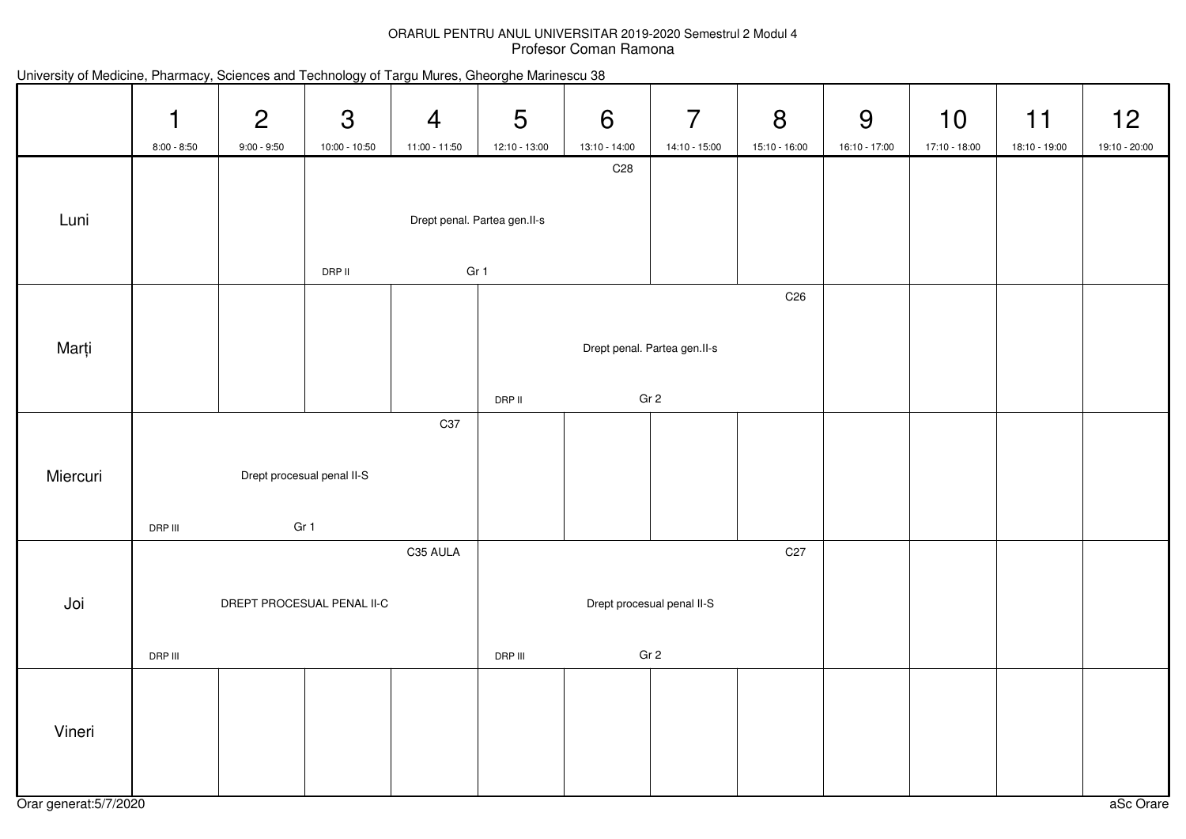ORARUL PENTRU ANUL UNIVERSITAR 2019-2020 Semestrul 2 Modul 4
Profesor Coman Ramona

University of Medicine, Pharmacy, Sciences and Technology of Targu Mures, Gheorghe Marinescu 38

| | 1<br>8:00 - 8:50 | 2<br>9:00 - 9:50 | 3<br>10:00 - 10:50 | 4<br>11:00 - 11:50 | 5<br>12:10 - 13:00 | 6<br>13:10 - 14:00 | 7<br>14:10 - 15:00 | 8<br>15:10 - 16:00 | 9<br>16:10 - 17:00 | 10<br>17:10 - 18:00 | 11<br>18:10 - 19:00 | 12<br>19:10 - 20:00 |
|---|---|---|---|---|---|---|---|---|---|---|---|---|
| Luni | | | Drept penal. Partea gen.II-s<br>DRP II, Gr 1, C28 | | | | | | | | | |
| Marți | | | | | Drept penal. Partea gen.II-s<br>DRP II, Gr 2, C26 | | | | | | | |
| Miercuri | Drept procesual penal II-S<br>DRP III, Gr 1, C37 | | | | | | | | | | | |
| Joi | DREPT PROCESUAL PENAL II-C<br>DRP III, C35 AULA | | | | Drept procesual penal II-S<br>DRP III, Gr 2, C27 | | | | | | | |
| Vineri | | | | | | | | | | | | |

Orar generat:5/7/2020

aSc Orare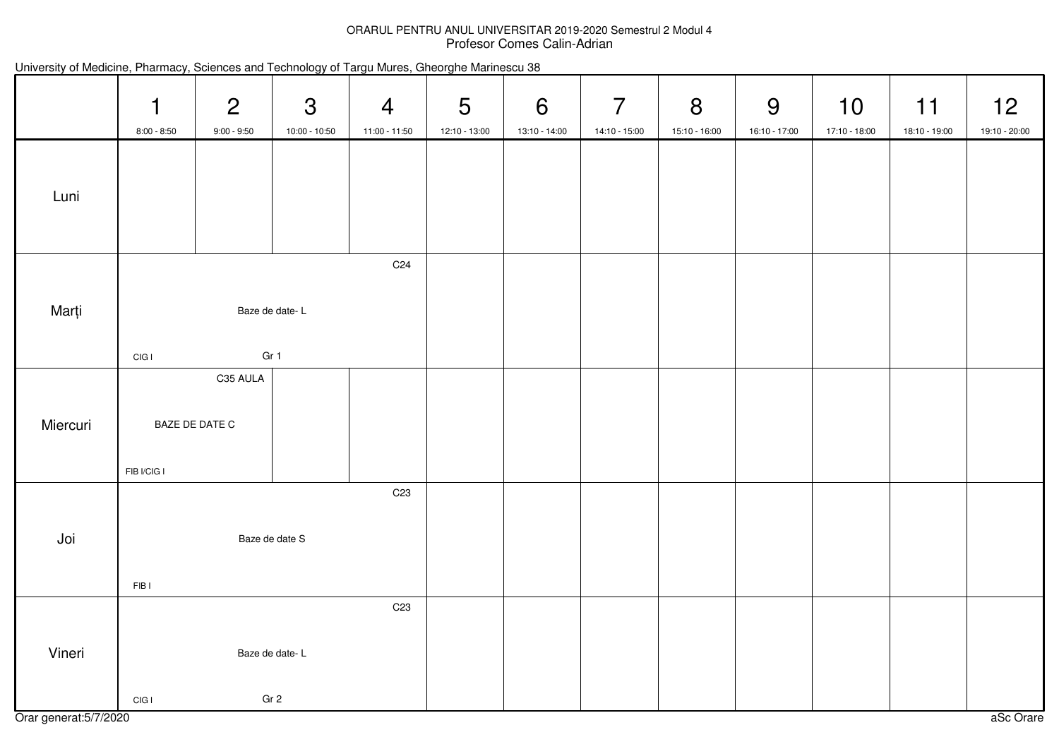ORARUL PENTRU ANUL UNIVERSITAR 2019-2020 Semestrul 2 Modul 4
Profesor Comes Calin-Adrian

University of Medicine, Pharmacy, Sciences and Technology of Targu Mures, Gheorghe Marinescu 38

| | 1<br>8:00 - 8:50 | 2<br>9:00 - 9:50 | 3<br>10:00 - 10:50 | 4<br>11:00 - 11:50 | 5<br>12:10 - 13:00 | 6<br>13:10 - 14:00 | 7<br>14:10 - 15:00 | 8<br>15:10 - 16:00 | 9<br>16:10 - 17:00 | 10<br>17:10 - 18:00 | 11<br>18:10 - 19:00 | 12<br>19:10 - 20:00 |
|---|---|---|---|---|---|---|---|---|---|---|---|---|
| Luni | | | | | | | | | | | | |
| Marți | C24<br>Baze de date- L<br>CIG I Gr 1 | | | | | | | | | | | |
| Miercuri | C35 AULA<br>BAZE DE DATE C<br>FIB I/CIG I | | | | | | | | | | | |
| Joi | C23<br>Baze de date S<br>FIB I | | | | | | | | | | | |
| Vineri | C23<br>Baze de date- L<br>CIG I Gr 2 | | | | | | | | | | | |

Orar generat:5/7/2020

aSc Orare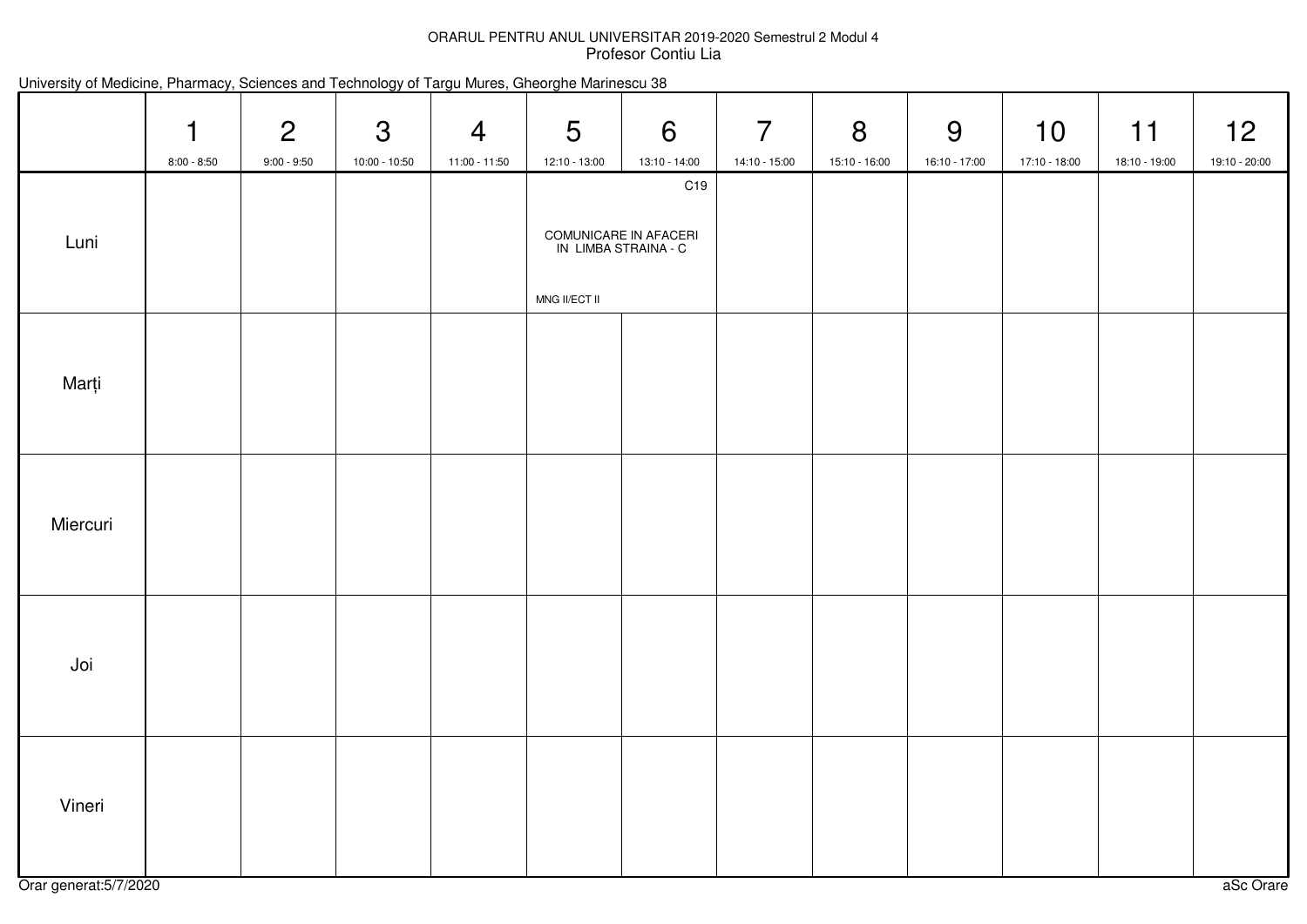ORARUL PENTRU ANUL UNIVERSITAR 2019-2020 Semestrul 2 Modul 4

Profesor Contiu Lia

University of Medicine, Pharmacy, Sciences and Technology of Targu Mures, Gheorghe Marinescu 38

| | 1<br>8:00 - 8:50 | 2<br>9:00 - 9:50 | 3<br>10:00 - 10:50 | 4<br>11:00 - 11:50 | 5<br>12:10 - 13:00 | 6<br>13:10 - 14:00 | 7<br>14:10 - 15:00 | 8<br>15:10 - 16:00 | 9<br>16:10 - 17:00 | 10<br>17:10 - 18:00 | 11<br>18:10 - 19:00 | 12<br>19:10 - 20:00 |
|---|---|---|---|---|---|---|---|---|---|---|---|---|
| Luni | | | | | C19<br>COMUNICARE IN AFACERI IN LIMBA STRAINA - C<br>MNG II/ECT II | | | | | | | |
| Marți | | | | | | | | | | | | |
| Miercuri | | | | | | | | | | | | |
| Joi | | | | | | | | | | | | |
| Vineri | | | | | | | | | | | | |

Orar generat:5/7/2020

aSc Orare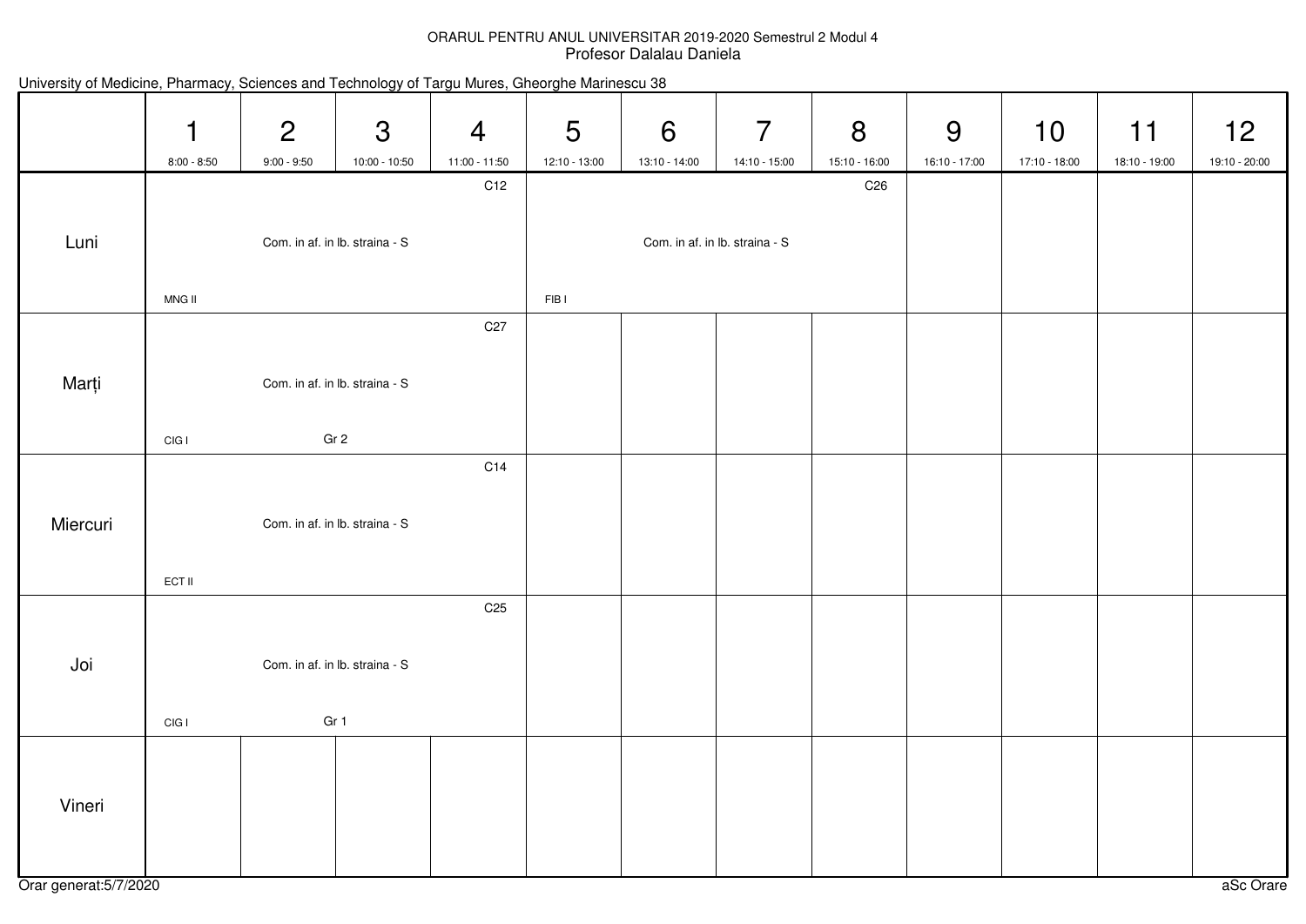ORARUL PENTRU ANUL UNIVERSITAR 2019-2020 Semestrul 2 Modul 4
Profesor Dalalau Daniela

University of Medicine, Pharmacy, Sciences and Technology of Targu Mures, Gheorghe Marinescu 38

| | 1<br>8:00 - 8:50 | 2<br>9:00 - 9:50 | 3<br>10:00 - 10:50 | 4<br>11:00 - 11:50 | 5<br>12:10 - 13:00 | 6<br>13:10 - 14:00 | 7<br>14:10 - 15:00 | 8<br>15:10 - 16:00 | 9<br>16:10 - 17:00 | 10<br>17:10 - 18:00 | 11<br>18:10 - 19:00 | 12<br>19:10 - 20:00 |
| --- | --- | --- | --- | --- | --- | --- | --- | --- | --- | --- | --- | --- |
| Luni | C12 Com. in af. in lb. straina - S MNG II | | | | C26 Com. in af. in lb. straina - S FIB I | | | | | | | |
| Marți | C27 Com. in af. in lb. straina - S CIG I Gr 2 | | | | | | | | | | | |
| Miercuri | C14 Com. in af. in lb. straina - S ECT II | | | | | | | | | | | |
| Joi | C25 Com. in af. in lb. straina - S CIG I Gr 1 | | | | | | | | | | | |
| Vineri | | | | | | | | | | | | |

Orar generat:5/7/2020

aSc Orare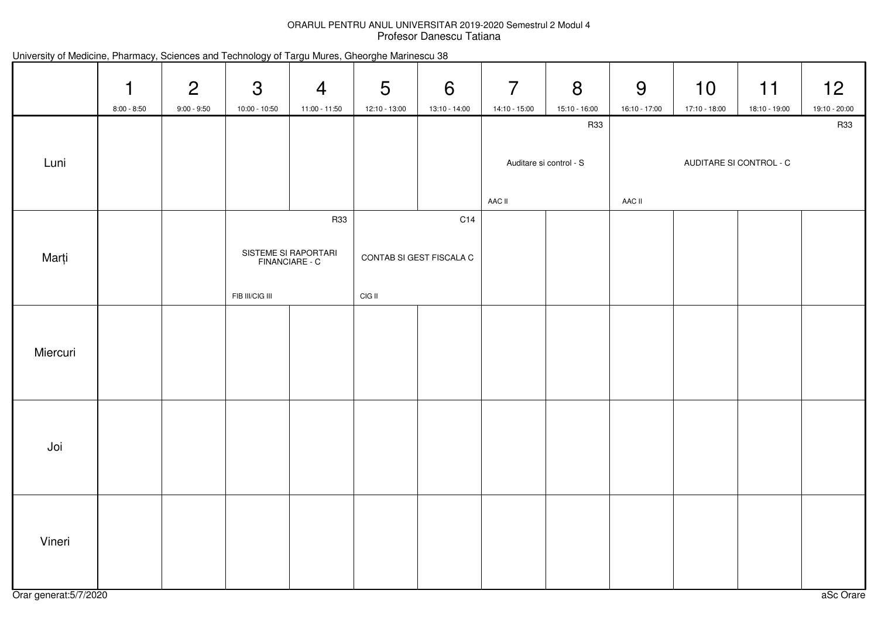ORARUL PENTRU ANUL UNIVERSITAR 2019-2020 Semestrul 2 Modul 4
Profesor Danescu Tatiana

University of Medicine, Pharmacy, Sciences and Technology of Targu Mures, Gheorghe Marinescu 38

| | 1<br>8:00 - 8:50 | 2<br>9:00 - 9:50 | 3<br>10:00 - 10:50 | 4<br>11:00 - 11:50 | 5<br>12:10 - 13:00 | 6<br>13:10 - 14:00 | 7<br>14:10 - 15:00 | 8<br>15:10 - 16:00 | 9<br>16:10 - 17:00 | 10<br>17:10 - 18:00 | 11<br>18:10 - 19:00 | 12<br>19:10 - 20:00 |
|---|---|---|---|---|---|---|---|---|---|---|---|---|
| Luni | | | | | | | R33 Auditare si control - S AAC II | | R33 AUDITARE SI CONTROL - C AAC II | | | |
| Marți | | | R33 SISTEME SI RAPORTARI FINANCIARE - C FIB III/CIG III | | C14 CONTAB SI GEST FISCALA C CIG II | | | | | | | |
| Miercuri | | | | | | | | | | | | |
| Joi | | | | | | | | | | | | |
| Vineri | | | | | | | | | | | | |

Orar generat:5/7/2020

aSc Orare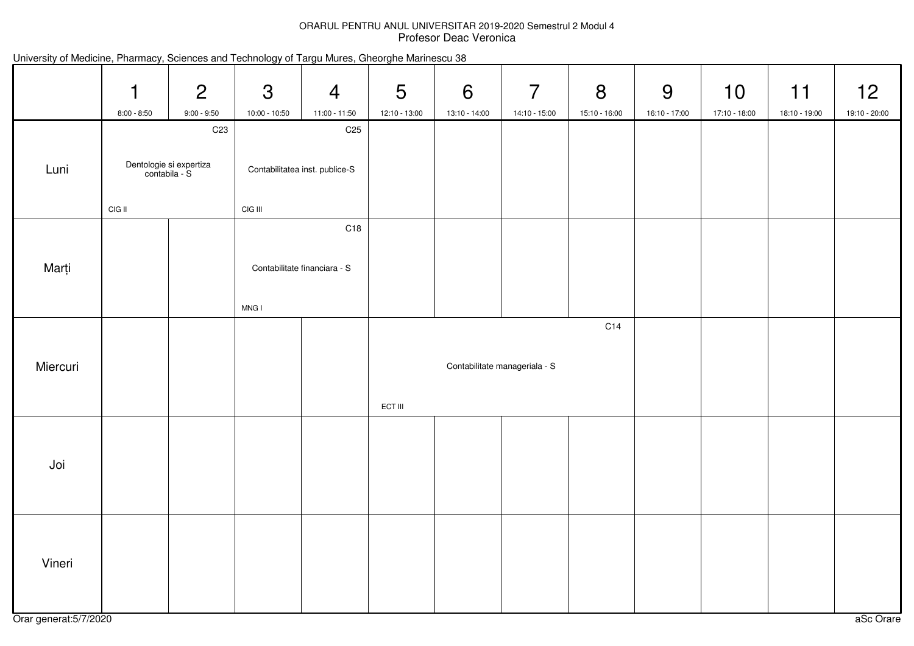ORARUL PENTRU ANUL UNIVERSITAR 2019-2020 Semestrul 2 Modul 4
Profesor Deac Veronica

University of Medicine, Pharmacy, Sciences and Technology of Targu Mures, Gheorghe Marinescu 38

| | 1<br>8:00 - 8:50 | 2<br>9:00 - 9:50 | 3<br>10:00 - 10:50 | 4<br>11:00 - 11:50 | 5<br>12:10 - 13:00 | 6<br>13:10 - 14:00 | 7<br>14:10 - 15:00 | 8<br>15:10 - 16:00 | 9<br>16:10 - 17:00 | 10<br>17:10 - 18:00 | 11<br>18:10 - 19:00 | 12<br>19:10 - 20:00 |
|---|---|---|---|---|---|---|---|---|---|---|---|---|
| Luni | C23<br>Dentologie si expertiza contabila - S<br>CIG II | | C25<br>Contabilitatea inst. publice-S<br>CIG III | | | | | | | | | |
| Marți | | | C18<br>Contabilitate financiara - S<br>MNG I | | | | | | | | | |
| Miercuri | | | | | C14<br>Contabilitate manageriala - S<br>ECT III | | | | | | | |
| Joi | | | | | | | | | | | | |
| Vineri | | | | | | | | | | | | |

Orar generat:5/7/2020

aSc Orare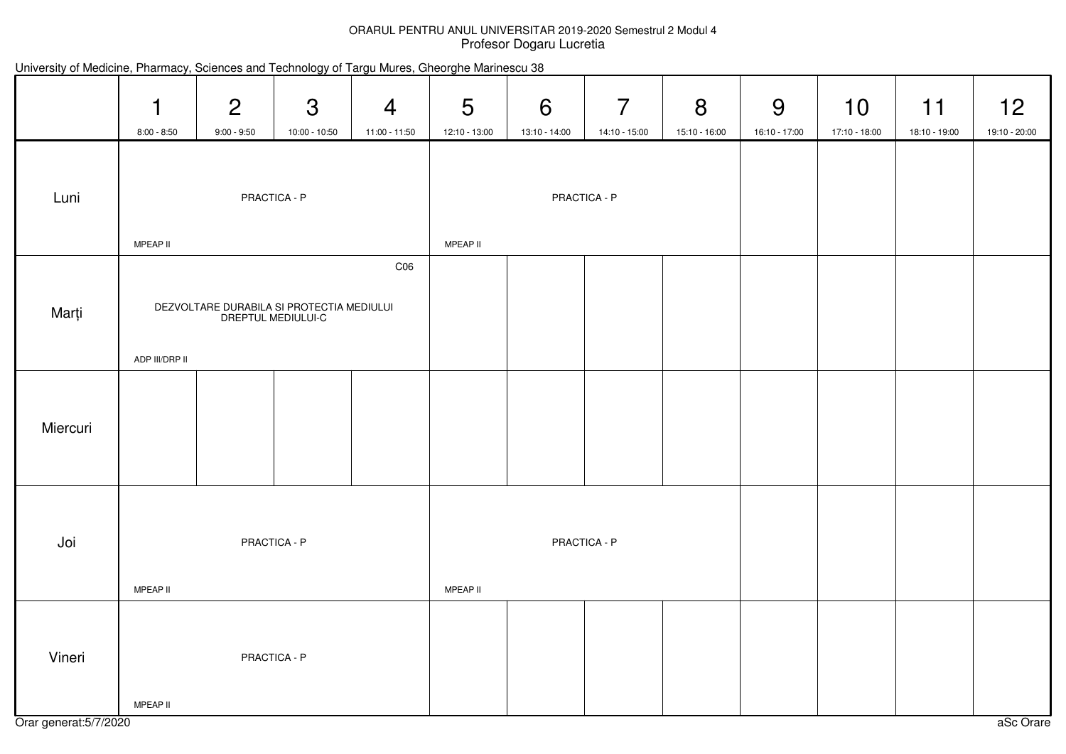ORARUL PENTRU ANUL UNIVERSITAR 2019-2020 Semestrul 2 Modul 4

Profesor Dogaru Lucretia

University of Medicine, Pharmacy, Sciences and Technology of Targu Mures, Gheorghe Marinescu 38

| | 1<br>8:00 - 8:50 | 2<br>9:00 - 9:50 | 3<br>10:00 - 10:50 | 4<br>11:00 - 11:50 | 5<br>12:10 - 13:00 | 6<br>13:10 - 14:00 | 7<br>14:10 - 15:00 | 8<br>15:10 - 16:00 | 9<br>16:10 - 17:00 | 10<br>17:10 - 18:00 | 11<br>18:10 - 19:00 | 12<br>19:10 - 20:00 |
|---|---|---|---|---|---|---|---|---|---|---|---|---|
| Luni | PRACTICA - P<br>MPEAP II | | | | PRACTICA - P<br>MPEAP II | | | | | | | |
| Marți | C06<br>DEZVOLTARE DURABILA SI PROTECTIA MEDIULUI<br>DREPTUL MEDIULUI-C<br>ADP III/DRP II | | | | | | | | | | | |
| Miercuri | | | | | | | | | | | | |
| Joi | PRACTICA - P<br>MPEAP II | | | | PRACTICA - P<br>MPEAP II | | | | | | | |
| Vineri | PRACTICA - P<br>MPEAP II | | | | | | | | | | | |

Orar generat:5/7/2020

aSc Orare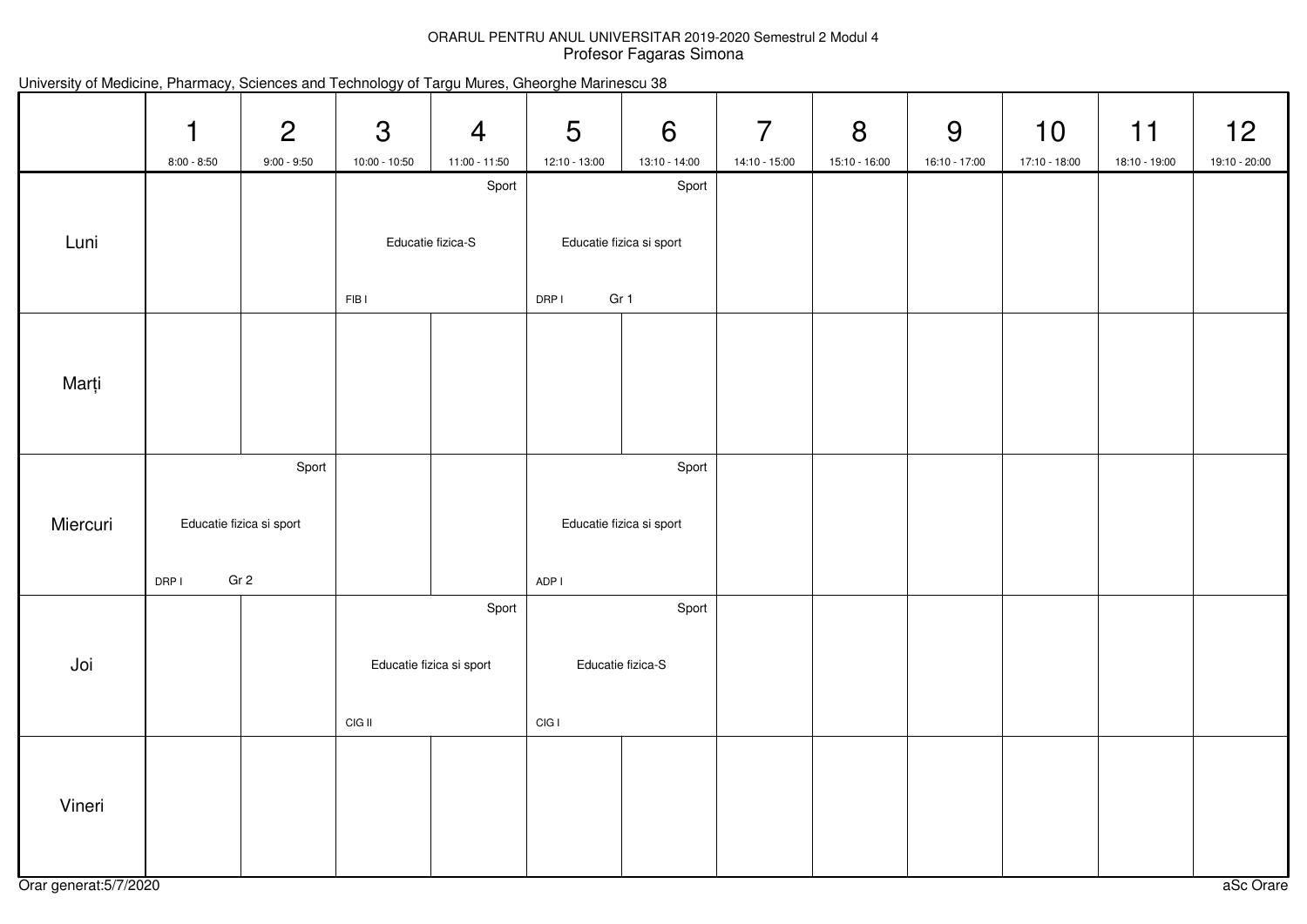ORARUL PENTRU ANUL UNIVERSITAR 2019-2020 Semestrul 2 Modul 4

Profesor Fagaras Simona

University of Medicine, Pharmacy, Sciences and Technology of Targu Mures, Gheorghe Marinescu 38

| | 1<br>8:00 - 8:50 | 2<br>9:00 - 9:50 | 3<br>10:00 - 10:50 | 4<br>11:00 - 11:50 | 5<br>12:10 - 13:00 | 6<br>13:10 - 14:00 | 7<br>14:10 - 15:00 | 8<br>15:10 - 16:00 | 9<br>16:10 - 17:00 | 10<br>17:10 - 18:00 | 11<br>18:10 - 19:00 | 12<br>19:10 - 20:00 |
|---|---|---|---|---|---|---|---|---|---|---|---|---|
| Luni | | | Sport<br>Educatie fizica-S<br>FIB I | | Sport<br>Educatie fizica si sport<br>DRP I Gr 1 | | | | | | | |
| Marți | | | | | | | | | | | | |
| Miercuri | Sport<br>Educatie fizica si sport<br>DRP I Gr 2 | | | | Sport<br>Educatie fizica si sport<br>ADP I | | | | | | | |
| Joi | | | Sport<br>Educatie fizica si sport<br>CIG II | | Sport<br>Educatie fizica-S<br>CIG I | | | | | | | |
| Vineri | | | | | | | | | | | | |

Orar generat:5/7/2020

aSc Orare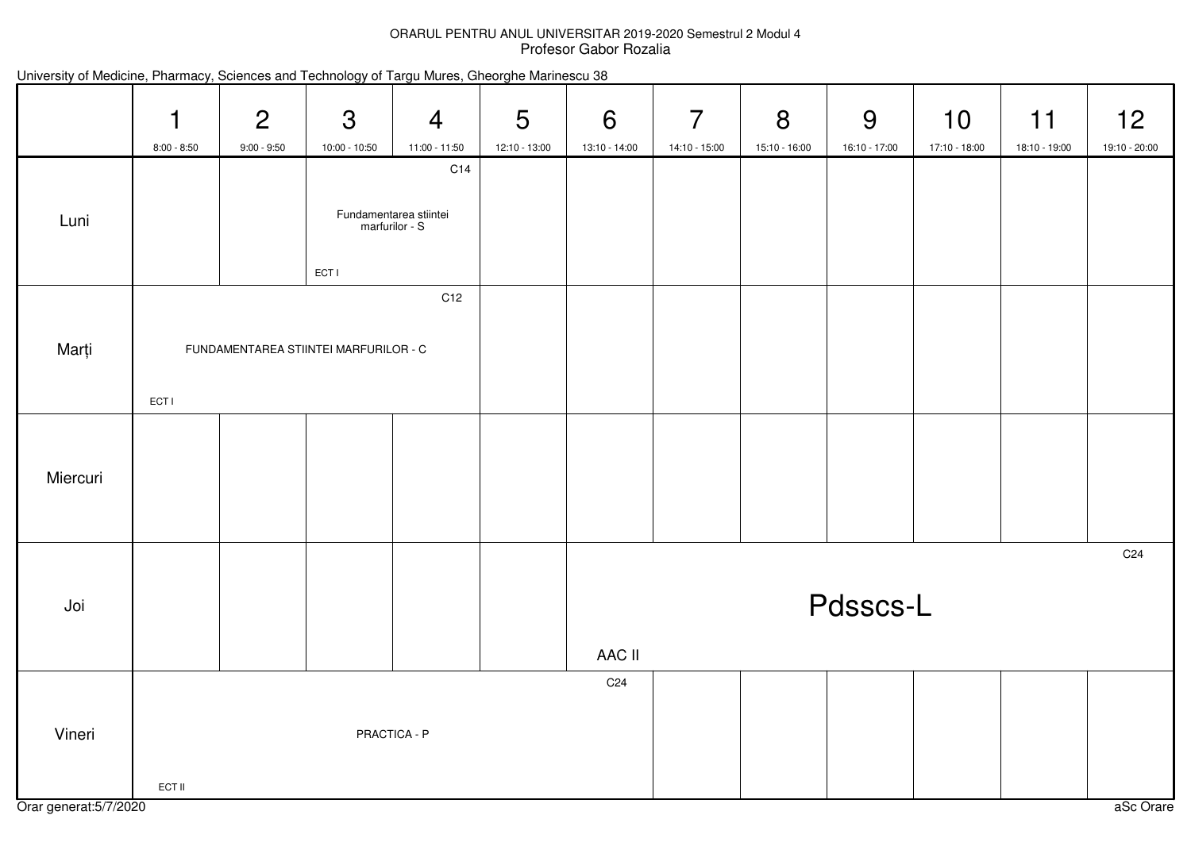ORARUL PENTRU ANUL UNIVERSITAR 2019-2020 Semestrul 2 Modul 4
Profesor Gabor Rozalia

University of Medicine, Pharmacy, Sciences and Technology of Targu Mures, Gheorghe Marinescu 38

| | 1<br>8:00 - 8:50 | 2<br>9:00 - 9:50 | 3<br>10:00 - 10:50 | 4<br>11:00 - 11:50 | 5<br>12:10 - 13:00 | 6<br>13:10 - 14:00 | 7<br>14:10 - 15:00 | 8<br>15:10 - 16:00 | 9<br>16:10 - 17:00 | 10<br>17:10 - 18:00 | 11<br>18:10 - 19:00 | 12<br>19:10 - 20:00 |
|---|---|---|---|---|---|---|---|---|---|---|---|---|
| Luni | | | C14 Fundamentarea stiintei marfurilor - S ECT I | | | | | | | | | |
| Marți | C12 FUNDAMENTAREA STIINTEI MARFURILOR - C ECT I | | | | | | | | | | | |
| Miercuri | | | | | | | | | | | | |
| Joi | | | | | | C24 Pdsscs-L AAC II | | | | | | |
| Vineri | C24 PRACTICA - P ECT II | | | | | | | | | | | |

Orar generat:5/7/2020

aSc Orare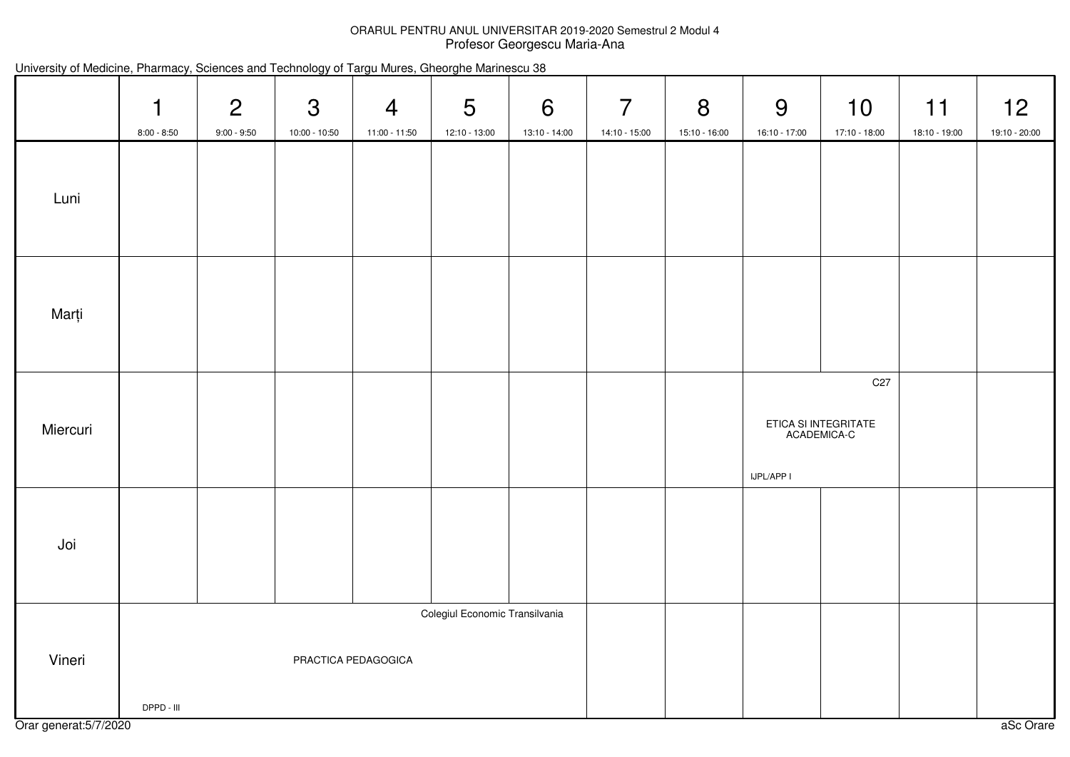ORARUL PENTRU ANUL UNIVERSITAR 2019-2020 Semestrul 2 Modul 4
Profesor Georgescu Maria-Ana

University of Medicine, Pharmacy, Sciences and Technology of Targu Mures, Gheorghe Marinescu 38

| | 1<br>8:00 - 8:50 | 2<br>9:00 - 9:50 | 3<br>10:00 - 10:50 | 4<br>11:00 - 11:50 | 5<br>12:10 - 13:00 | 6<br>13:10 - 14:00 | 7<br>14:10 - 15:00 | 8<br>15:10 - 16:00 | 9<br>16:10 - 17:00 | 10<br>17:10 - 18:00 | 11<br>18:10 - 19:00 | 12<br>19:10 - 20:00 |
|---|---|---|---|---|---|---|---|---|---|---|---|---|
| Luni | | | | | | | | | | | | |
| Marți | | | | | | | | | | | | |
| Miercuri | | | | | | | | | C27<br>ETICA SI INTEGRITATE ACADEMICA-C<br>IJPL/APP I | | | |
| Joi | | | | | | | | | | | | |
| Vineri | Colegiul Economic Transilvania<br>PRACTICA PEDAGOGICA<br>DPPD - III | | | | | | | | | | | |

Orar generat:5/7/2020

aSc Orare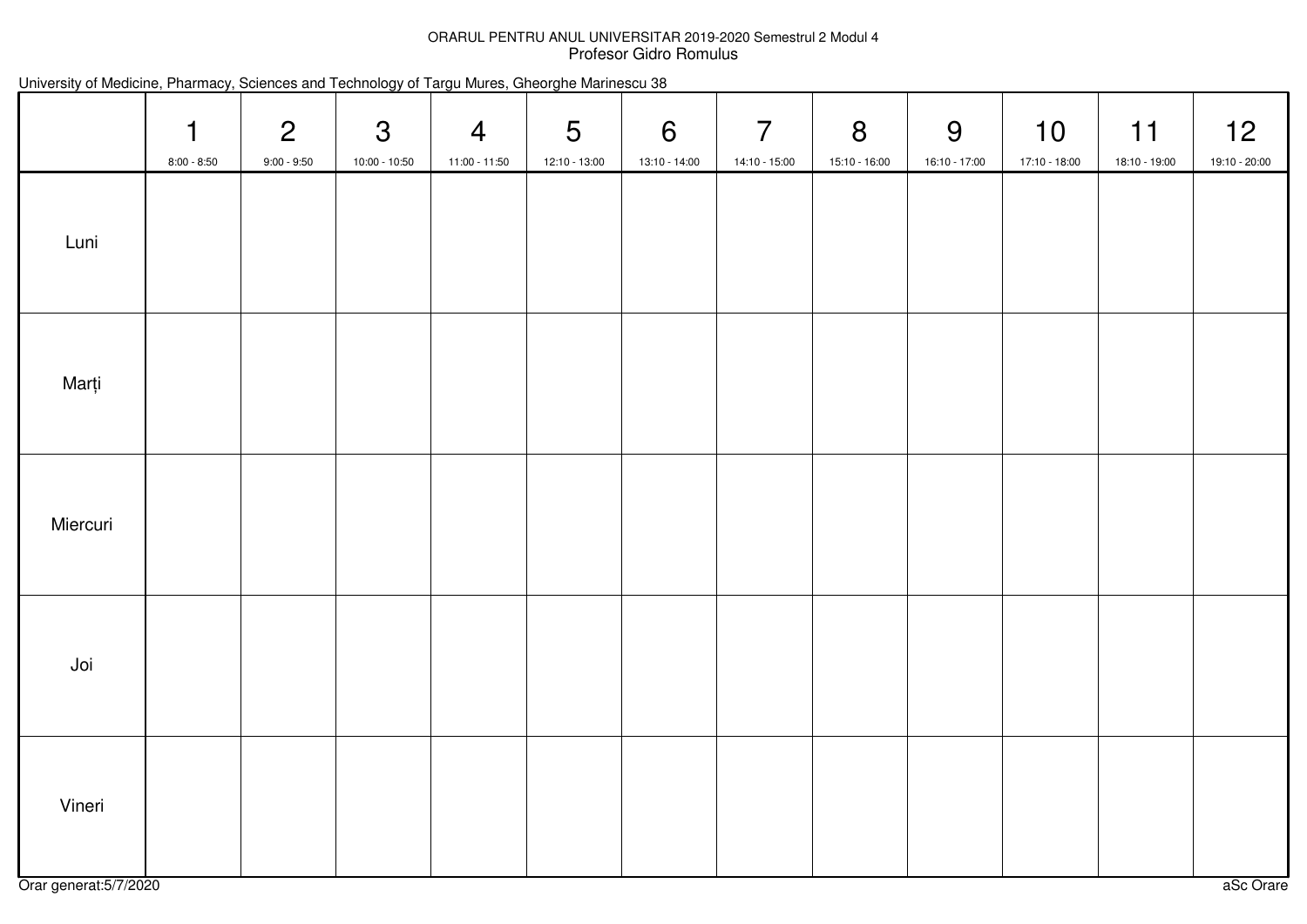ORARUL PENTRU ANUL UNIVERSITAR 2019-2020 Semestrul 2 Modul 4

Profesor Gidro Romulus

University of Medicine, Pharmacy, Sciences and Technology of Targu Mures, Gheorghe Marinescu 38

| | 1<br>8:00 - 8:50 | 2<br>9:00 - 9:50 | 3<br>10:00 - 10:50 | 4<br>11:00 - 11:50 | 5<br>12:10 - 13:00 | 6<br>13:10 - 14:00 | 7<br>14:10 - 15:00 | 8<br>15:10 - 16:00 | 9<br>16:10 - 17:00 | 10<br>17:10 - 18:00 | 11<br>18:10 - 19:00 | 12<br>19:10 - 20:00 |
|---|---|---|---|---|---|---|---|---|---|---|---|---|
| Luni | | | | | | | | | | | | |
| Marți | | | | | | | | | | | | |
| Miercuri | | | | | | | | | | | | |
| Joi | | | | | | | | | | | | |
| Vineri | | | | | | | | | | | | |

Orar generat:5/7/2020

aSc Orare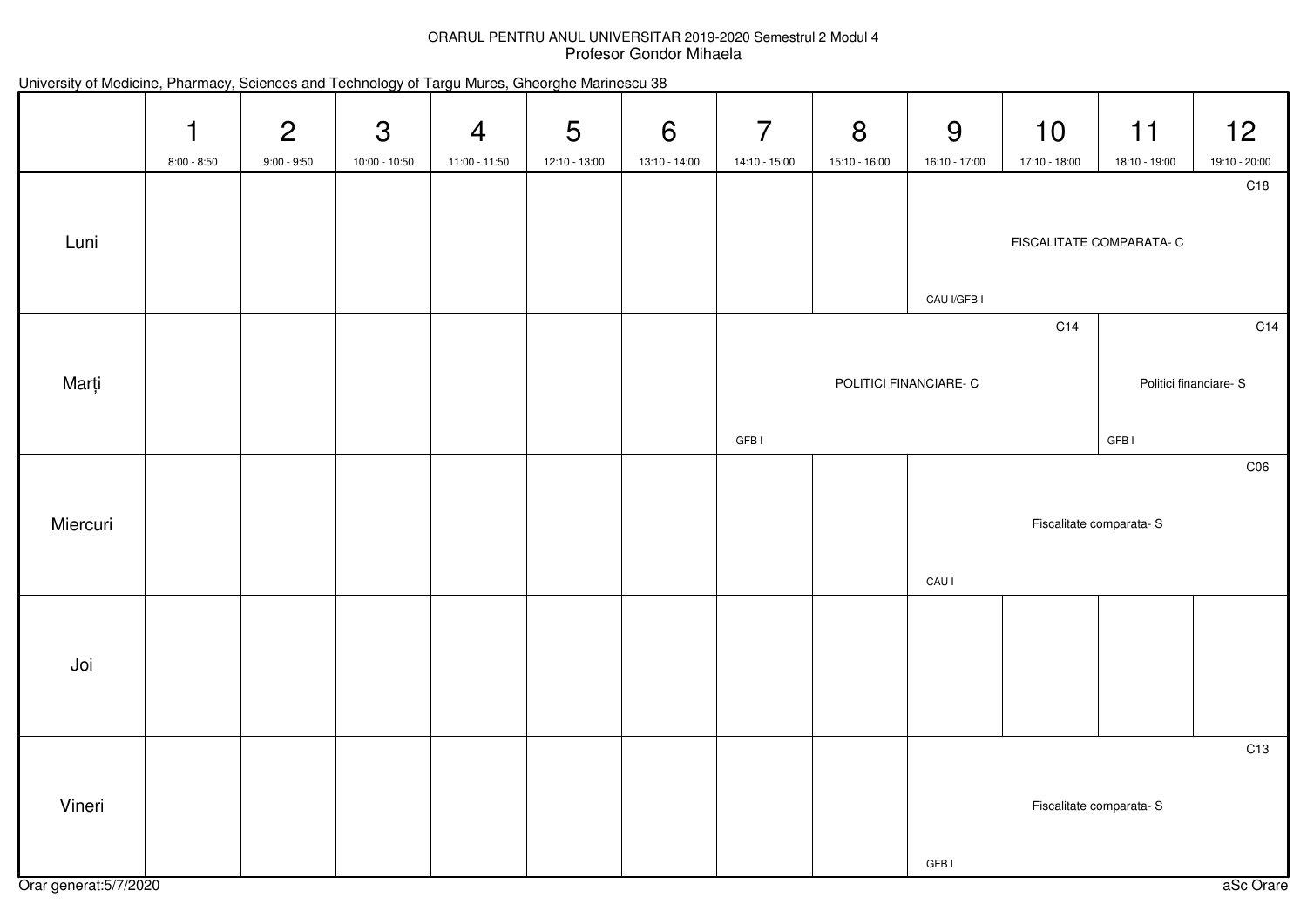ORARUL PENTRU ANUL UNIVERSITAR 2019-2020 Semestrul 2 Modul 4
Profesor Gondor Mihaela

University of Medicine, Pharmacy, Sciences and Technology of Targu Mures, Gheorghe Marinescu 38

| | 1<br>8:00 - 8:50 | 2<br>9:00 - 9:50 | 3<br>10:00 - 10:50 | 4<br>11:00 - 11:50 | 5<br>12:10 - 13:00 | 6<br>13:10 - 14:00 | 7<br>14:10 - 15:00 | 8<br>15:10 - 16:00 | 9<br>16:10 - 17:00 | 10<br>17:10 - 18:00 | 11<br>18:10 - 19:00 | 12<br>19:10 - 20:00 |
|---|---|---|---|---|---|---|---|---|---|---|---|---|
| Luni | | | | | | | | | FISCALITATE COMPARATA- C<br>CAU I/GFB I<br>C18 | | | |
| Marți | | | | | | | POLITICI FINANCIARE- C<br>GFB I<br>C14 | | | | Politici financiare- S<br>GFB I<br>C14 | |
| Miercuri | | | | | | | | | Fiscalitate comparata- S<br>CAU I<br>C06 | | | |
| Joi | | | | | | | | | | | | |
| Vineri | | | | | | | | | Fiscalitate comparata- S<br>GFB I<br>C13 | | | |

Orar generat:5/7/2020

aSc Orare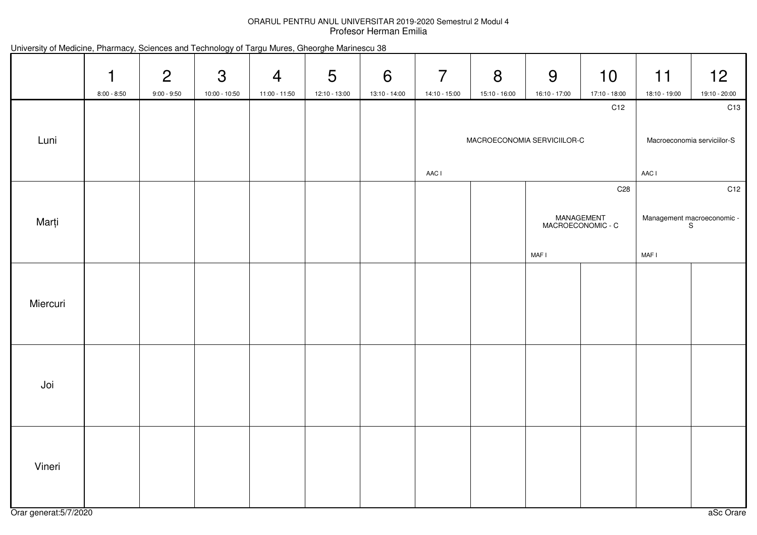ORARUL PENTRU ANUL UNIVERSITAR 2019-2020 Semestrul 2 Modul 4

Profesor Herman Emilia

University of Medicine, Pharmacy, Sciences and Technology of Targu Mures, Gheorghe Marinescu 38

| | 1<br>8:00 - 8:50 | 2<br>9:00 - 9:50 | 3<br>10:00 - 10:50 | 4<br>11:00 - 11:50 | 5<br>12:10 - 13:00 | 6<br>13:10 - 14:00 | 7<br>14:10 - 15:00 | 8<br>15:10 - 16:00 | 9<br>16:10 - 17:00 | 10<br>17:10 - 18:00 | 11<br>18:10 - 19:00 | 12<br>19:10 - 20:00 |
|---|---|---|---|---|---|---|---|---|---|---|---|---|
| Luni | | | | | | | C12 MACROECONOMIA SERVICIILOR-C AAC I | | | | C13 Macroeconomia serviciilor-S AAC I | |
| Marți | | | | | | | | | C28 MANAGEMENT MACROECONOMIC - C MAF I | | C12 Management macroeconomic - S MAF I | |
| Miercuri | | | | | | | | | | | | |
| Joi | | | | | | | | | | | | |
| Vineri | | | | | | | | | | | | |

Orar generat:5/7/2020

aSc Orare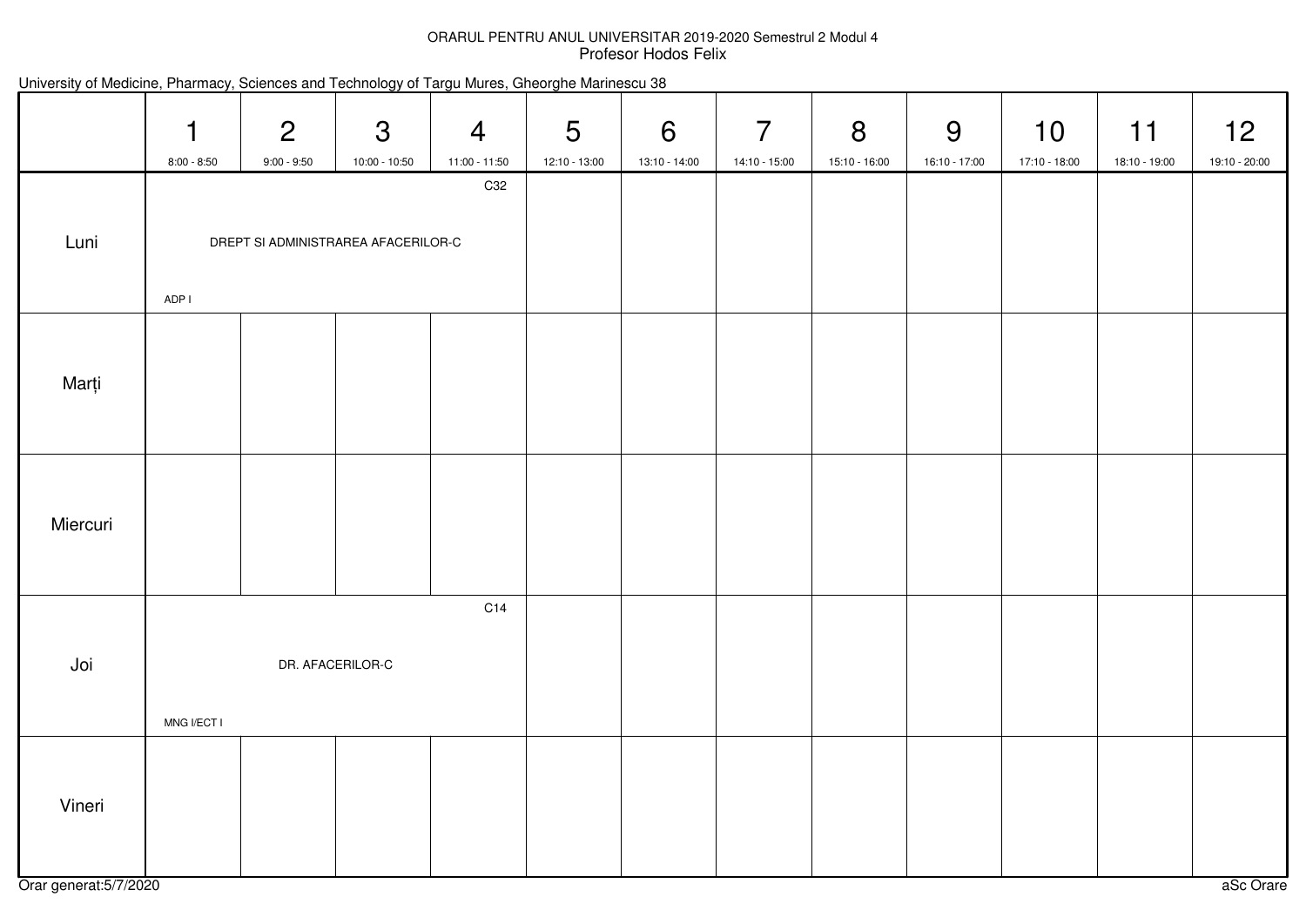# ORARUL PENTRU ANUL UNIVERSITAR 2019-2020 Semestrul 2 Modul 4

## Profesor Hodos Felix

University of Medicine, Pharmacy, Sciences and Technology of Targu Mures, Gheorghe Marinescu 38

| | 1<br>8:00 - 8:50 | 2<br>9:00 - 9:50 | 3<br>10:00 - 10:50 | 4<br>11:00 - 11:50 | 5<br>12:10 - 13:00 | 6<br>13:10 - 14:00 | 7<br>14:10 - 15:00 | 8<br>15:10 - 16:00 | 9<br>16:10 - 17:00 | 10<br>17:10 - 18:00 | 11<br>18:10 - 19:00 | 12<br>19:10 - 20:00 |
|---|---|---|---|---|---|---|---|---|---|---|---|---|
| Luni | DREPT SI ADMINISTRAREA AFACERILOR-C<br>ADP I<br>C32 | | | | | | | | | | | |
| Marți | | | | | | | | | | | | |
| Miercuri | | | | | | | | | | | | |
| Joi | DR. AFACERILOR-C<br>MNG I/ECT I<br>C14 | | | | | | | | | | | |
| Vineri | | | | | | | | | | | | |

Orar generat:5/7/2020

aSc Orare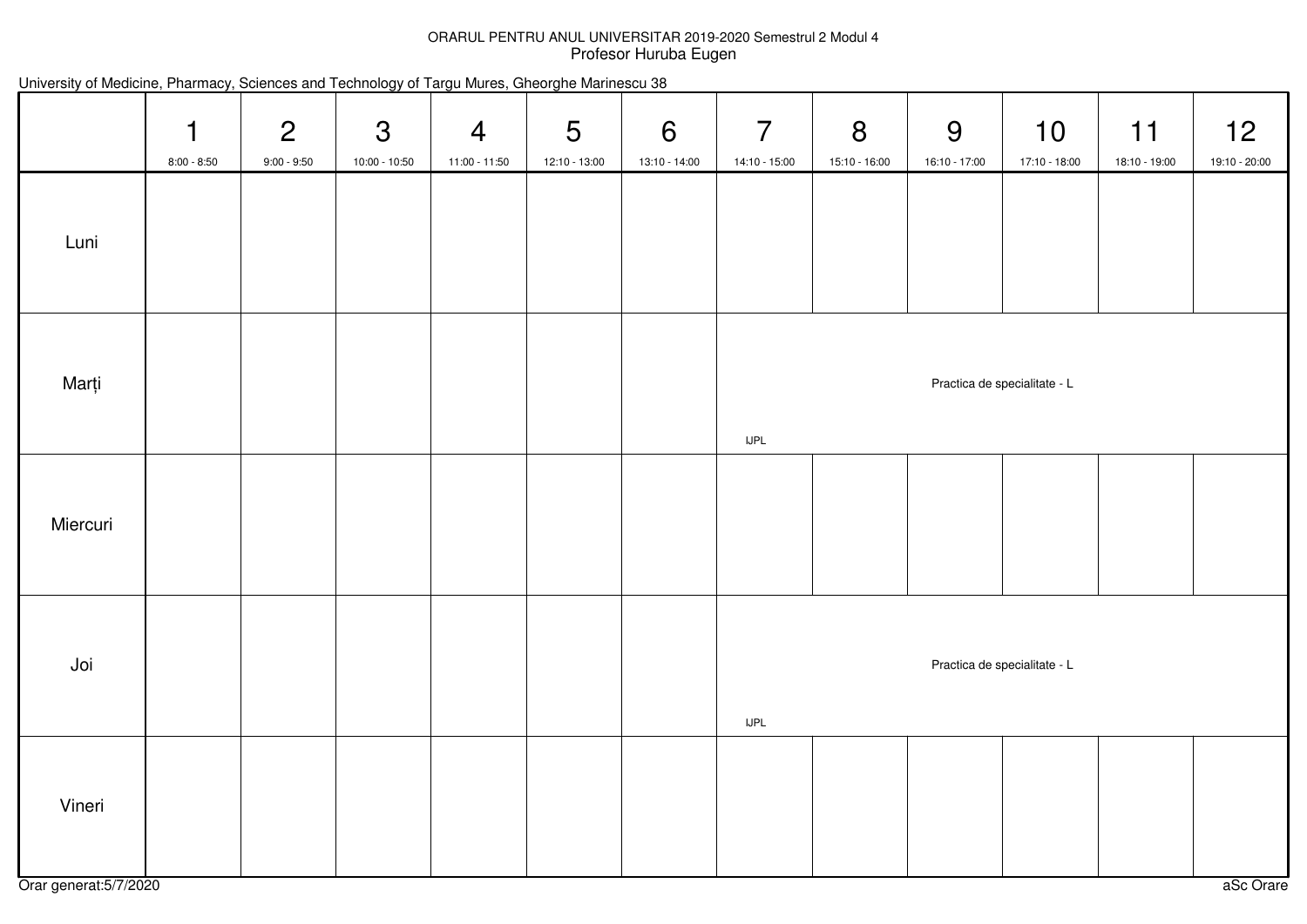ORARUL PENTRU ANUL UNIVERSITAR 2019-2020 Semestrul 2 Modul 4

Profesor Huruba Eugen

University of Medicine, Pharmacy, Sciences and Technology of Targu Mures, Gheorghe Marinescu 38

| | 1<br>8:00 - 8:50 | 2<br>9:00 - 9:50 | 3<br>10:00 - 10:50 | 4<br>11:00 - 11:50 | 5<br>12:10 - 13:00 | 6<br>13:10 - 14:00 | 7<br>14:10 - 15:00 | 8<br>15:10 - 16:00 | 9<br>16:10 - 17:00 | 10<br>17:10 - 18:00 | 11<br>18:10 - 19:00 | 12<br>19:10 - 20:00 |
|---|---|---|---|---|---|---|---|---|---|---|---|---|
| Luni | | | | | | | | | | | | |
| Marți | | | | | | | Practica de specialitate - L<br>IJPL | | | | | |
| Miercuri | | | | | | | | | | | | |
| Joi | | | | | | | Practica de specialitate - L<br>IJPL | | | | | |
| Vineri | | | | | | | | | | | | |

Orar generat:5/7/2020

aSc Orare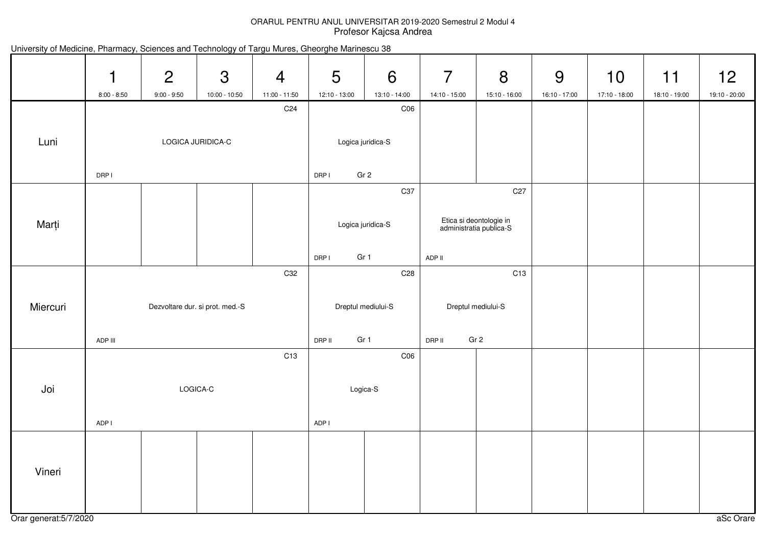ORARUL PENTRU ANUL UNIVERSITAR 2019-2020 Semestrul 2 Modul 4

Profesor Kajcsa Andrea

University of Medicine, Pharmacy, Sciences and Technology of Targu Mures, Gheorghe Marinescu 38

| | 1<br>8:00 - 8:50 | 2<br>9:00 - 9:50 | 3<br>10:00 - 10:50 | 4<br>11:00 - 11:50 | 5<br>12:10 - 13:00 | 6<br>13:10 - 14:00 | 7<br>14:10 - 15:00 | 8<br>15:10 - 16:00 | 9<br>16:10 - 17:00 | 10<br>17:10 - 18:00 | 11<br>18:10 - 19:00 | 12<br>19:10 - 20:00 |
|---|---|---|---|---|---|---|---|---|---|---|---|---|
| Luni | C24 LOGICA JURIDICA-C DRP I | | | | C06 Logica juridica-S DRP I Gr 2 | | | | | | | |
| Marți | | | | | C37 Logica juridica-S DRP I Gr 1 | | C27 Etica si deontologie in administratia publica-S ADP II | | | | | |
| Miercuri | C32 Dezvoltare dur. si prot. med.-S ADP III | | | | C28 Dreptul mediului-S DRP II Gr 1 | | C13 Dreptul mediului-S DRP II Gr 2 | | | | | |
| Joi | C13 LOGICA-C ADP I | | | | C06 Logica-S ADP I | | | | | | | |
| Vineri | | | | | | | | | | | | |

Orar generat:5/7/2020

aSc Orare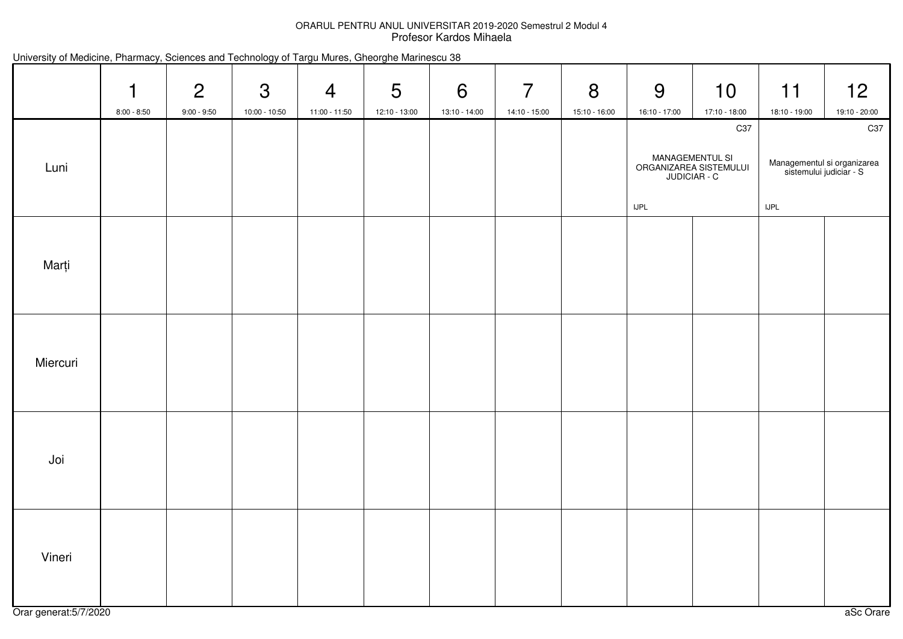ORARUL PENTRU ANUL UNIVERSITAR 2019-2020 Semestrul 2 Modul 4
Profesor Kardos Mihaela

University of Medicine, Pharmacy, Sciences and Technology of Targu Mures, Gheorghe Marinescu 38

| | 1<br>8:00 - 8:50 | 2<br>9:00 - 9:50 | 3<br>10:00 - 10:50 | 4<br>11:00 - 11:50 | 5<br>12:10 - 13:00 | 6<br>13:10 - 14:00 | 7<br>14:10 - 15:00 | 8<br>15:10 - 16:00 | 9<br>16:10 - 17:00 | 10<br>17:10 - 18:00 | 11<br>18:10 - 19:00 | 12<br>19:10 - 20:00 |
|---|---|---|---|---|---|---|---|---|---|---|---|---|
| Luni | | | | | | | | | C37 MANAGEMENTUL SI ORGANIZAREA SISTEMULUI JUDICIAR - C IJPL | | C37 Managementul si organizarea sistemului judiciar - S IJPL | |
| Marți | | | | | | | | | | | | |
| Miercuri | | | | | | | | | | | | |
| Joi | | | | | | | | | | | | |
| Vineri | | | | | | | | | | | | |

Orar generat:5/7/2020

aSc Orare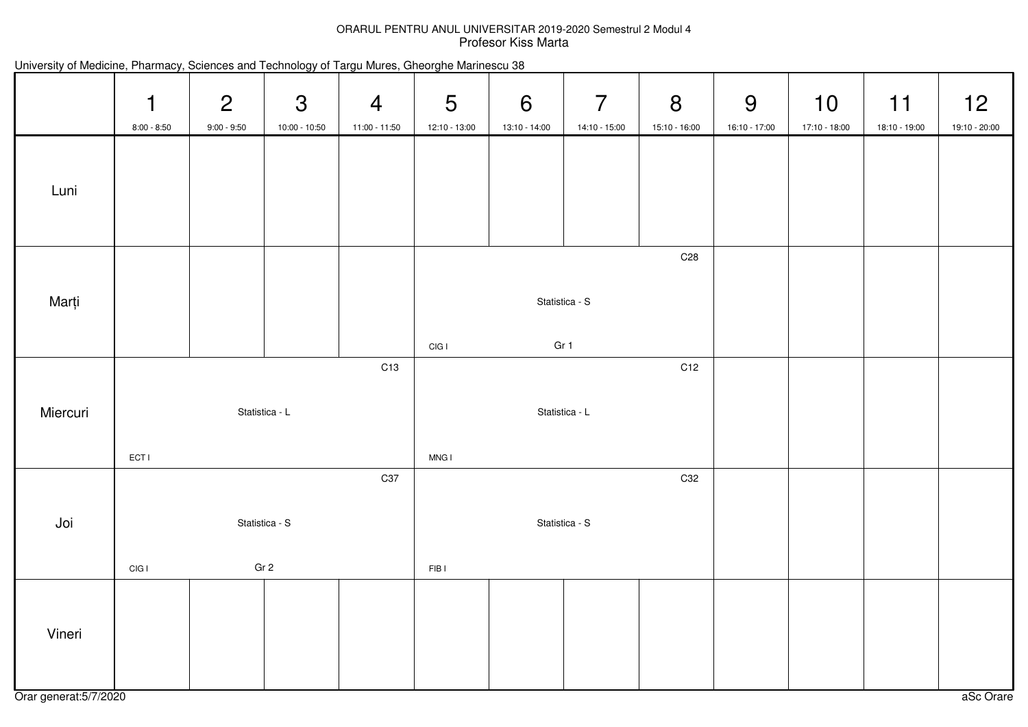ORARUL PENTRU ANUL UNIVERSITAR 2019-2020 Semestrul 2 Modul 4
Profesor Kiss Marta

University of Medicine, Pharmacy, Sciences and Technology of Targu Mures, Gheorghe Marinescu 38

| | 1<br>8:00 - 8:50 | 2<br>9:00 - 9:50 | 3<br>10:00 - 10:50 | 4<br>11:00 - 11:50 | 5<br>12:10 - 13:00 | 6<br>13:10 - 14:00 | 7<br>14:10 - 15:00 | 8<br>15:10 - 16:00 | 9<br>16:10 - 17:00 | 10<br>17:10 - 18:00 | 11<br>18:10 - 19:00 | 12<br>19:10 - 20:00 |
|---|---|---|---|---|---|---|---|---|---|---|---|---|
| Luni | | | | | | | | | | | | |
| Marți | | | | | C28 Statistica - S CIG I Gr 1 | | | | | | | |
| Miercuri | C13 Statistica - L ECT I | | | | C12 Statistica - L MNG I | | | | | | | |
| Joi | C37 Statistica - S CIG I Gr 2 | | | | C32 Statistica - S FIB I | | | | | | | |
| Vineri | | | | | | | | | | | | |

Orar generat:5/7/2020

aSc Orare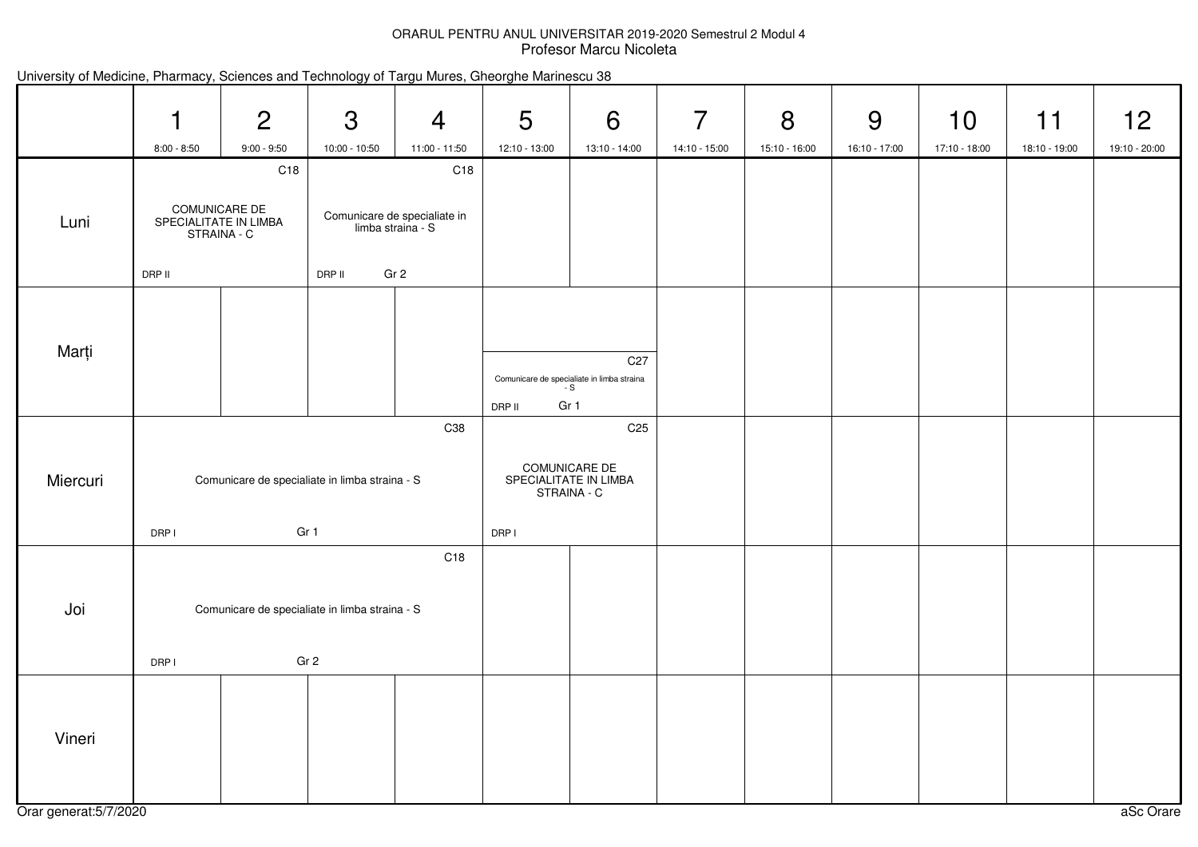ORARUL PENTRU ANUL UNIVERSITAR 2019-2020 Semestrul 2 Modul 4

Profesor Marcu Nicoleta

University of Medicine, Pharmacy, Sciences and Technology of Targu Mures, Gheorghe Marinescu 38

| | 1<br>8:00 - 8:50 | 2<br>9:00 - 9:50 | 3<br>10:00 - 10:50 | 4<br>11:00 - 11:50 | 5<br>12:10 - 13:00 | 6<br>13:10 - 14:00 | 7<br>14:10 - 15:00 | 8<br>15:10 - 16:00 | 9<br>16:10 - 17:00 | 10<br>17:10 - 18:00 | 11<br>18:10 - 19:00 | 12<br>19:10 - 20:00 |
|---|---|---|---|---|---|---|---|---|---|---|---|---|
| Luni | C18 COMUNICARE DE SPECIALITATE IN LIMBA STRAINA - C DRP II | | C18 Comunicare de specialiate in limba straina - S DRP II Gr 2 | | | | | | | | | |
| Marți | | | | | C27 Comunicare de specialiate in limba straina - S DRP II Gr 1 | | | | | | | |
| Miercuri | C38 Comunicare de specialiate in limba straina - S DRP I Gr 1 | | | | C25 COMUNICARE DE SPECIALITATE IN LIMBA STRAINA - C DRP I | | | | | | | |
| Joi | C18 Comunicare de specialiate in limba straina - S DRP I Gr 2 | | | | | | | | | | | |
| Vineri | | | | | | | | | | | | |

Orar generat:5/7/2020

aSc Orare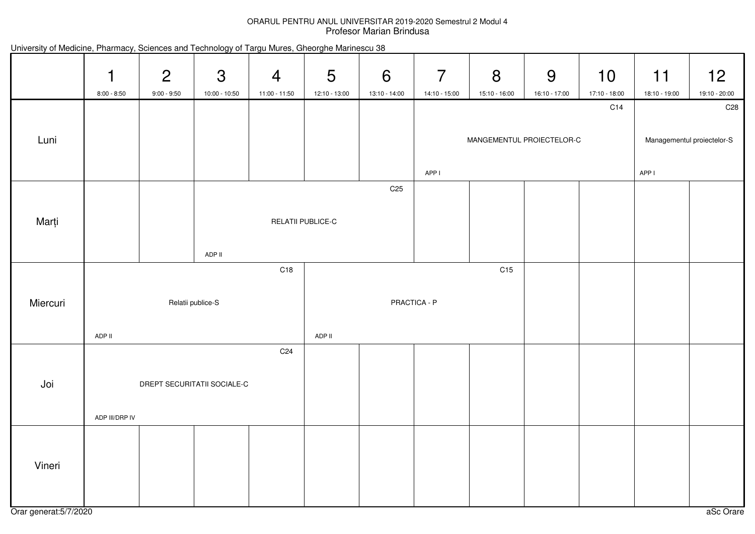ORARUL PENTRU ANUL UNIVERSITAR 2019-2020 Semestrul 2 Modul 4
Profesor Marian Brindusa

University of Medicine, Pharmacy, Sciences and Technology of Targu Mures, Gheorghe Marinescu 38

| | 1<br>8:00 - 8:50 | 2<br>9:00 - 9:50 | 3<br>10:00 - 10:50 | 4<br>11:00 - 11:50 | 5<br>12:10 - 13:00 | 6<br>13:10 - 14:00 | 7<br>14:10 - 15:00 | 8<br>15:10 - 16:00 | 9<br>16:10 - 17:00 | 10<br>17:10 - 18:00 | 11<br>18:10 - 19:00 | 12<br>19:10 - 20:00 |
|---|---|---|---|---|---|---|---|---|---|---|---|---|
| Luni | | | | | | | C14 MANGEMENTUL PROIECTELOR-C APP I | | | | C28 Managementul proiectelor-S APP I | |
| Marți | | | C25 RELATII PUBLICE-C ADP II | | | | | | | | | |
| Miercuri | C18 Relatii publice-S ADP II | | | | C15 PRACTICA - P ADP II | | | | | | | |
| Joi | C24 DREPT SECURITATII SOCIALE-C ADP III/DRP IV | | | | | | | | | | | |
| Vineri | | | | | | | | | | | | |

Orar generat:5/7/2020

aSc Orare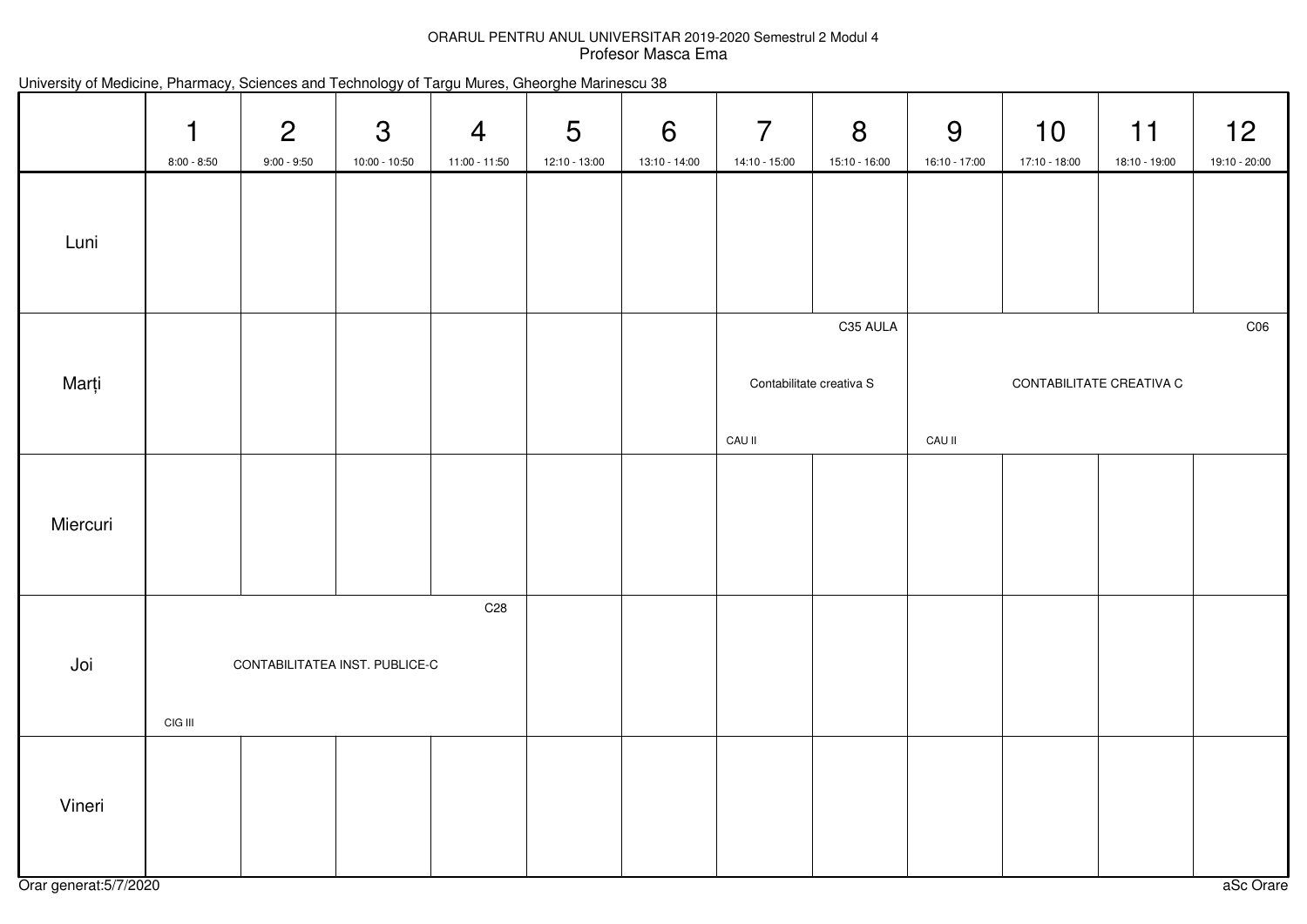ORARUL PENTRU ANUL UNIVERSITAR 2019-2020 Semestrul 2 Modul 4
Profesor Masca Ema

University of Medicine, Pharmacy, Sciences and Technology of Targu Mures, Gheorghe Marinescu 38

| | 1<br>8:00 - 8:50 | 2<br>9:00 - 9:50 | 3<br>10:00 - 10:50 | 4<br>11:00 - 11:50 | 5<br>12:10 - 13:00 | 6<br>13:10 - 14:00 | 7<br>14:10 - 15:00 | 8<br>15:10 - 16:00 | 9<br>16:10 - 17:00 | 10<br>17:10 - 18:00 | 11<br>18:10 - 19:00 | 12<br>19:10 - 20:00 |
|---|---|---|---|---|---|---|---|---|---|---|---|---|
| Luni | | | | | | | | | | | | |
| Marți | | | | | | | C35 AULA<br>Contabilitate creativa S<br>CAU II | | C06<br>CONTABILITATE CREATIVA C<br>CAU II | | | |
| Miercuri | | | | | | | | | | | | |
| Joi | C28<br>CONTABILITATEA INST. PUBLICE-C<br>CIG III | | | | | | | | | | | |
| Vineri | | | | | | | | | | | | |

Orar generat:5/7/2020

aSc Orare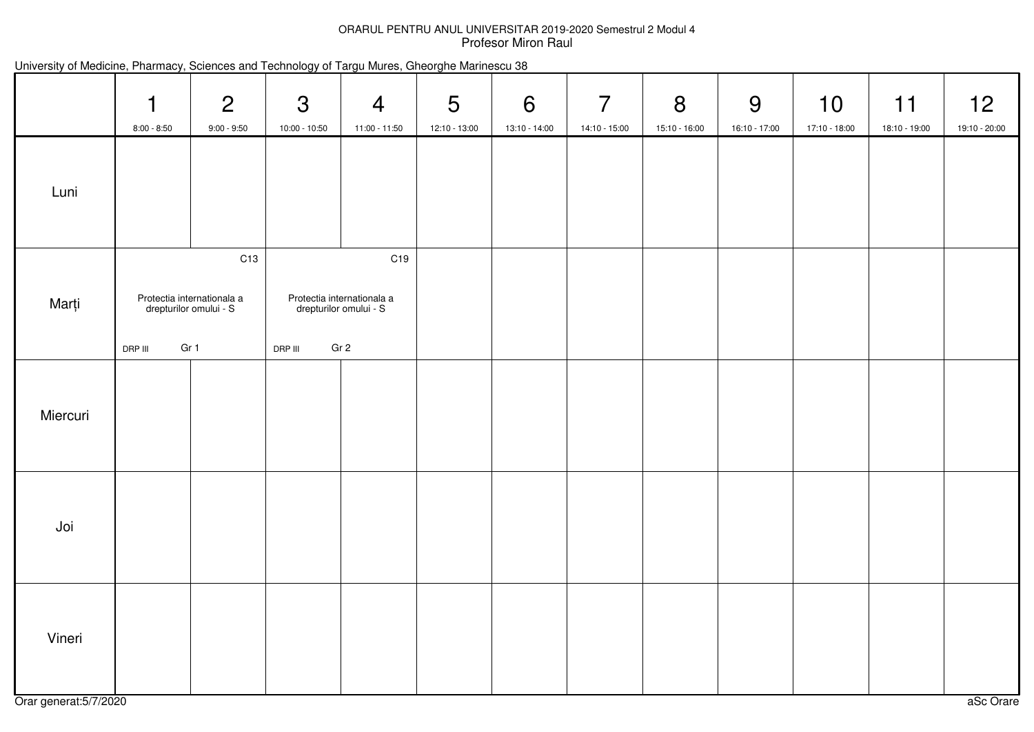ORARUL PENTRU ANUL UNIVERSITAR 2019-2020 Semestrul 2 Modul 4
Profesor Miron Raul

University of Medicine, Pharmacy, Sciences and Technology of Targu Mures, Gheorghe Marinescu 38

| | 1<br>8:00 - 8:50 | 2<br>9:00 - 9:50 | 3<br>10:00 - 10:50 | 4<br>11:00 - 11:50 | 5<br>12:10 - 13:00 | 6<br>13:10 - 14:00 | 7<br>14:10 - 15:00 | 8<br>15:10 - 16:00 | 9<br>16:10 - 17:00 | 10<br>17:10 - 18:00 | 11<br>18:10 - 19:00 | 12<br>19:10 - 20:00 |
|---|---|---|---|---|---|---|---|---|---|---|---|---|
| Luni | | | | | | | | | | | | |
| Marți | C13 Protectia internationala a drepturilor omului - S DRP III Gr 1 | | C19 Protectia internationala a drepturilor omului - S DRP III Gr 2 | | | | | | | | | |
| Miercuri | | | | | | | | | | | | |
| Joi | | | | | | | | | | | | |
| Vineri | | | | | | | | | | | | |

Orar generat:5/7/2020

aSc Orare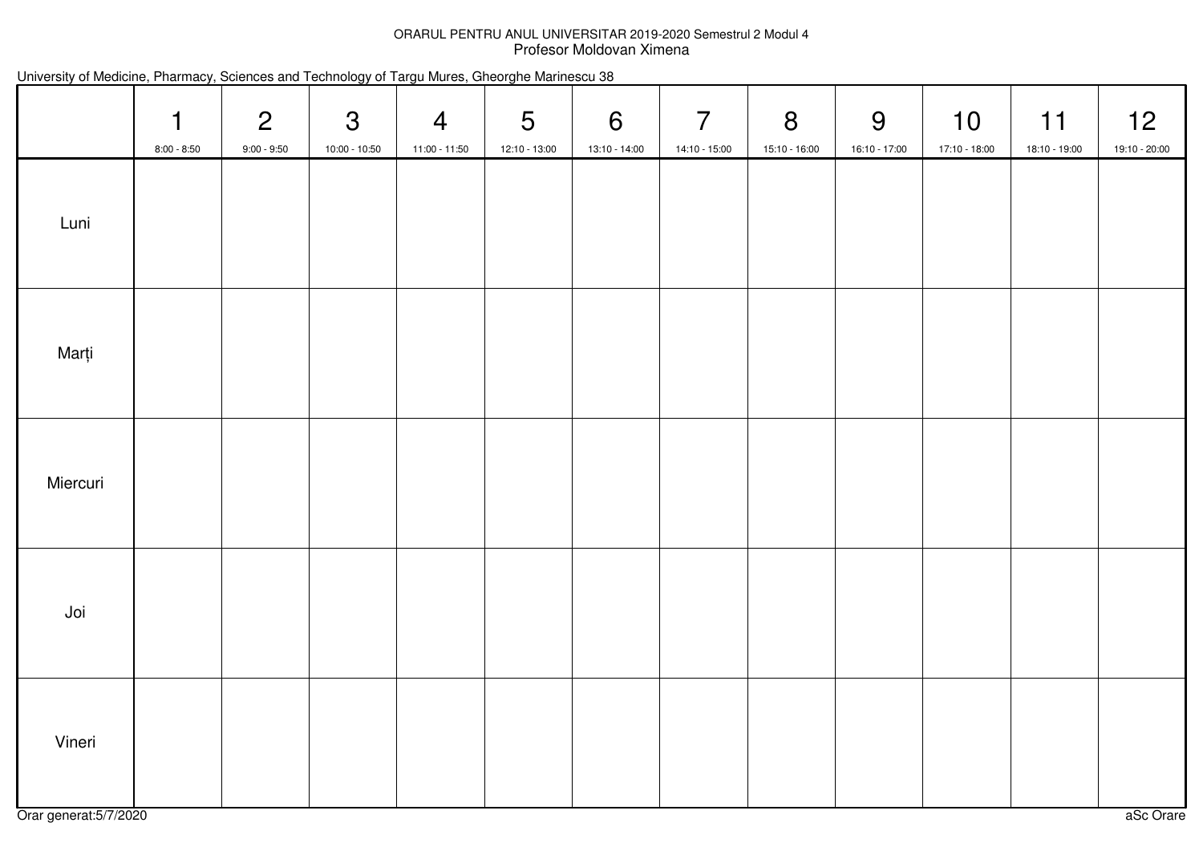ORARUL PENTRU ANUL UNIVERSITAR 2019-2020 Semestrul 2 Modul 4

Profesor Moldovan Ximena

University of Medicine, Pharmacy, Sciences and Technology of Targu Mures, Gheorghe Marinescu 38

| | 1<br>8:00 - 8:50 | 2<br>9:00 - 9:50 | 3<br>10:00 - 10:50 | 4<br>11:00 - 11:50 | 5<br>12:10 - 13:00 | 6<br>13:10 - 14:00 | 7<br>14:10 - 15:00 | 8<br>15:10 - 16:00 | 9<br>16:10 - 17:00 | 10<br>17:10 - 18:00 | 11<br>18:10 - 19:00 | 12<br>19:10 - 20:00 |
|---|---|---|---|---|---|---|---|---|---|---|---|---|
| Luni | | | | | | | | | | | | |
| Marți | | | | | | | | | | | | |
| Miercuri | | | | | | | | | | | | |
| Joi | | | | | | | | | | | | |
| Vineri | | | | | | | | | | | | |

Orar generat:5/7/2020

aSc Orare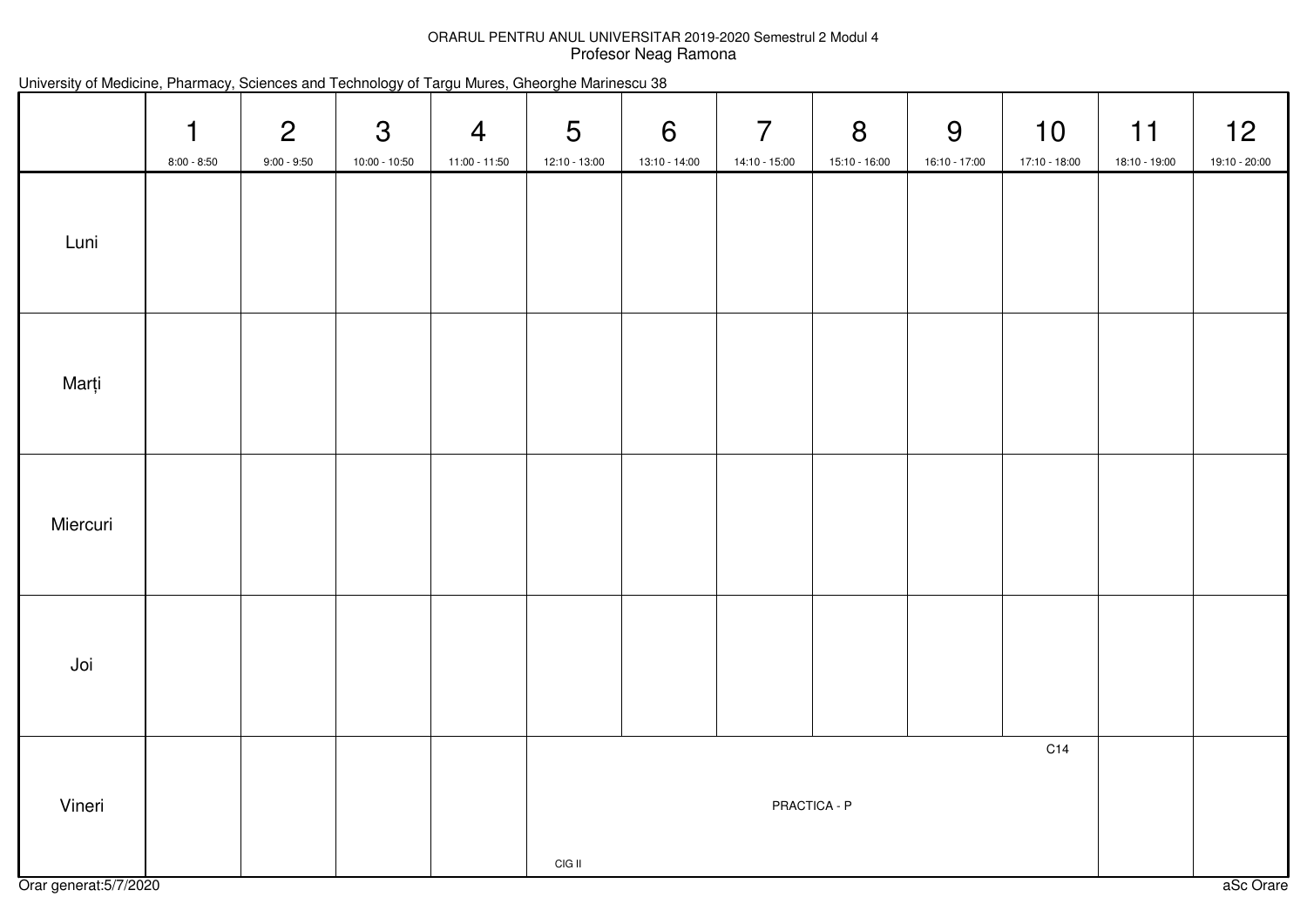ORARUL PENTRU ANUL UNIVERSITAR 2019-2020 Semestrul 2 Modul 4

Profesor Neag Ramona

University of Medicine, Pharmacy, Sciences and Technology of Targu Mures, Gheorghe Marinescu 38

| | 1<br>8:00 - 8:50 | 2<br>9:00 - 9:50 | 3<br>10:00 - 10:50 | 4<br>11:00 - 11:50 | 5<br>12:10 - 13:00 | 6<br>13:10 - 14:00 | 7<br>14:10 - 15:00 | 8<br>15:10 - 16:00 | 9<br>16:10 - 17:00 | 10<br>17:10 - 18:00 | 11<br>18:10 - 19:00 | 12<br>19:10 - 20:00 |
|---|---|---|---|---|---|---|---|---|---|---|---|---|
| Luni | | | | | | | | | | | | |
| Marți | | | | | | | | | | | | |
| Miercuri | | | | | | | | | | | | |
| Joi | | | | | | | | | | | | |
| Vineri | | | | | C14<br>PRACTICA - P<br>CIG II | | | | | | | |

Orar generat:5/7/2020

aSc Orare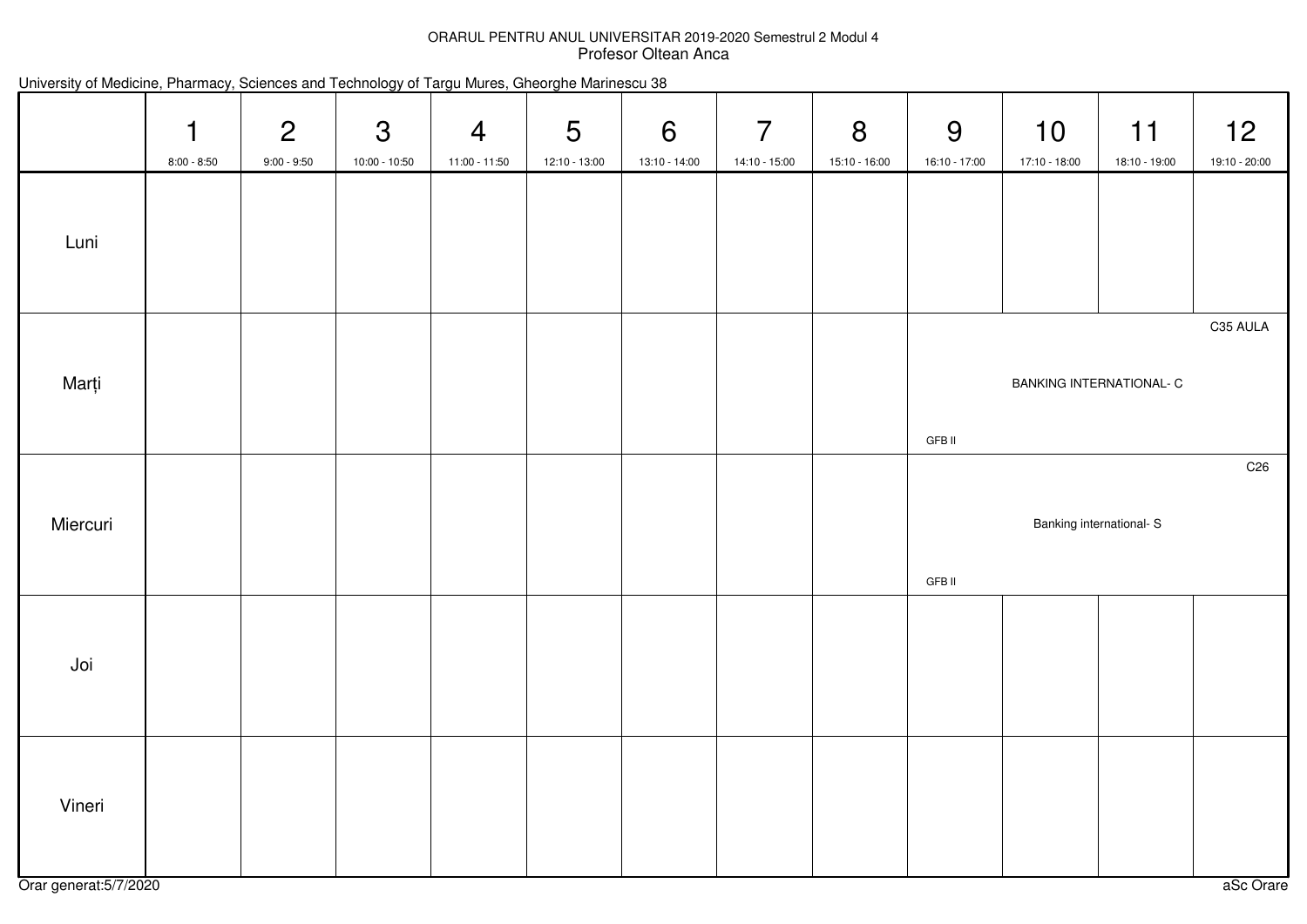ORARUL PENTRU ANUL UNIVERSITAR 2019-2020 Semestrul 2 Modul 4
Profesor Oltean Anca

University of Medicine, Pharmacy, Sciences and Technology of Targu Mures, Gheorghe Marinescu 38

| | 1<br>8:00 - 8:50 | 2<br>9:00 - 9:50 | 3<br>10:00 - 10:50 | 4<br>11:00 - 11:50 | 5<br>12:10 - 13:00 | 6<br>13:10 - 14:00 | 7<br>14:10 - 15:00 | 8<br>15:10 - 16:00 | 9<br>16:10 - 17:00 | 10<br>17:10 - 18:00 | 11<br>18:10 - 19:00 | 12<br>19:10 - 20:00 |
|---|---|---|---|---|---|---|---|---|---|---|---|---|
| Luni | | | | | | | | | | | | |
| Marți | | | | | | | | | C35 AULA<br>BANKING INTERNATIONAL- C<br>GFB II | | | |
| Miercuri | | | | | | | | | C26<br>Banking international- S<br>GFB II | | | |
| Joi | | | | | | | | | | | | |
| Vineri | | | | | | | | | | | | |

Orar generat:5/7/2020

aSc Orare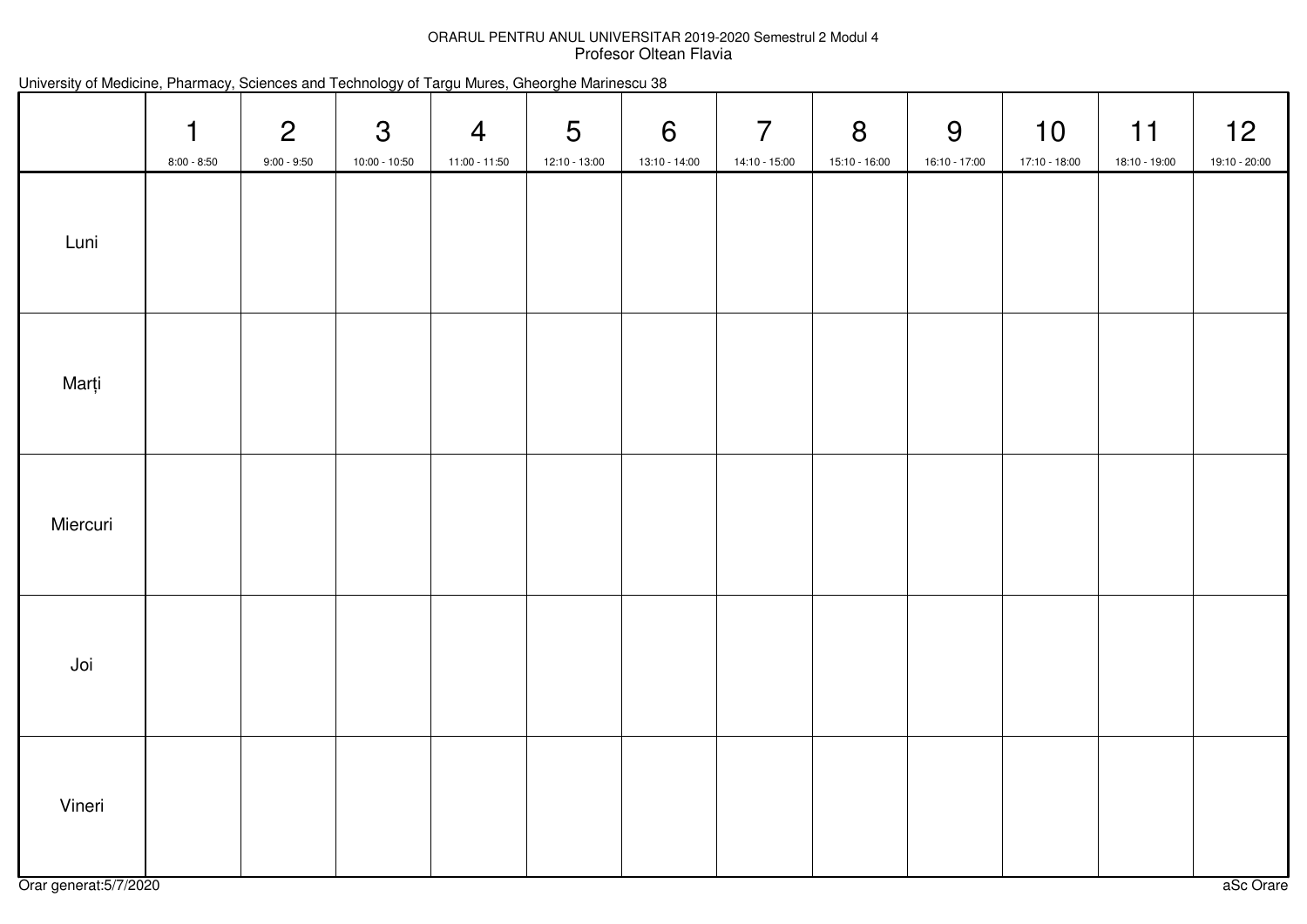ORARUL PENTRU ANUL UNIVERSITAR 2019-2020 Semestrul 2 Modul 4
Profesor Oltean Flavia

University of Medicine, Pharmacy, Sciences and Technology of Targu Mures, Gheorghe Marinescu 38

| | 1<br>8:00 - 8:50 | 2<br>9:00 - 9:50 | 3<br>10:00 - 10:50 | 4<br>11:00 - 11:50 | 5<br>12:10 - 13:00 | 6<br>13:10 - 14:00 | 7<br>14:10 - 15:00 | 8<br>15:10 - 16:00 | 9<br>16:10 - 17:00 | 10<br>17:10 - 18:00 | 11<br>18:10 - 19:00 | 12<br>19:10 - 20:00 |
|---|---|---|---|---|---|---|---|---|---|---|---|---|
| Luni | | | | | | | | | | | | |
| Marți | | | | | | | | | | | | |
| Miercuri | | | | | | | | | | | | |
| Joi | | | | | | | | | | | | |
| Vineri | | | | | | | | | | | | |

Orar generat:5/7/2020

aSc Orare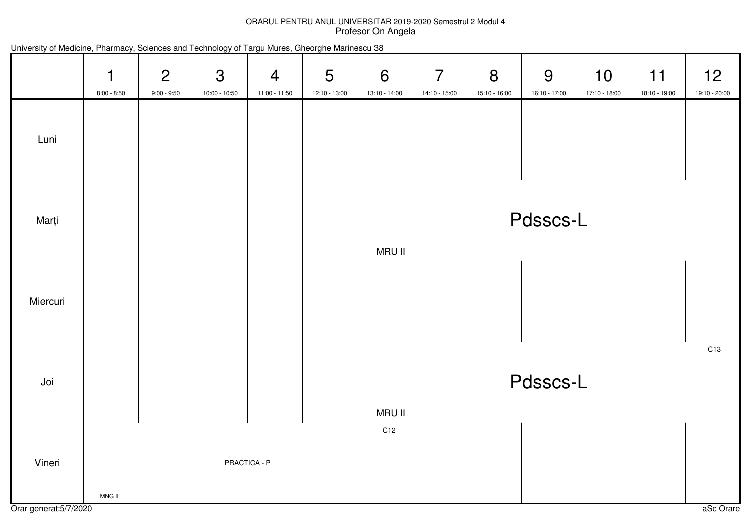ORARUL PENTRU ANUL UNIVERSITAR 2019-2020 Semestrul 2 Modul 4
Profesor On Angela

University of Medicine, Pharmacy, Sciences and Technology of Targu Mures, Gheorghe Marinescu 38

| | 1<br>8:00 - 8:50 | 2<br>9:00 - 9:50 | 3<br>10:00 - 10:50 | 4<br>11:00 - 11:50 | 5<br>12:10 - 13:00 | 6<br>13:10 - 14:00 | 7<br>14:10 - 15:00 | 8<br>15:10 - 16:00 | 9<br>16:10 - 17:00 | 10<br>17:10 - 18:00 | 11<br>18:10 - 19:00 | 12<br>19:10 - 20:00 |
|---|---|---|---|---|---|---|---|---|---|---|---|---|
| Luni | | | | | | | | | | | | |
| Marți | | | | | | Pdsscs-L MRU II | | | | | | |
| Miercuri | | | | | | | | | | | | |
| Joi | | | | | | Pdsscs-L MRU II C13 | | | | | | |
| Vineri | PRACTICA - P MNG II C12 | | | | | | | | | | | |

Orar generat:5/7/2020

aSc Orare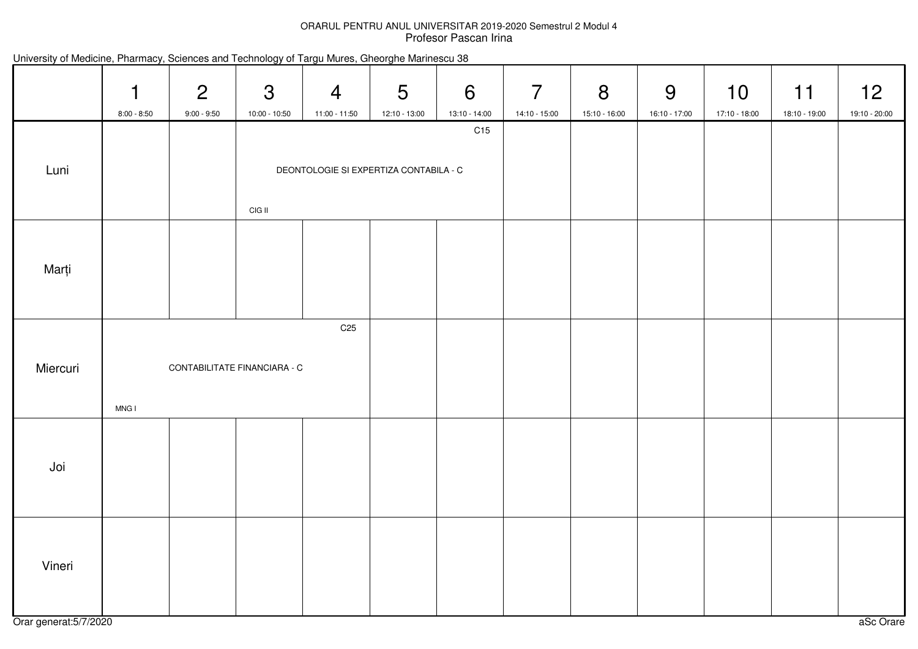ORARUL PENTRU ANUL UNIVERSITAR 2019-2020 Semestrul 2 Modul 4
Profesor Pascan Irina

University of Medicine, Pharmacy, Sciences and Technology of Targu Mures, Gheorghe Marinescu 38

| | 1<br>8:00 - 8:50 | 2<br>9:00 - 9:50 | 3<br>10:00 - 10:50 | 4<br>11:00 - 11:50 | 5<br>12:10 - 13:00 | 6<br>13:10 - 14:00 | 7<br>14:10 - 15:00 | 8<br>15:10 - 16:00 | 9<br>16:10 - 17:00 | 10<br>17:10 - 18:00 | 11<br>18:10 - 19:00 | 12<br>19:10 - 20:00 |
|---|---|---|---|---|---|---|---|---|---|---|---|---|
| Luni | | | DEONTOLOGIE SI EXPERTIZA CONTABILA - C<br>C15<br>CIG II | | | | | | | | | |
| Marți | | | | | | | | | | | | |
| Miercuri | CONTABILITATE FINANCIARA - C<br>C25<br>MNG I | | | | | | | | | | | |
| Joi | | | | | | | | | | | | |
| Vineri | | | | | | | | | | | | |

Orar generat:5/7/2020

aSc Orare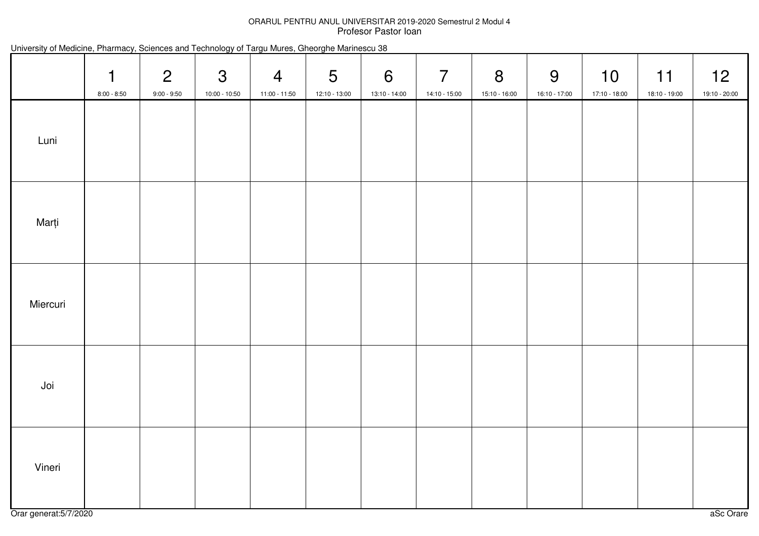ORARUL PENTRU ANUL UNIVERSITAR 2019-2020 Semestrul 2 Modul 4
Profesor Pastor Ioan

University of Medicine, Pharmacy, Sciences and Technology of Targu Mures, Gheorghe Marinescu 38

| | 1<br>8:00 - 8:50 | 2<br>9:00 - 9:50 | 3<br>10:00 - 10:50 | 4<br>11:00 - 11:50 | 5<br>12:10 - 13:00 | 6<br>13:10 - 14:00 | 7<br>14:10 - 15:00 | 8<br>15:10 - 16:00 | 9<br>16:10 - 17:00 | 10<br>17:10 - 18:00 | 11<br>18:10 - 19:00 | 12<br>19:10 - 20:00 |
|---|---|---|---|---|---|---|---|---|---|---|---|---|
| Luni | | | | | | | | | | | | |
| Marți | | | | | | | | | | | | |
| Miercuri | | | | | | | | | | | | |
| Joi | | | | | | | | | | | | |
| Vineri | | | | | | | | | | | | |

Orar generat:5/7/2020

aSc Orare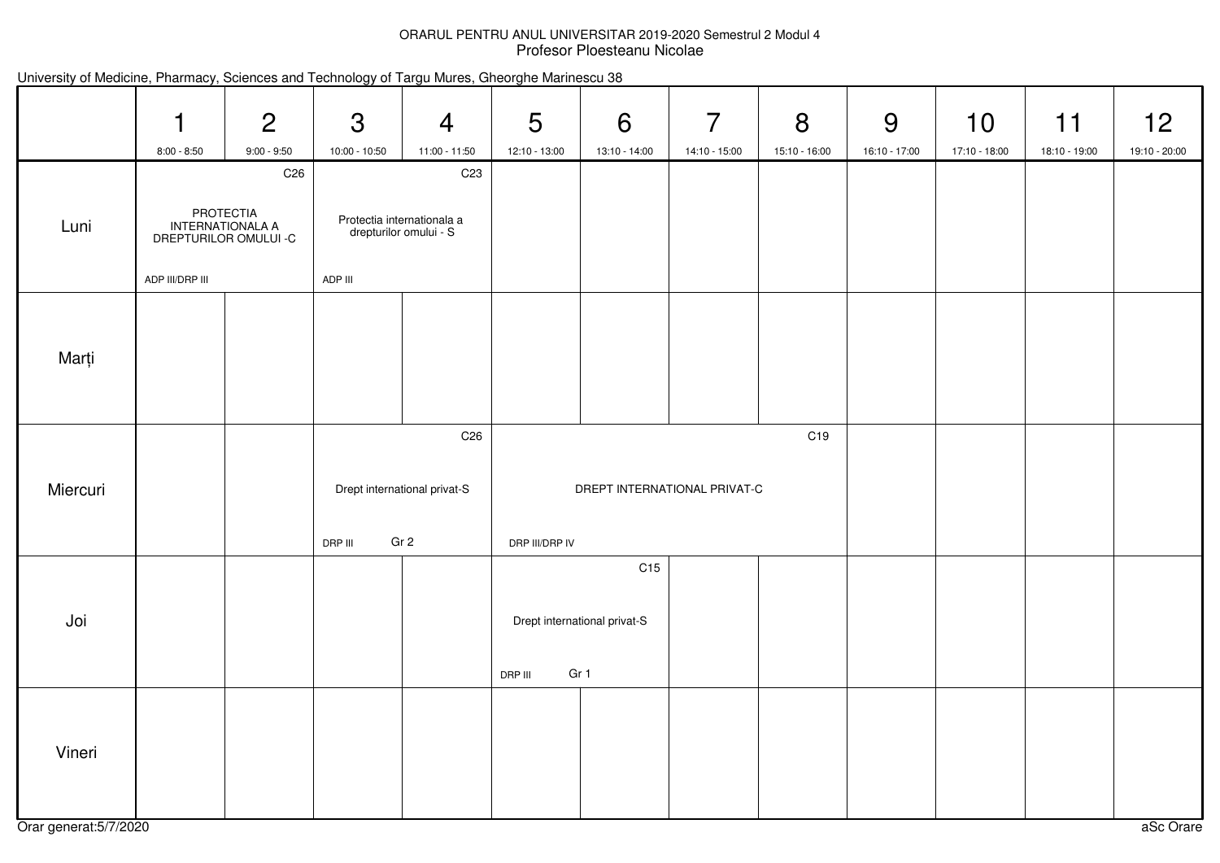ORARUL PENTRU ANUL UNIVERSITAR 2019-2020 Semestrul 2 Modul 4
Profesor Ploesteanu Nicolae

University of Medicine, Pharmacy, Sciences and Technology of Targu Mures, Gheorghe Marinescu 38

| | 1<br>8:00 - 8:50 | 2<br>9:00 - 9:50 | 3<br>10:00 - 10:50 | 4<br>11:00 - 11:50 | 5<br>12:10 - 13:00 | 6<br>13:10 - 14:00 | 7<br>14:10 - 15:00 | 8<br>15:10 - 16:00 | 9<br>16:10 - 17:00 | 10<br>17:10 - 18:00 | 11<br>18:10 - 19:00 | 12<br>19:10 - 20:00 |
|---|---|---|---|---|---|---|---|---|---|---|---|---|
| Luni | C26 PROTECTIA INTERNATIONALA A DREPTURILOR OMULUI -C ADP III/DRP III | | C23 Protectia internationala a drepturilor omului - S ADP III | | | | | | | | | |
| Marți | | | | | | | | | | | | |
| Miercuri | | | C26 Drept international privat-S DRP III Gr 2 | | C19 DREPT INTERNATIONAL PRIVAT-C DRP III/DRP IV | | | | | | | |
| Joi | | | | | C15 Drept international privat-S DRP III Gr 1 | | | | | | | |
| Vineri | | | | | | | | | | | | |

Orar generat:5/7/2020 aSc Orare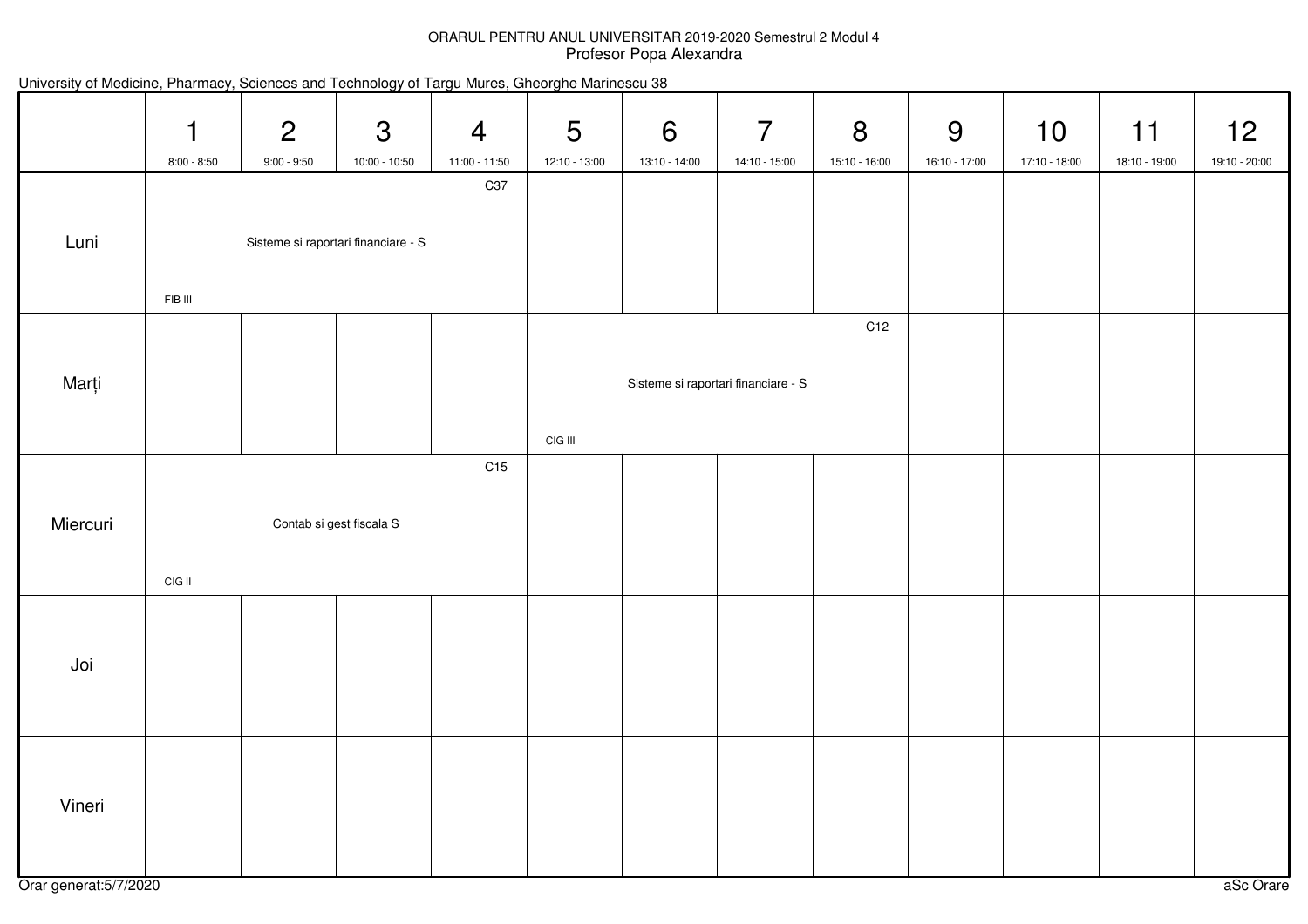ORARUL PENTRU ANUL UNIVERSITAR 2019-2020 Semestrul 2 Modul 4
Profesor Popa Alexandra

University of Medicine, Pharmacy, Sciences and Technology of Targu Mures, Gheorghe Marinescu 38

| | 1<br>8:00 - 8:50 | 2<br>9:00 - 9:50 | 3<br>10:00 - 10:50 | 4<br>11:00 - 11:50 | 5<br>12:10 - 13:00 | 6<br>13:10 - 14:00 | 7<br>14:10 - 15:00 | 8<br>15:10 - 16:00 | 9<br>16:10 - 17:00 | 10<br>17:10 - 18:00 | 11<br>18:10 - 19:00 | 12<br>19:10 - 20:00 |
|---|---|---|---|---|---|---|---|---|---|---|---|---|
| Luni | Sisteme si raportari financiare - S<br>FIB III<br>C37 | | | | | | | | | | | |
| Marți | | | | | Sisteme si raportari financiare - S<br>CIG III<br>C12 | | | | | | | |
| Miercuri | Contab si gest fiscala S<br>CIG II<br>C15 | | | | | | | | | | | |
| Joi | | | | | | | | | | | | |
| Vineri | | | | | | | | | | | | |

Orar generat:5/7/2020

aSc Orare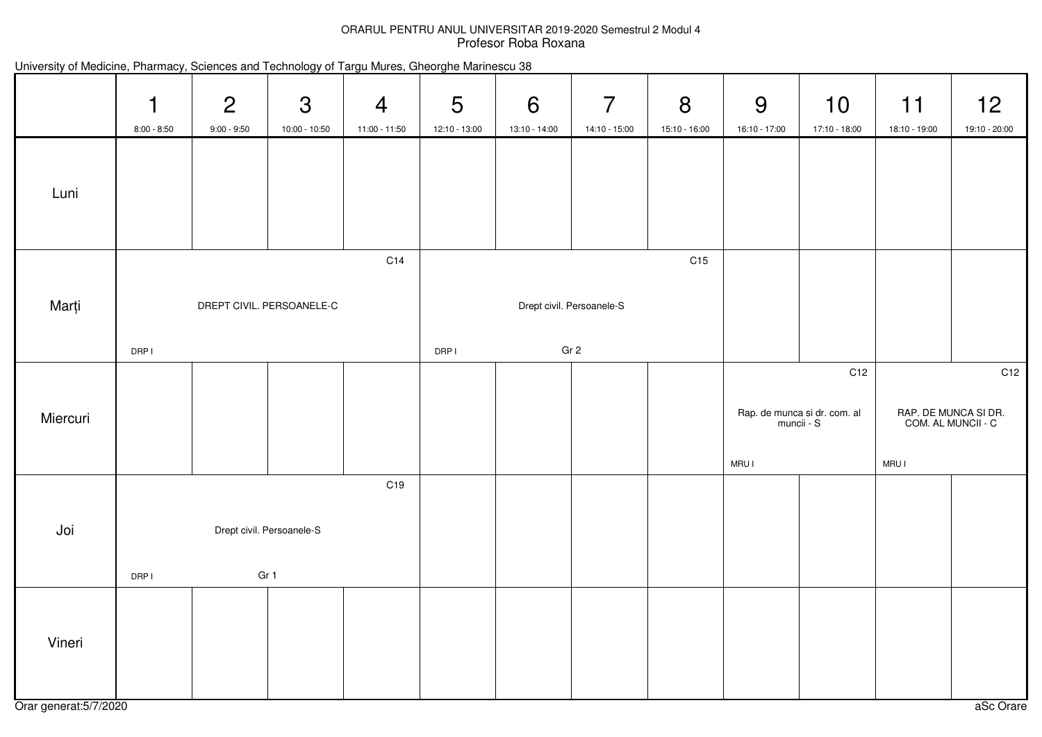ORARUL PENTRU ANUL UNIVERSITAR 2019-2020 Semestrul 2 Modul 4
Profesor Roba Roxana

University of Medicine, Pharmacy, Sciences and Technology of Targu Mures, Gheorghe Marinescu 38

| | 1<br>8:00 - 8:50 | 2<br>9:00 - 9:50 | 3<br>10:00 - 10:50 | 4<br>11:00 - 11:50 | 5<br>12:10 - 13:00 | 6<br>13:10 - 14:00 | 7<br>14:10 - 15:00 | 8<br>15:10 - 16:00 | 9<br>16:10 - 17:00 | 10<br>17:10 - 18:00 | 11<br>18:10 - 19:00 | 12<br>19:10 - 20:00 |
|---|---|---|---|---|---|---|---|---|---|---|---|---|
| Luni | | | | | | | | | | | | |
| Marți | DREPT CIVIL. PERSOANELE-C<br>C14<br>DRP I | | | | Drept civil. Persoanele-S<br>C15<br>DRP I<br>Gr 2 | | | | | | | |
| Miercuri | | | | | | | | | Rap. de munca si dr. com. al muncii - S<br>C12<br>MRU I | | RAP. DE MUNCA SI DR. COM. AL MUNCII - C<br>C12<br>MRU I | |
| Joi | Drept civil. Persoanele-S<br>C19<br>DRP I<br>Gr 1 | | | | | | | | | | | |
| Vineri | | | | | | | | | | | | |

Orar generat:5/7/2020

aSc Orare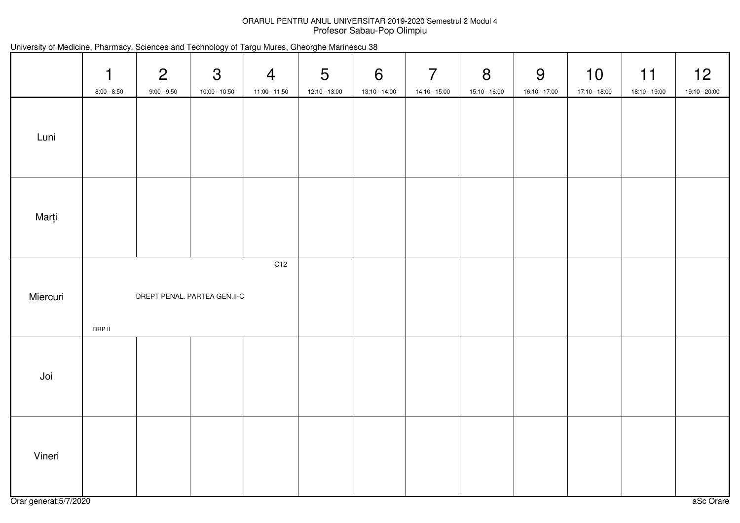ORARUL PENTRU ANUL UNIVERSITAR 2019-2020 Semestrul 2 Modul 4

Profesor Sabau-Pop Olimpiu

University of Medicine, Pharmacy, Sciences and Technology of Targu Mures, Gheorghe Marinescu 38

| | 1<br>8:00 - 8:50 | 2<br>9:00 - 9:50 | 3<br>10:00 - 10:50 | 4<br>11:00 - 11:50 | 5<br>12:10 - 13:00 | 6<br>13:10 - 14:00 | 7<br>14:10 - 15:00 | 8<br>15:10 - 16:00 | 9<br>16:10 - 17:00 | 10<br>17:10 - 18:00 | 11<br>18:10 - 19:00 | 12<br>19:10 - 20:00 |
|---|---|---|---|---|---|---|---|---|---|---|---|---|
| Luni | | | | | | | | | | | | |
| Marți | | | | | | | | | | | | |
| Miercuri | C12 DREPT PENAL. PARTEA GEN.II-C DRP II | | | | | | | | | | | |
| Joi | | | | | | | | | | | | |
| Vineri | | | | | | | | | | | | |

Orar generat:5/7/2020

aSc Orare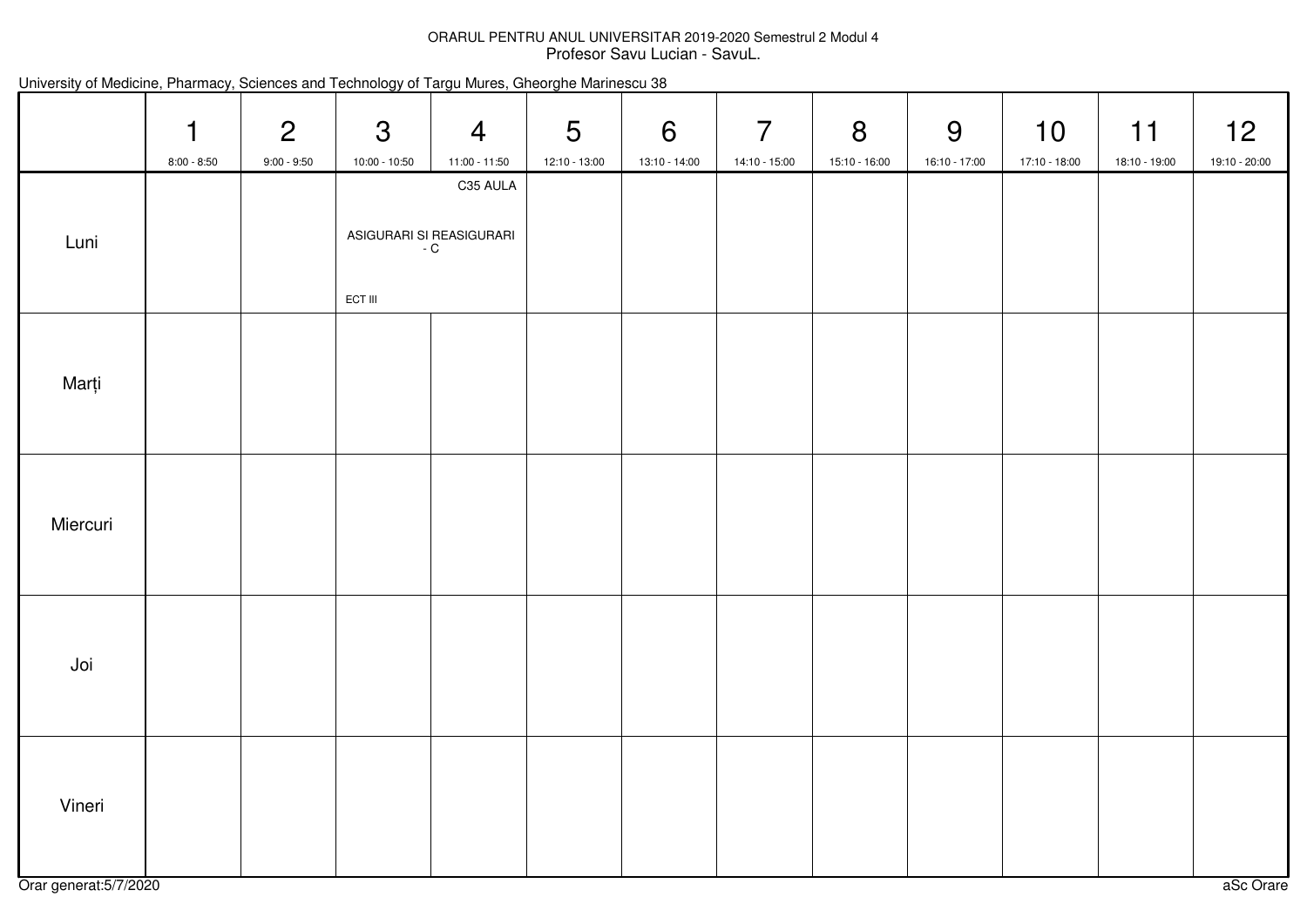ORARUL PENTRU ANUL UNIVERSITAR 2019-2020 Semestrul 2 Modul 4
Profesor Savu Lucian - SavuL.

University of Medicine, Pharmacy, Sciences and Technology of Targu Mures, Gheorghe Marinescu 38

| | 1<br>8:00 - 8:50 | 2<br>9:00 - 9:50 | 3<br>10:00 - 10:50 | 4<br>11:00 - 11:50 | 5<br>12:10 - 13:00 | 6<br>13:10 - 14:00 | 7<br>14:10 - 15:00 | 8<br>15:10 - 16:00 | 9<br>16:10 - 17:00 | 10<br>17:10 - 18:00 | 11<br>18:10 - 19:00 | 12<br>19:10 - 20:00 |
|---|---|---|---|---|---|---|---|---|---|---|---|---|
| Luni | | | C35 AULA<br>ASIGURARI SI REASIGURARI - C<br>ECT III | | | | | | | | | |
| Marți | | | | | | | | | | | | |
| Miercuri | | | | | | | | | | | | |
| Joi | | | | | | | | | | | | |
| Vineri | | | | | | | | | | | | |

Orar generat:5/7/2020

aSc Orare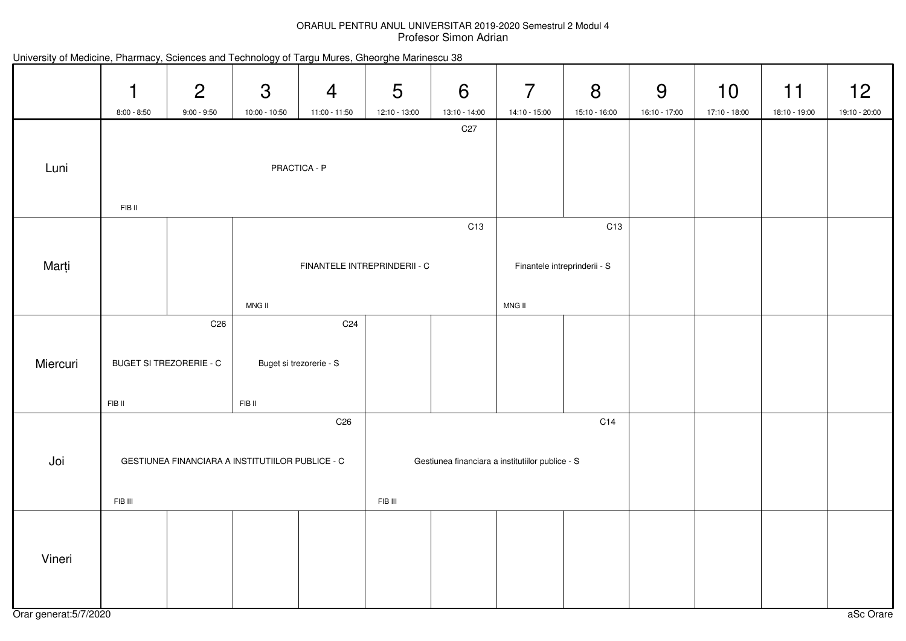ORARUL PENTRU ANUL UNIVERSITAR 2019-2020 Semestrul 2 Modul 4
Profesor Simon Adrian

University of Medicine, Pharmacy, Sciences and Technology of Targu Mures, Gheorghe Marinescu 38

| | 1<br>8:00 - 8:50 | 2<br>9:00 - 9:50 | 3<br>10:00 - 10:50 | 4<br>11:00 - 11:50 | 5<br>12:10 - 13:00 | 6<br>13:10 - 14:00 | 7<br>14:10 - 15:00 | 8<br>15:10 - 16:00 | 9<br>16:10 - 17:00 | 10<br>17:10 - 18:00 | 11<br>18:10 - 19:00 | 12<br>19:10 - 20:00 |
|---|---|---|---|---|---|---|---|---|---|---|---|---|
| Luni | PRACTICA - P<br>FIB II<br>C27 (1-6) | | | | | | | | | | | |
| Marți | | | FINANTELE INTREPRINDERII - C<br>MNG II<br>C13 (3-6) | | | | Finantele intreprinderii - S<br>MNG II<br>C13 (7-8) | | | | | |
| Miercuri | BUGET SI TREZORERIE - C<br>FIB II<br>C26 (1-2) | | Buget si trezorerie - S<br>FIB II<br>C24 (3-4) | | | | | | | | | |
| Joi | GESTIUNEA FINANCIARA A INSTITUTIILOR PUBLICE - C<br>FIB III<br>C26 (1-4) | | | | Gestiunea financiara a institutiilor publice - S<br>FIB III<br>C14 (5-8) | | | | | | | |
| Vineri | | | | | | | | | | | | |

Orar generat:5/7/2020

aSc Orare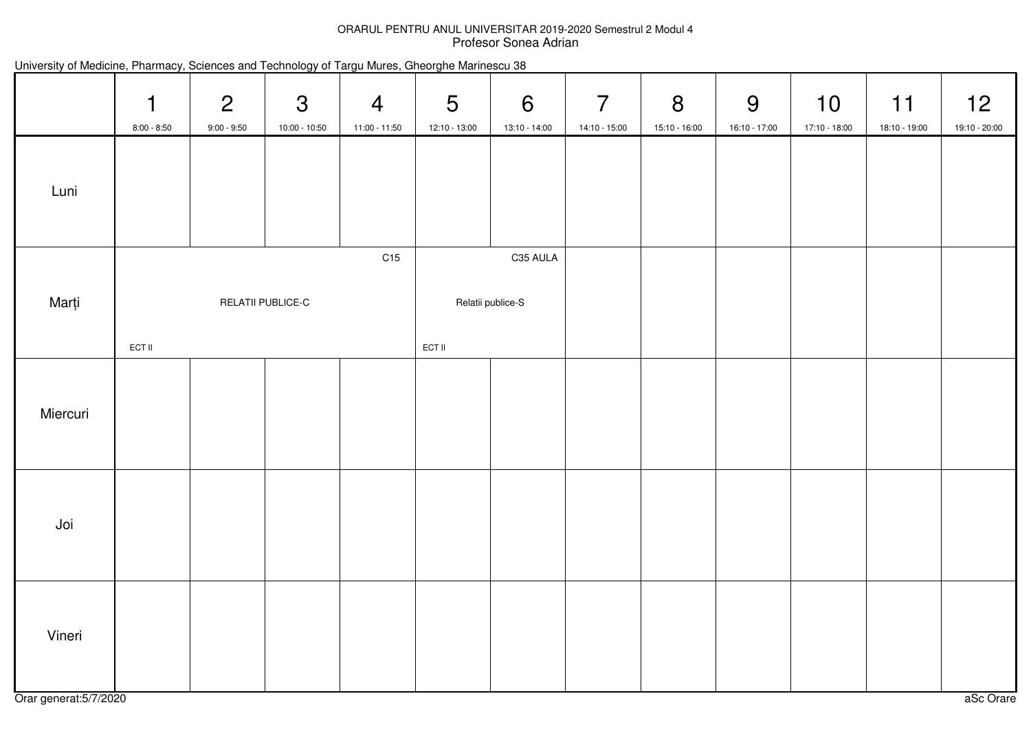ORARUL PENTRU ANUL UNIVERSITAR 2019-2020 Semestrul 2 Modul 4
Profesor Sonea Adrian

University of Medicine, Pharmacy, Sciences and Technology of Targu Mures, Gheorghe Marinescu 38

| | 1<br>8:00 - 8:50 | 2<br>9:00 - 9:50 | 3<br>10:00 - 10:50 | 4<br>11:00 - 11:50 | 5<br>12:10 - 13:00 | 6<br>13:10 - 14:00 | 7<br>14:10 - 15:00 | 8<br>15:10 - 16:00 | 9<br>16:10 - 17:00 | 10<br>17:10 - 18:00 | 11<br>18:10 - 19:00 | 12<br>19:10 - 20:00 |
|---|---|---|---|---|---|---|---|---|---|---|---|---|
| Luni | | | | | | | | | | | | |
| Marți | RELATII PUBLICE-C<br>C15<br>ECT II | | | | Relatii publice-S<br>C35 AULA<br>ECT II | | | | | | | |
| Miercuri | | | | | | | | | | | | |
| Joi | | | | | | | | | | | | |
| Vineri | | | | | | | | | | | | |

Orar generat:5/7/2020

aSc Orare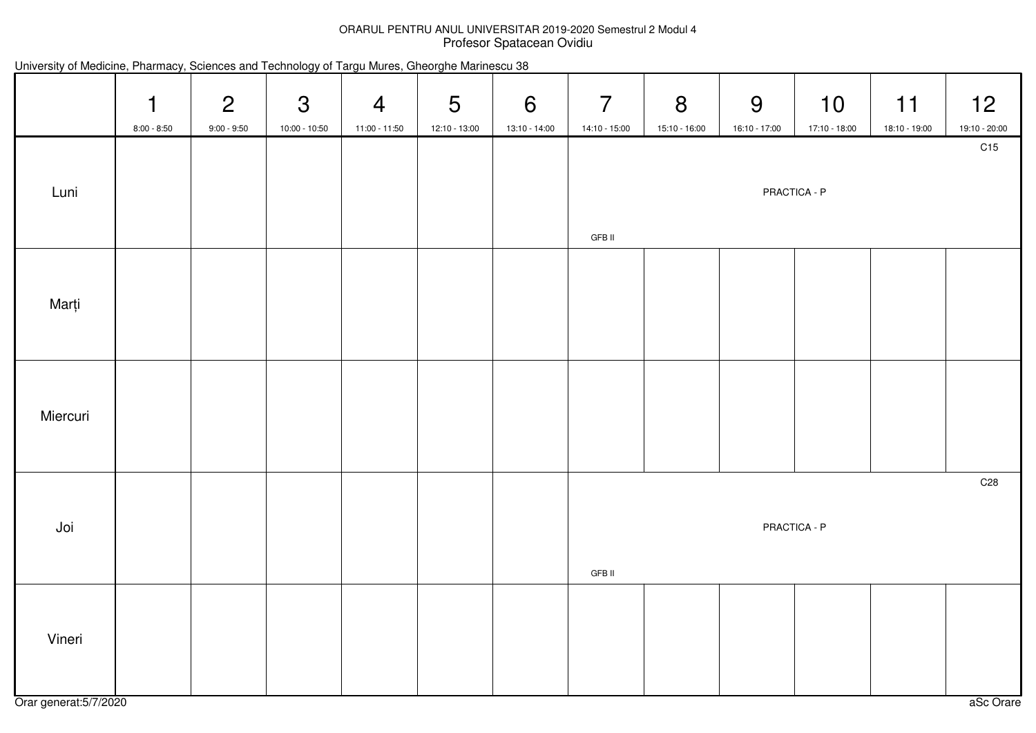ORARUL PENTRU ANUL UNIVERSITAR 2019-2020 Semestrul 2 Modul 4
Profesor Spatacean Ovidiu

University of Medicine, Pharmacy, Sciences and Technology of Targu Mures, Gheorghe Marinescu 38

| | 1<br>8:00 - 8:50 | 2<br>9:00 - 9:50 | 3<br>10:00 - 10:50 | 4<br>11:00 - 11:50 | 5<br>12:10 - 13:00 | 6<br>13:10 - 14:00 | 7<br>14:10 - 15:00 | 8<br>15:10 - 16:00 | 9<br>16:10 - 17:00 | 10<br>17:10 - 18:00 | 11<br>18:10 - 19:00 | 12<br>19:10 - 20:00 |
|---|---|---|---|---|---|---|---|---|---|---|---|---|
| Luni | | | | | | | PRACTICA - P<br>GFB II<br>C15 | | | | | |
| Marți | | | | | | | | | | | | |
| Miercuri | | | | | | | | | | | | |
| Joi | | | | | | | PRACTICA - P<br>GFB II<br>C28 | | | | | |
| Vineri | | | | | | | | | | | | |

Orar generat:5/7/2020

aSc Orare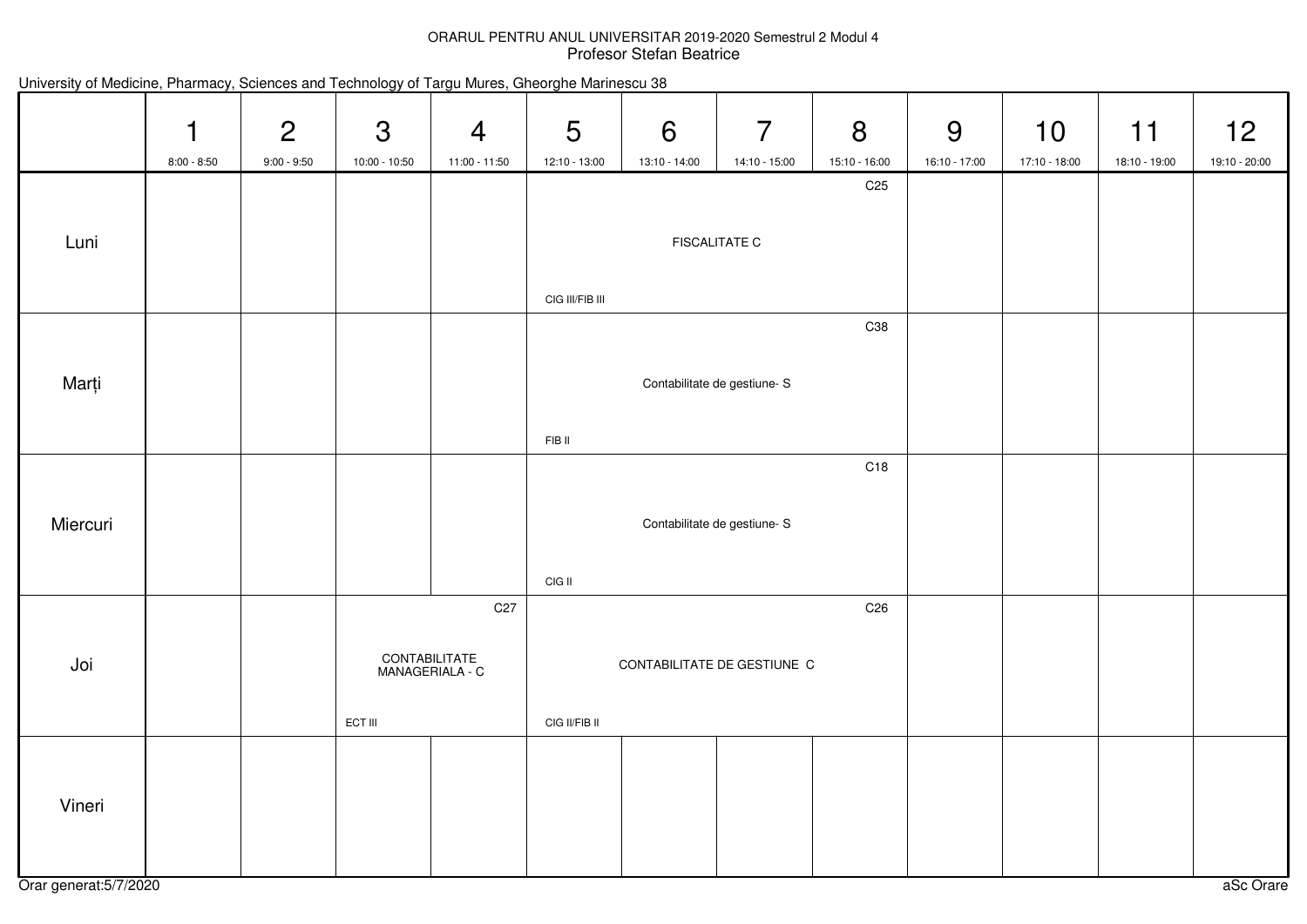ORARUL PENTRU ANUL UNIVERSITAR 2019-2020 Semestrul 2 Modul 4
Profesor Stefan Beatrice

University of Medicine, Pharmacy, Sciences and Technology of Targu Mures, Gheorghe Marinescu 38

| | 1<br>8:00 - 8:50 | 2<br>9:00 - 9:50 | 3<br>10:00 - 10:50 | 4<br>11:00 - 11:50 | 5<br>12:10 - 13:00 | 6<br>13:10 - 14:00 | 7<br>14:10 - 15:00 | 8<br>15:10 - 16:00 | 9<br>16:10 - 17:00 | 10<br>17:10 - 18:00 | 11<br>18:10 - 19:00 | 12<br>19:10 - 20:00 |
|---|---|---|---|---|---|---|---|---|---|---|---|---|
| Luni | | | | | FISCALITATE C<br>C25<br>CIG III/FIB III | | | | | | | |
| Marți | | | | | Contabilitate de gestiune- S<br>C38<br>FIB II | | | | | | | |
| Miercuri | | | | | Contabilitate de gestiune- S<br>C18<br>CIG II | | | | | | | |
| Joi | | | CONTABILITATE MANAGERIALA - C<br>C27<br>ECT III | | CONTABILITATE DE GESTIUNE C<br>C26<br>CIG II/FIB II | | | | | | | |
| Vineri | | | | | | | | | | | | |

Orar generat:5/7/2020

aSc Orare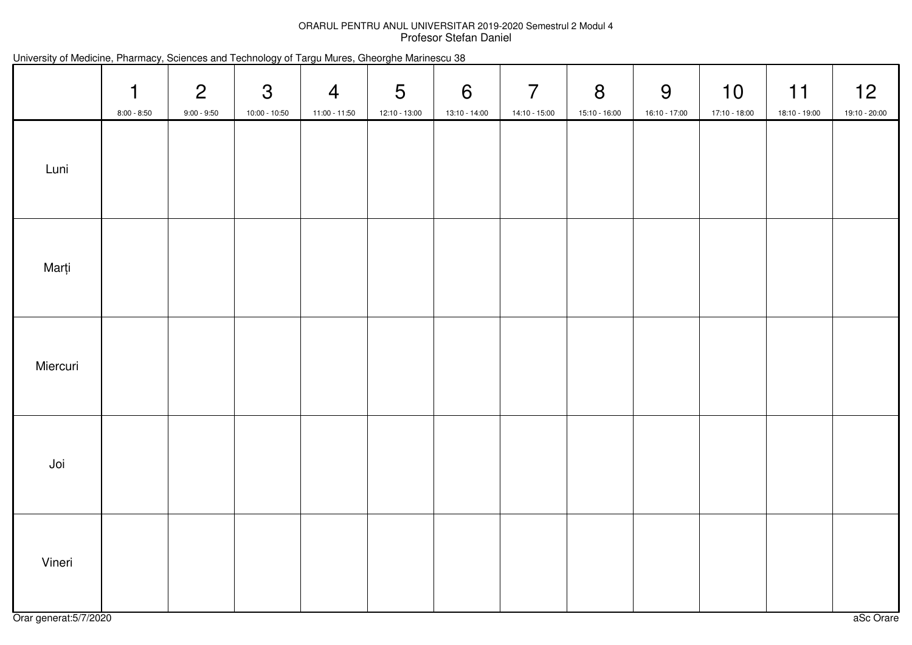ORARUL PENTRU ANUL UNIVERSITAR 2019-2020 Semestrul 2 Modul 4
Profesor Stefan Daniel

University of Medicine, Pharmacy, Sciences and Technology of Targu Mures, Gheorghe Marinescu 38

| | 1<br>8:00 - 8:50 | 2<br>9:00 - 9:50 | 3<br>10:00 - 10:50 | 4<br>11:00 - 11:50 | 5<br>12:10 - 13:00 | 6<br>13:10 - 14:00 | 7<br>14:10 - 15:00 | 8<br>15:10 - 16:00 | 9<br>16:10 - 17:00 | 10<br>17:10 - 18:00 | 11<br>18:10 - 19:00 | 12<br>19:10 - 20:00 |
|---|---|---|---|---|---|---|---|---|---|---|---|---|
| Luni | | | | | | | | | | | | |
| Marți | | | | | | | | | | | | |
| Miercuri | | | | | | | | | | | | |
| Joi | | | | | | | | | | | | |
| Vineri | | | | | | | | | | | | |

Orar generat:5/7/2020

aSc Orare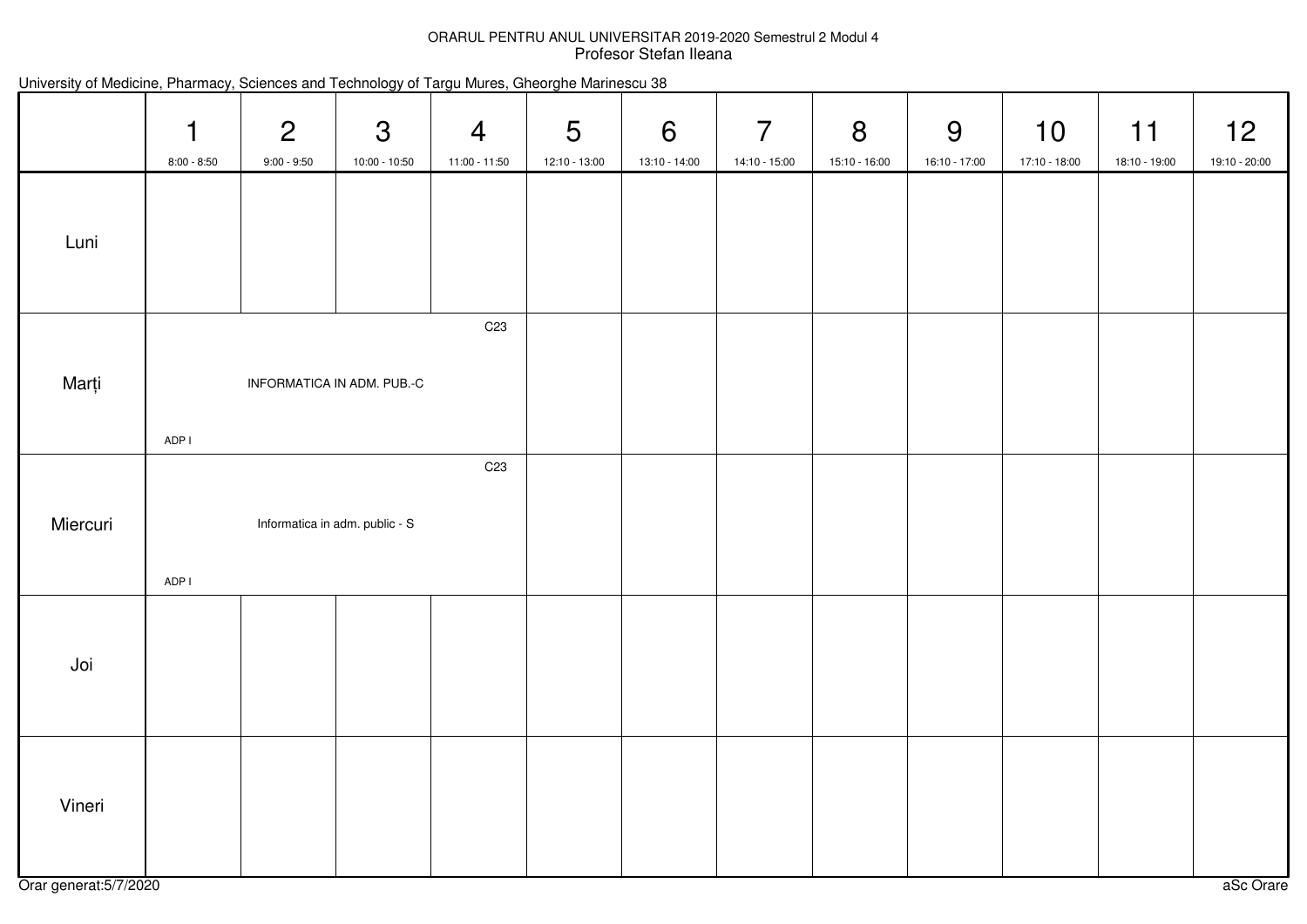ORARUL PENTRU ANUL UNIVERSITAR 2019-2020 Semestrul 2 Modul 4
Profesor Stefan Ileana

University of Medicine, Pharmacy, Sciences and Technology of Targu Mures, Gheorghe Marinescu 38

| | 1<br>8:00 - 8:50 | 2<br>9:00 - 9:50 | 3<br>10:00 - 10:50 | 4<br>11:00 - 11:50 | 5<br>12:10 - 13:00 | 6<br>13:10 - 14:00 | 7<br>14:10 - 15:00 | 8<br>15:10 - 16:00 | 9<br>16:10 - 17:00 | 10<br>17:10 - 18:00 | 11<br>18:10 - 19:00 | 12<br>19:10 - 20:00 |
|---|---|---|---|---|---|---|---|---|---|---|---|---|
| Luni | | | | | | | | | | | | |
| Marți | C23 INFORMATICA IN ADM. PUB.-C ADP I | | | | | | | | | | | |
| Miercuri | C23 Informatica in adm. public - S ADP I | | | | | | | | | | | |
| Joi | | | | | | | | | | | | |
| Vineri | | | | | | | | | | | | |

Orar generat:5/7/2020

aSc Orare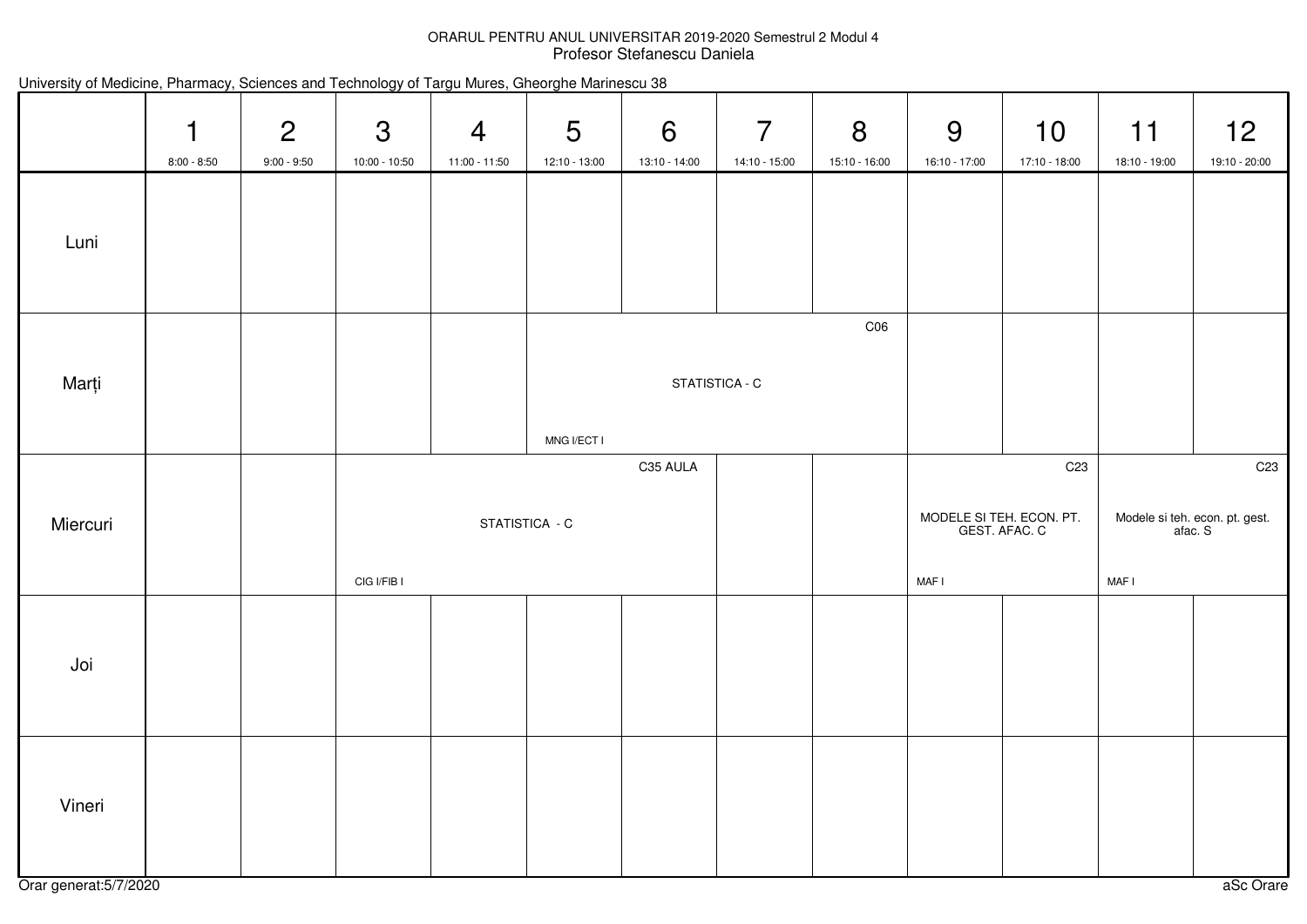ORARUL PENTRU ANUL UNIVERSITAR 2019-2020 Semestrul 2 Modul 4
Profesor Stefanescu Daniela

University of Medicine, Pharmacy, Sciences and Technology of Targu Mures, Gheorghe Marinescu 38

| | 1<br>8:00 - 8:50 | 2<br>9:00 - 9:50 | 3<br>10:00 - 10:50 | 4<br>11:00 - 11:50 | 5<br>12:10 - 13:00 | 6<br>13:10 - 14:00 | 7<br>14:10 - 15:00 | 8<br>15:10 - 16:00 | 9<br>16:10 - 17:00 | 10<br>17:10 - 18:00 | 11<br>18:10 - 19:00 | 12<br>19:10 - 20:00 |
|---|---|---|---|---|---|---|---|---|---|---|---|---|
| Luni | | | | | | | | | | | | |
| Marți | | | | | C06 STATISTICA - C MNG I/ECT I | | | | | | | |
| Miercuri | | | C35 AULA STATISTICA - C CIG I/FIB I | | | | | | C23 MODELE SI TEH. ECON. PT. GEST. AFAC. C MAF I | | C23 Modele si teh. econ. pt. gest. afac. S MAF I | |
| Joi | | | | | | | | | | | | |
| Vineri | | | | | | | | | | | | |

Orar generat:5/7/2020

aSc Orare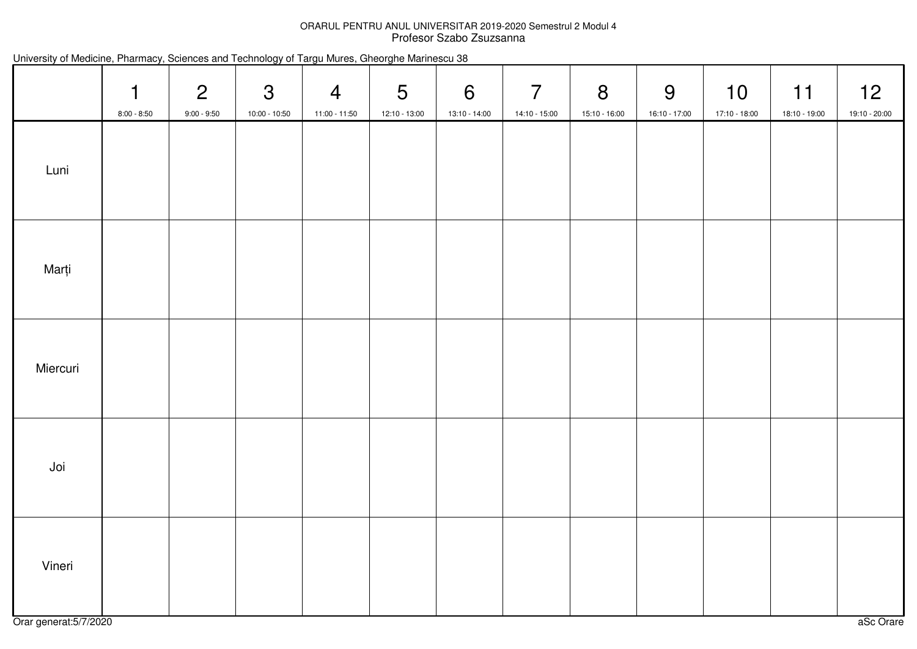ORARUL PENTRU ANUL UNIVERSITAR 2019-2020 Semestrul 2 Modul 4
Profesor Szabo Zsuzsanna

University of Medicine, Pharmacy, Sciences and Technology of Targu Mures, Gheorghe Marinescu 38

| | 1<br>8:00 - 8:50 | 2<br>9:00 - 9:50 | 3<br>10:00 - 10:50 | 4<br>11:00 - 11:50 | 5<br>12:10 - 13:00 | 6<br>13:10 - 14:00 | 7<br>14:10 - 15:00 | 8<br>15:10 - 16:00 | 9<br>16:10 - 17:00 | 10<br>17:10 - 18:00 | 11<br>18:10 - 19:00 | 12<br>19:10 - 20:00 |
|---|---|---|---|---|---|---|---|---|---|---|---|---|
| Luni | | | | | | | | | | | | |
| Marți | | | | | | | | | | | | |
| Miercuri | | | | | | | | | | | | |
| Joi | | | | | | | | | | | | |
| Vineri | | | | | | | | | | | | |

Orar generat:5/7/2020

aSc Orare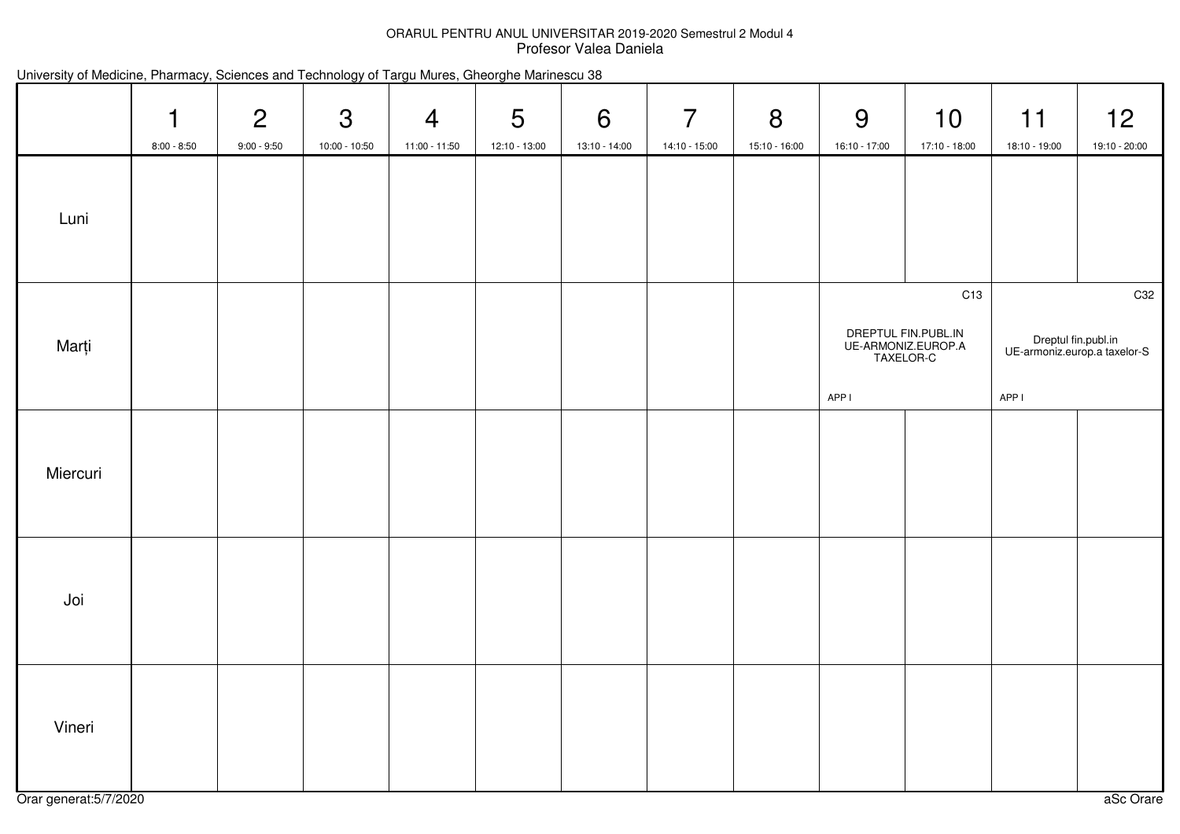ORARUL PENTRU ANUL UNIVERSITAR 2019-2020 Semestrul 2 Modul 4
Profesor Valea Daniela

University of Medicine, Pharmacy, Sciences and Technology of Targu Mures, Gheorghe Marinescu 38

| | 1<br>8:00 - 8:50 | 2<br>9:00 - 9:50 | 3<br>10:00 - 10:50 | 4<br>11:00 - 11:50 | 5<br>12:10 - 13:00 | 6<br>13:10 - 14:00 | 7<br>14:10 - 15:00 | 8<br>15:10 - 16:00 | 9<br>16:10 - 17:00 | 10<br>17:10 - 18:00 | 11<br>18:10 - 19:00 | 12<br>19:10 - 20:00 |
|---|---|---|---|---|---|---|---|---|---|---|---|---|
| Luni | | | | | | | | | | | | |
| Marți | | | | | | | | | C13 DREPTUL FIN.PUBL.IN UE-ARMONIZ.EUROP.A TAXELOR-C APP I | | C32 Dreptul fin.publ.in UE-armoniz.europ.a taxelor-S APP I | |
| Miercuri | | | | | | | | | | | | |
| Joi | | | | | | | | | | | | |
| Vineri | | | | | | | | | | | | |

Orar generat:5/7/2020

aSc Orare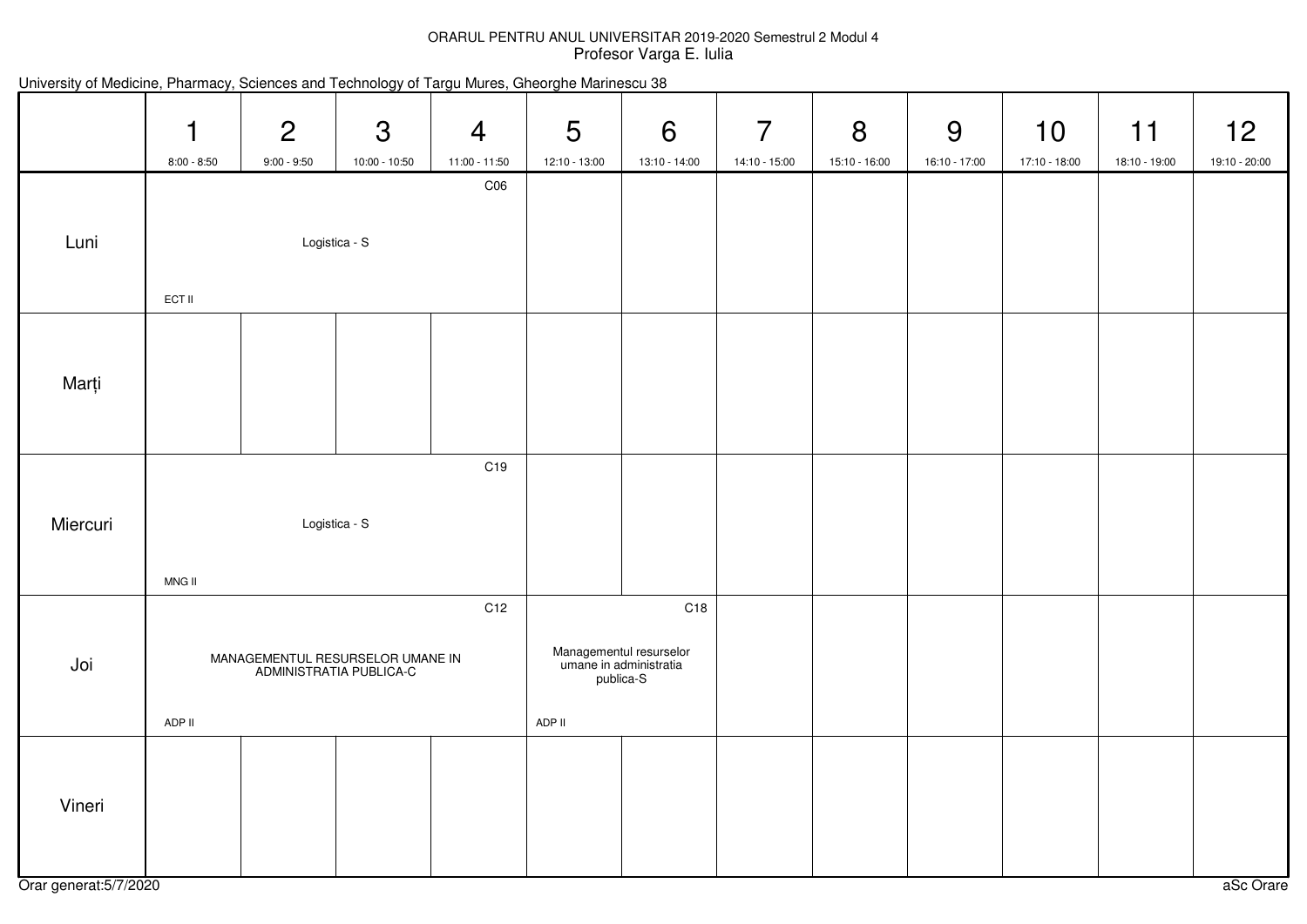ORARUL PENTRU ANUL UNIVERSITAR 2019-2020 Semestrul 2 Modul 4

Profesor Varga E. Iulia

University of Medicine, Pharmacy, Sciences and Technology of Targu Mures, Gheorghe Marinescu 38

| | 1<br>8:00 - 8:50 | 2<br>9:00 - 9:50 | 3<br>10:00 - 10:50 | 4<br>11:00 - 11:50 | 5<br>12:10 - 13:00 | 6<br>13:10 - 14:00 | 7<br>14:10 - 15:00 | 8<br>15:10 - 16:00 | 9<br>16:10 - 17:00 | 10<br>17:10 - 18:00 | 11<br>18:10 - 19:00 | 12<br>19:10 - 20:00 |
|---|---|---|---|---|---|---|---|---|---|---|---|---|
| Luni | C06 Logistica - S ECT II | | | | | | | | | | | |
| Marți | | | | | | | | | | | | |
| Miercuri | C19 Logistica - S MNG II | | | | | | | | | | | |
| Joi | C12 MANAGEMENTUL RESURSELOR UMANE IN ADMINISTRATIA PUBLICA-C ADP II | | | | C18 Managementul resurselor umane in administratia publica-S ADP II | | | | | | | |
| Vineri | | | | | | | | | | | | |

Orar generat:5/7/2020

aSc Orare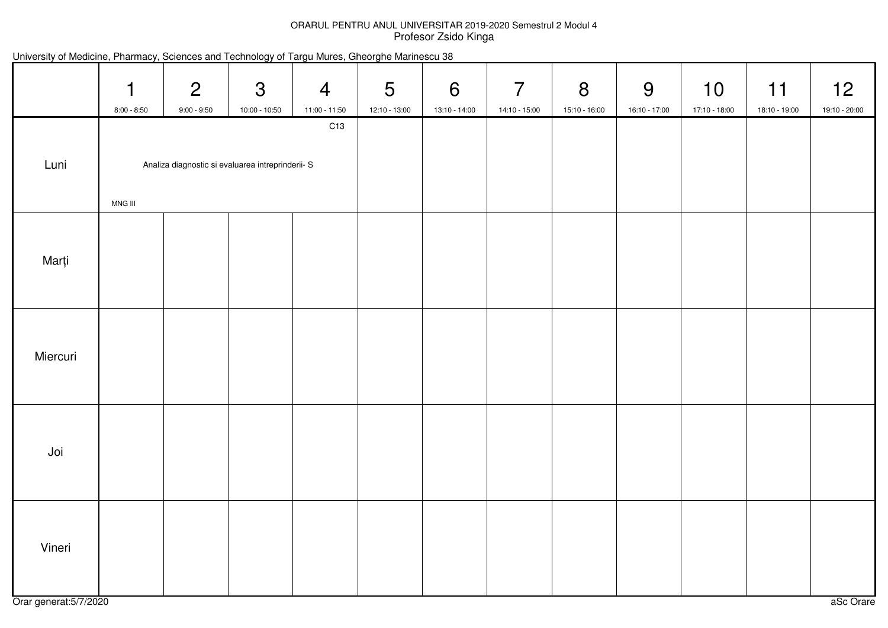ORARUL PENTRU ANUL UNIVERSITAR 2019-2020 Semestrul 2 Modul 4

Profesor Zsido Kinga

University of Medicine, Pharmacy, Sciences and Technology of Targu Mures, Gheorghe Marinescu 38

| | 1<br>8:00 - 8:50 | 2<br>9:00 - 9:50 | 3<br>10:00 - 10:50 | 4<br>11:00 - 11:50 | 5<br>12:10 - 13:00 | 6<br>13:10 - 14:00 | 7<br>14:10 - 15:00 | 8<br>15:10 - 16:00 | 9<br>16:10 - 17:00 | 10<br>17:10 - 18:00 | 11<br>18:10 - 19:00 | 12<br>19:10 - 20:00 |
|---|---|---|---|---|---|---|---|---|---|---|---|---|
| Luni | C13 Analiza diagnostic si evaluarea intreprinderii- S MNG III | | | | | | | | | | | |
| Marți | | | | | | | | | | | | |
| Miercuri | | | | | | | | | | | | |
| Joi | | | | | | | | | | | | |
| Vineri | | | | | | | | | | | | |

Orar generat:5/7/2020

aSc Orare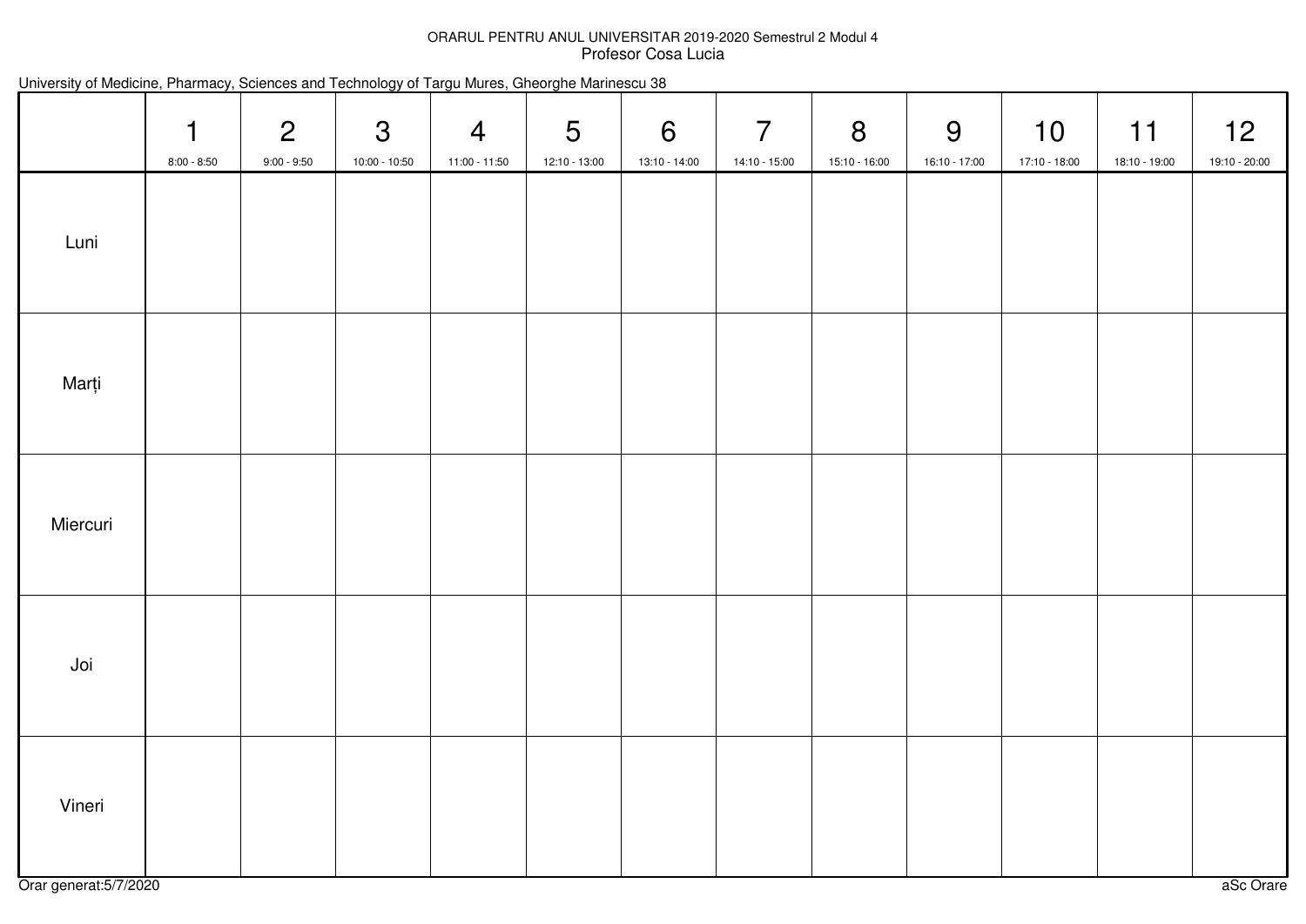ORARUL PENTRU ANUL UNIVERSITAR 2019-2020 Semestrul 2 Modul 4
Profesor Cosa Lucia

University of Medicine, Pharmacy, Sciences and Technology of Targu Mures, Gheorghe Marinescu 38

| | 1<br>8:00 - 8:50 | 2<br>9:00 - 9:50 | 3<br>10:00 - 10:50 | 4<br>11:00 - 11:50 | 5<br>12:10 - 13:00 | 6<br>13:10 - 14:00 | 7<br>14:10 - 15:00 | 8<br>15:10 - 16:00 | 9<br>16:10 - 17:00 | 10<br>17:10 - 18:00 | 11<br>18:10 - 19:00 | 12<br>19:10 - 20:00 |
|---|---|---|---|---|---|---|---|---|---|---|---|---|
| Luni | | | | | | | | | | | | |
| Marți | | | | | | | | | | | | |
| Miercuri | | | | | | | | | | | | |
| Joi | | | | | | | | | | | | |
| Vineri | | | | | | | | | | | | |

Orar generat:5/7/2020

aSc Orare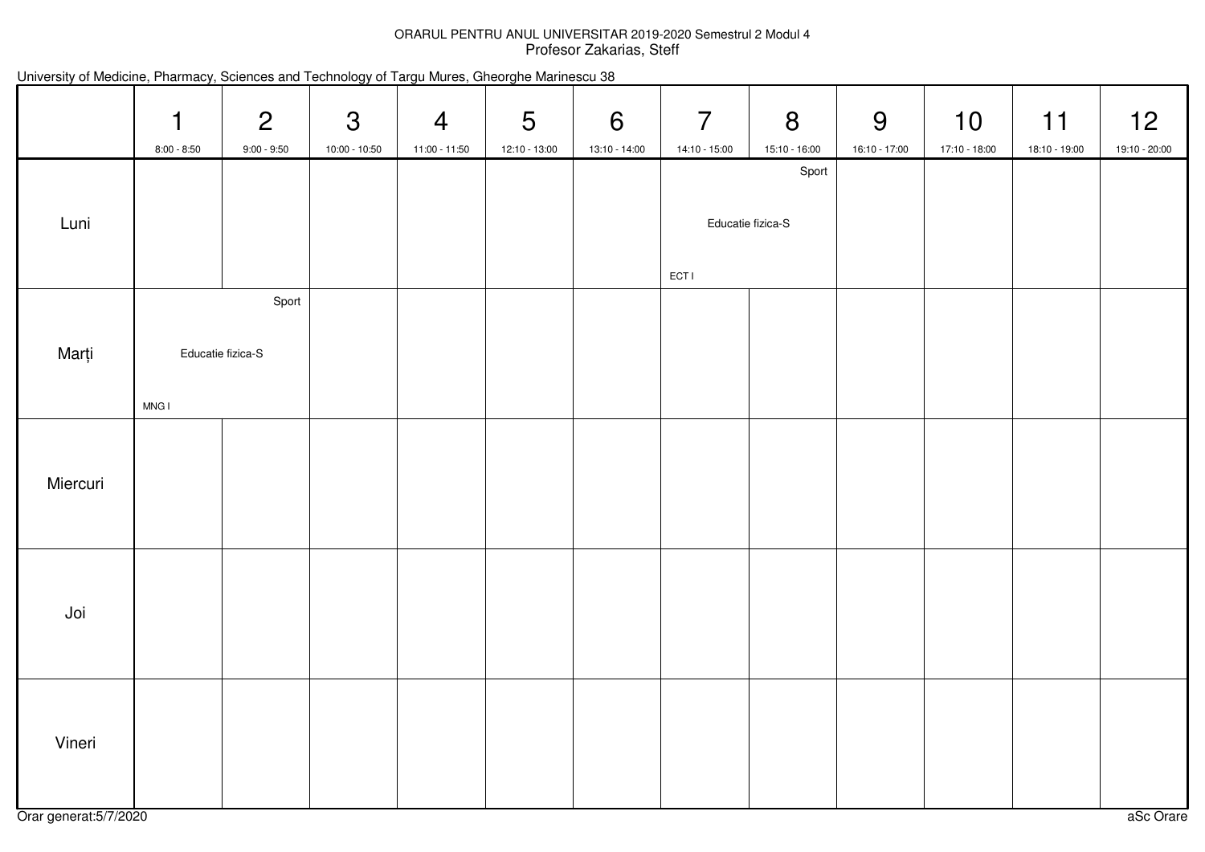ORARUL PENTRU ANUL UNIVERSITAR 2019-2020 Semestrul 2 Modul 4
Profesor Zakarias, Steff

University of Medicine, Pharmacy, Sciences and Technology of Targu Mures, Gheorghe Marinescu 38

| | 1<br>8:00 - 8:50 | 2<br>9:00 - 9:50 | 3<br>10:00 - 10:50 | 4<br>11:00 - 11:50 | 5<br>12:10 - 13:00 | 6<br>13:10 - 14:00 | 7<br>14:10 - 15:00 | 8<br>15:10 - 16:00 | 9<br>16:10 - 17:00 | 10<br>17:10 - 18:00 | 11<br>18:10 - 19:00 | 12<br>19:10 - 20:00 |
|---|---|---|---|---|---|---|---|---|---|---|---|---|
| Luni | | | | | | | Sport<br>Educatie fizica-S<br>ECT I | | | | | |
| Marți | Sport<br>Educatie fizica-S<br>MNG I | | | | | | | | | | | |
| Miercuri | | | | | | | | | | | | |
| Joi | | | | | | | | | | | | |
| Vineri | | | | | | | | | | | | |

Orar generat:5/7/2020

aSc Orare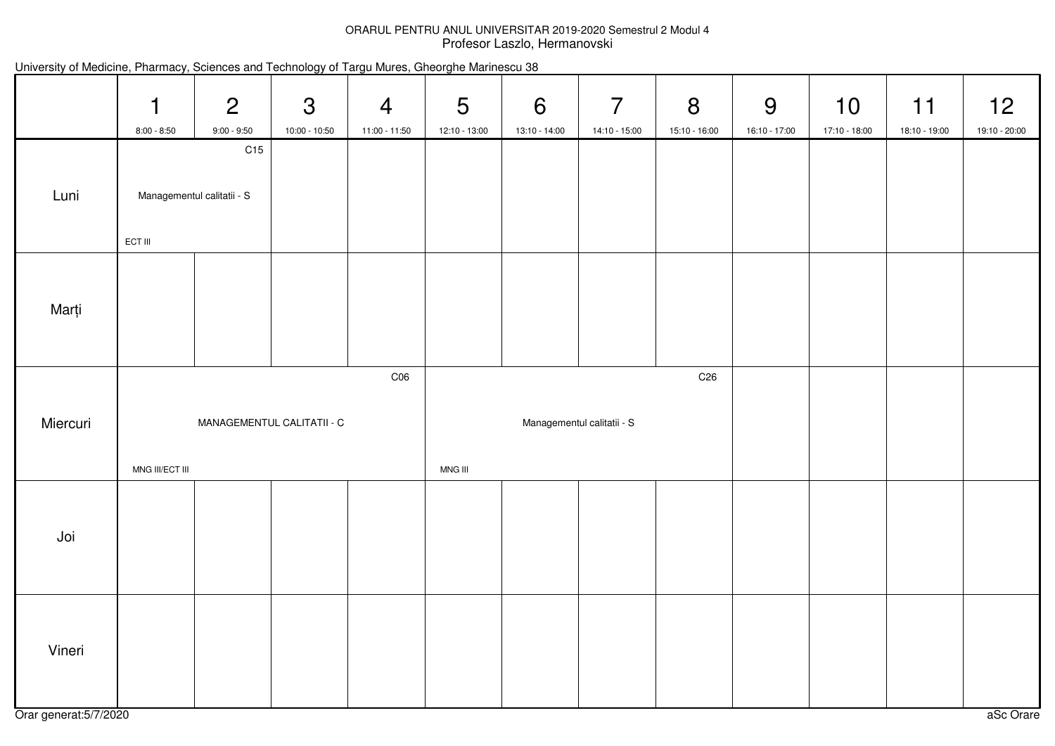ORARUL PENTRU ANUL UNIVERSITAR 2019-2020 Semestrul 2 Modul 4
Profesor Laszlo, Hermanovski

University of Medicine, Pharmacy, Sciences and Technology of Targu Mures, Gheorghe Marinescu 38

| | 1<br>8:00 - 8:50 | 2<br>9:00 - 9:50 | 3<br>10:00 - 10:50 | 4<br>11:00 - 11:50 | 5<br>12:10 - 13:00 | 6<br>13:10 - 14:00 | 7<br>14:10 - 15:00 | 8<br>15:10 - 16:00 | 9<br>16:10 - 17:00 | 10<br>17:10 - 18:00 | 11<br>18:10 - 19:00 | 12<br>19:10 - 20:00 |
|---|---|---|---|---|---|---|---|---|---|---|---|---|
| Luni | C15 Managementul calitatii - S ECT III | | | | | | | | | | | |
| Marți | | | | | | | | | | | | |
| Miercuri | C06 MANAGEMENTUL CALITATII - C MNG III/ECT III | | | | C26 Managementul calitatii - S MNG III | | | | | | | |
| Joi | | | | | | | | | | | | |
| Vineri | | | | | | | | | | | | |

Orar generat:5/7/2020

aSc Orare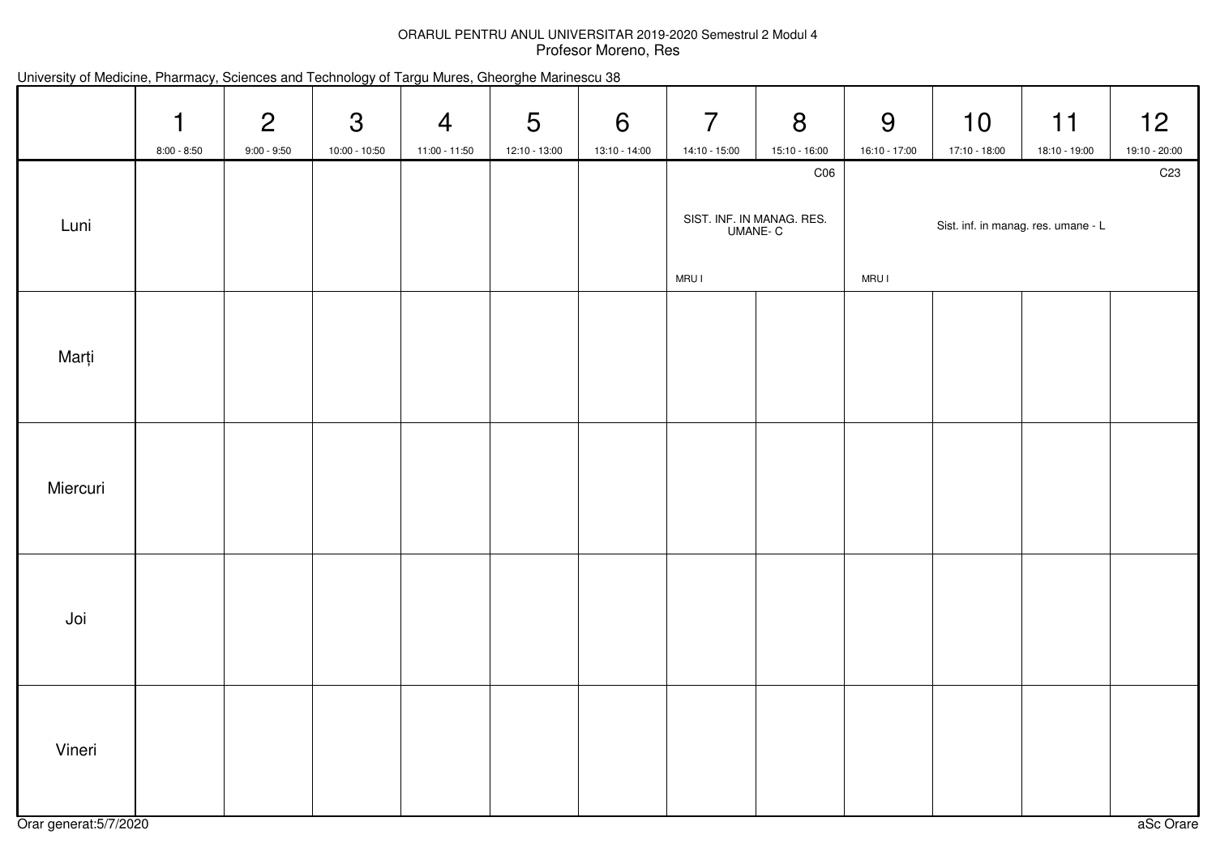ORARUL PENTRU ANUL UNIVERSITAR 2019-2020 Semestrul 2 Modul 4

Profesor Moreno, Res

University of Medicine, Pharmacy, Sciences and Technology of Targu Mures, Gheorghe Marinescu 38

| | 1<br>8:00 - 8:50 | 2<br>9:00 - 9:50 | 3<br>10:00 - 10:50 | 4<br>11:00 - 11:50 | 5<br>12:10 - 13:00 | 6<br>13:10 - 14:00 | 7<br>14:10 - 15:00 | 8<br>15:10 - 16:00 | 9<br>16:10 - 17:00 | 10<br>17:10 - 18:00 | 11<br>18:10 - 19:00 | 12<br>19:10 - 20:00 |
|---|---|---|---|---|---|---|---|---|---|---|---|---|
| Luni | | | | | | | C06 SIST. INF. IN MANAG. RES. UMANE- C MRU I | | C23 Sist. inf. in manag. res. umane - L MRU I | | | |
| Marți | | | | | | | | | | | | |
| Miercuri | | | | | | | | | | | | |
| Joi | | | | | | | | | | | | |
| Vineri | | | | | | | | | | | | |

Orar generat:5/7/2020

aSc Orare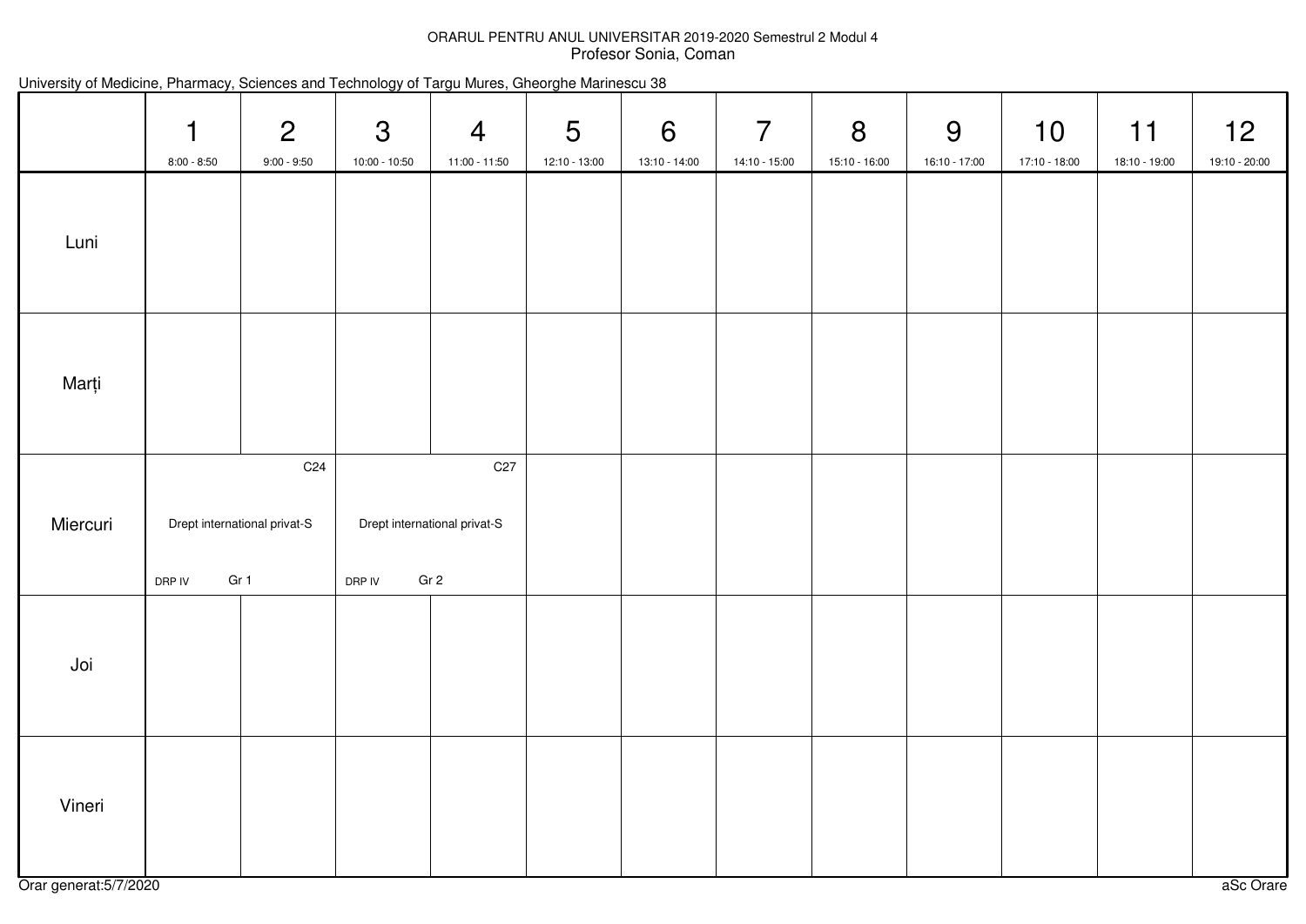ORARUL PENTRU ANUL UNIVERSITAR 2019-2020 Semestrul 2 Modul 4
Profesor Sonia, Coman

University of Medicine, Pharmacy, Sciences and Technology of Targu Mures, Gheorghe Marinescu 38

| | 1<br>8:00 - 8:50 | 2<br>9:00 - 9:50 | 3<br>10:00 - 10:50 | 4<br>11:00 - 11:50 | 5<br>12:10 - 13:00 | 6<br>13:10 - 14:00 | 7<br>14:10 - 15:00 | 8<br>15:10 - 16:00 | 9<br>16:10 - 17:00 | 10<br>17:10 - 18:00 | 11<br>18:10 - 19:00 | 12<br>19:10 - 20:00 |
|---|---|---|---|---|---|---|---|---|---|---|---|---|
| Luni | | | | | | | | | | | | |
| Marți | | | | | | | | | | | | |
| Miercuri | C24 Drept international privat-S DRP IV Gr 1 | | C27 Drept international privat-S DRP IV Gr 2 | | | | | | | | | |
| Joi | | | | | | | | | | | | |
| Vineri | | | | | | | | | | | | |

Orar generat:5/7/2020

aSc Orare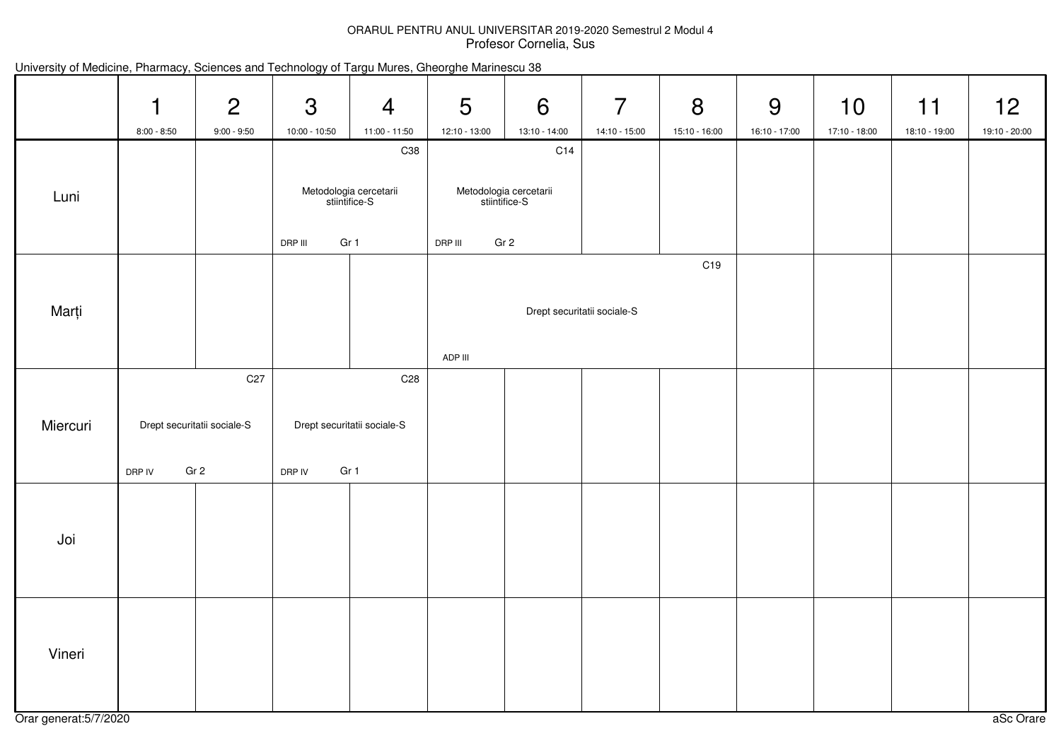ORARUL PENTRU ANUL UNIVERSITAR 2019-2020 Semestrul 2 Modul 4

Profesor Cornelia, Sus

University of Medicine, Pharmacy, Sciences and Technology of Targu Mures, Gheorghe Marinescu 38

| | 1<br>8:00 - 8:50 | 2<br>9:00 - 9:50 | 3<br>10:00 - 10:50 | 4<br>11:00 - 11:50 | 5<br>12:10 - 13:00 | 6<br>13:10 - 14:00 | 7<br>14:10 - 15:00 | 8<br>15:10 - 16:00 | 9<br>16:10 - 17:00 | 10<br>17:10 - 18:00 | 11<br>18:10 - 19:00 | 12<br>19:10 - 20:00 |
|---|---|---|---|---|---|---|---|---|---|---|---|---|
| Luni | | | C38 Metodologia cercetarii stiintifice-S DRP III Gr 1 | | C14 Metodologia cercetarii stiintifice-S DRP III Gr 2 | | | | | | | |
| Marți | | | | | C19 Drept securitatii sociale-S ADP III | | | | | | | |
| Miercuri | C27 Drept securitatii sociale-S DRP IV Gr 2 | | C28 Drept securitatii sociale-S DRP IV Gr 1 | | | | | | | | | |
| Joi | | | | | | | | | | | | |
| Vineri | | | | | | | | | | | | |

Orar generat:5/7/2020

aSc Orare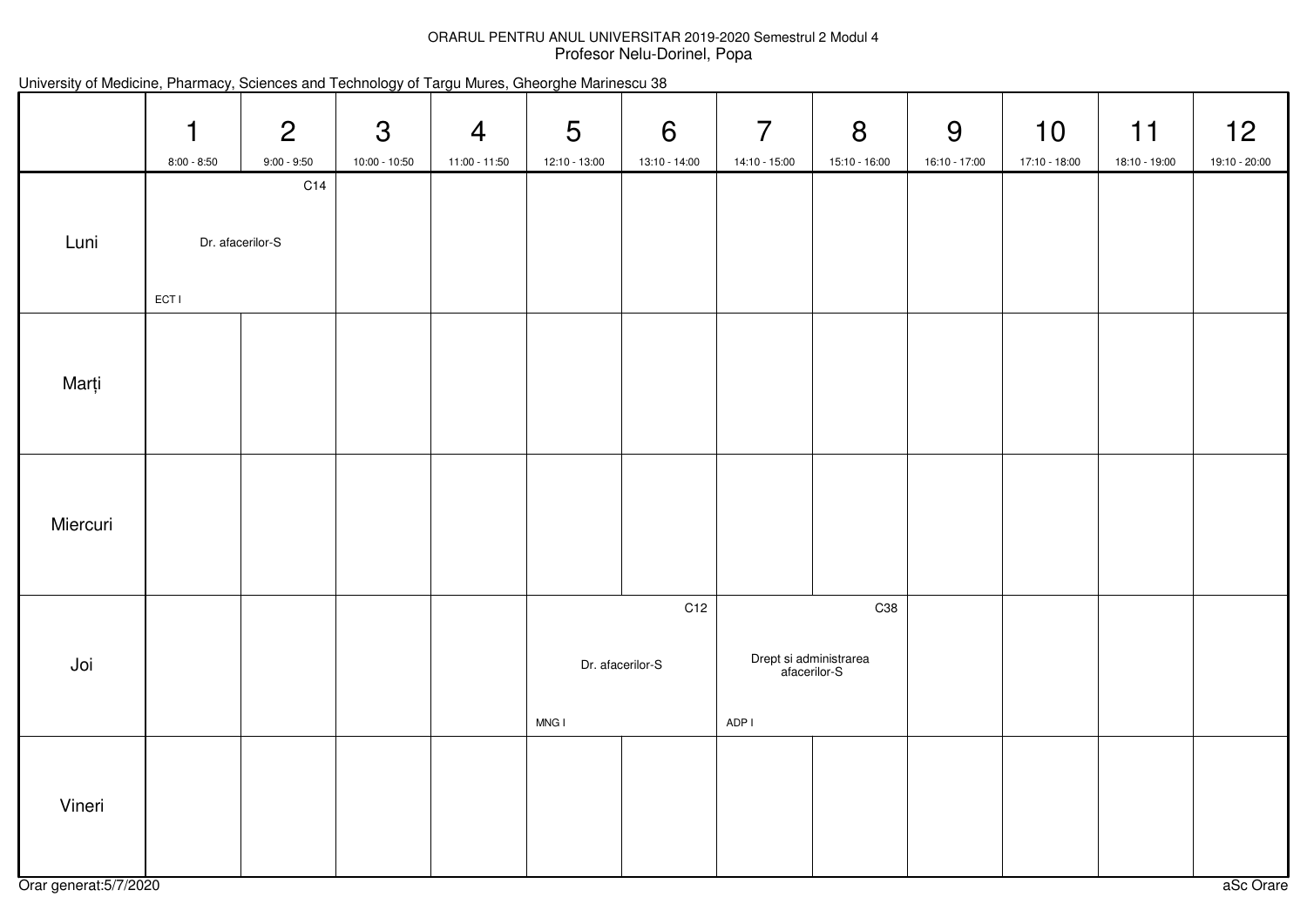ORARUL PENTRU ANUL UNIVERSITAR 2019-2020 Semestrul 2 Modul 4
Profesor Nelu-Dorinel, Popa

University of Medicine, Pharmacy, Sciences and Technology of Targu Mures, Gheorghe Marinescu 38

| | 1<br>8:00 - 8:50 | 2<br>9:00 - 9:50 | 3<br>10:00 - 10:50 | 4<br>11:00 - 11:50 | 5<br>12:10 - 13:00 | 6<br>13:10 - 14:00 | 7<br>14:10 - 15:00 | 8<br>15:10 - 16:00 | 9<br>16:10 - 17:00 | 10<br>17:10 - 18:00 | 11<br>18:10 - 19:00 | 12<br>19:10 - 20:00 |
|---|---|---|---|---|---|---|---|---|---|---|---|---|
| Luni | C14 Dr. afacerilor-S ECT I | | | | | | | | | | | |
| Marți | | | | | | | | | | | | |
| Miercuri | | | | | | | | | | | | |
| Joi | | | | | C12 Dr. afacerilor-S MNG I | | C38 Drept si administrarea afacerilor-S ADP I | | | | | |
| Vineri | | | | | | | | | | | | |

Orar generat:5/7/2020

aSc Orare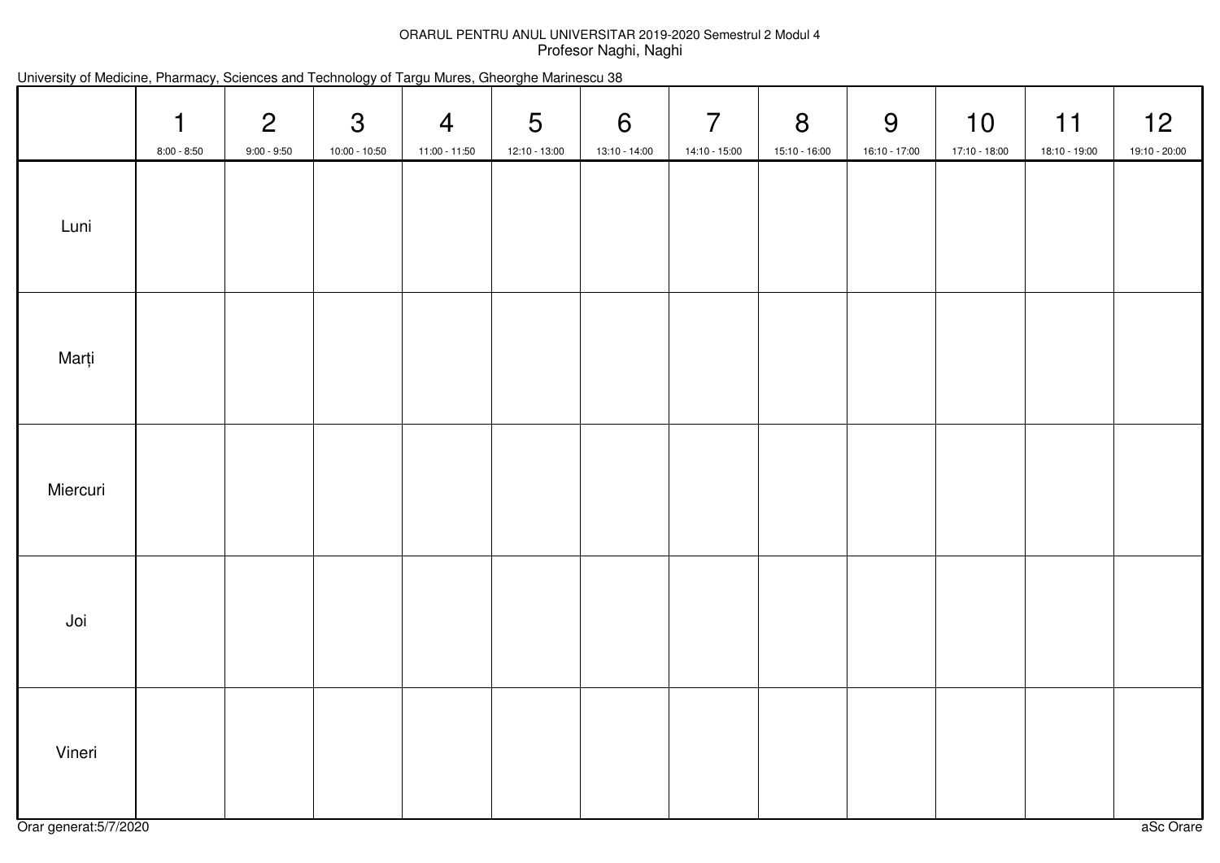ORARUL PENTRU ANUL UNIVERSITAR 2019-2020 Semestrul 2 Modul 4
Profesor Naghi, Naghi

University of Medicine, Pharmacy, Sciences and Technology of Targu Mures, Gheorghe Marinescu 38

| | 1<br>8:00 - 8:50 | 2<br>9:00 - 9:50 | 3<br>10:00 - 10:50 | 4<br>11:00 - 11:50 | 5<br>12:10 - 13:00 | 6<br>13:10 - 14:00 | 7<br>14:10 - 15:00 | 8<br>15:10 - 16:00 | 9<br>16:10 - 17:00 | 10<br>17:10 - 18:00 | 11<br>18:10 - 19:00 | 12<br>19:10 - 20:00 |
|---|---|---|---|---|---|---|---|---|---|---|---|---|
| Luni | | | | | | | | | | | | |
| Marți | | | | | | | | | | | | |
| Miercuri | | | | | | | | | | | | |
| Joi | | | | | | | | | | | | |
| Vineri | | | | | | | | | | | | |

Orar generat:5/7/2020

aSc Orare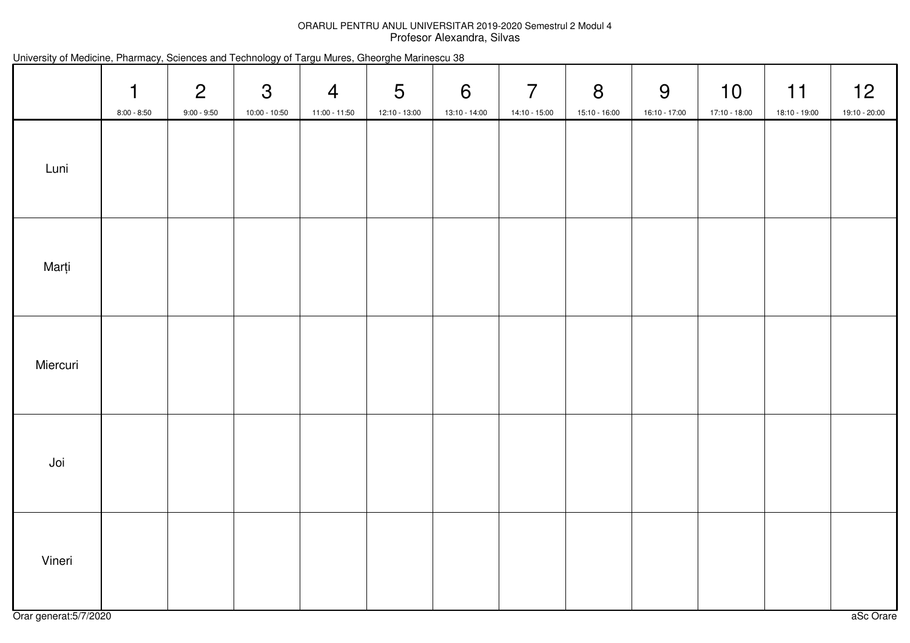ORARUL PENTRU ANUL UNIVERSITAR 2019-2020 Semestrul 2 Modul 4
Profesor Alexandra, Silvas

University of Medicine, Pharmacy, Sciences and Technology of Targu Mures, Gheorghe Marinescu 38

| | 1<br>8:00 - 8:50 | 2<br>9:00 - 9:50 | 3<br>10:00 - 10:50 | 4<br>11:00 - 11:50 | 5<br>12:10 - 13:00 | 6<br>13:10 - 14:00 | 7<br>14:10 - 15:00 | 8<br>15:10 - 16:00 | 9<br>16:10 - 17:00 | 10<br>17:10 - 18:00 | 11<br>18:10 - 19:00 | 12<br>19:10 - 20:00 |
|---|---|---|---|---|---|---|---|---|---|---|---|---|
| Luni | | | | | | | | | | | | |
| Marți | | | | | | | | | | | | |
| Miercuri | | | | | | | | | | | | |
| Joi | | | | | | | | | | | | |
| Vineri | | | | | | | | | | | | |

Orar generat:5/7/2020

aSc Orare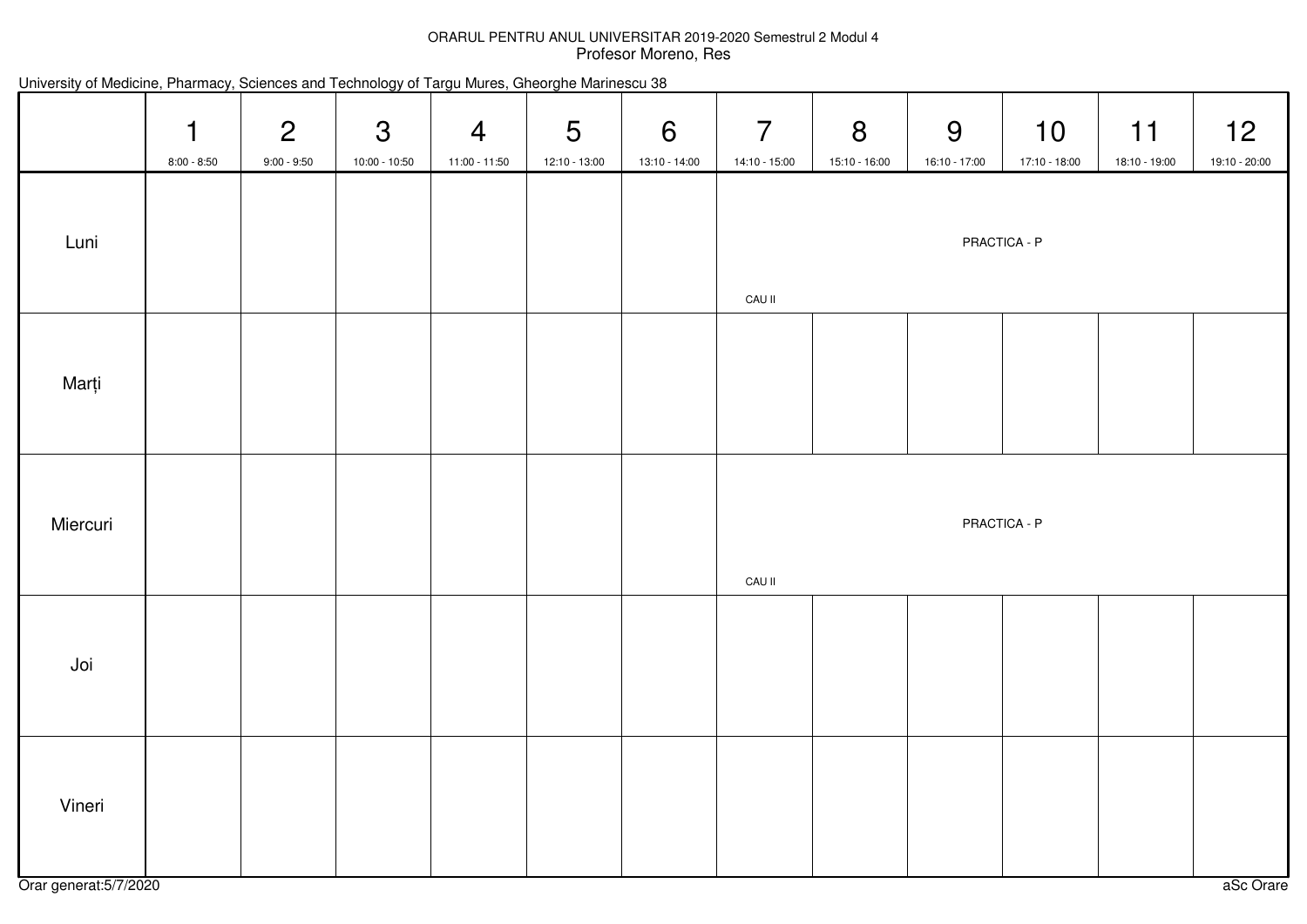ORARUL PENTRU ANUL UNIVERSITAR 2019-2020 Semestrul 2 Modul 4
Profesor Moreno, Res

University of Medicine, Pharmacy, Sciences and Technology of Targu Mures, Gheorghe Marinescu 38

| | 1<br>8:00 - 8:50 | 2<br>9:00 - 9:50 | 3<br>10:00 - 10:50 | 4<br>11:00 - 11:50 | 5<br>12:10 - 13:00 | 6<br>13:10 - 14:00 | 7<br>14:10 - 15:00 | 8<br>15:10 - 16:00 | 9<br>16:10 - 17:00 | 10<br>17:10 - 18:00 | 11<br>18:10 - 19:00 | 12<br>19:10 - 20:00 |
|---|---|---|---|---|---|---|---|---|---|---|---|---|
| Luni | | | | | | | PRACTICA - P<br>CAU II | | | | | |
| Marți | | | | | | | | | | | | |
| Miercuri | | | | | | | PRACTICA - P<br>CAU II | | | | | |
| Joi | | | | | | | | | | | | |
| Vineri | | | | | | | | | | | | |

Orar generat:5/7/2020

aSc Orare